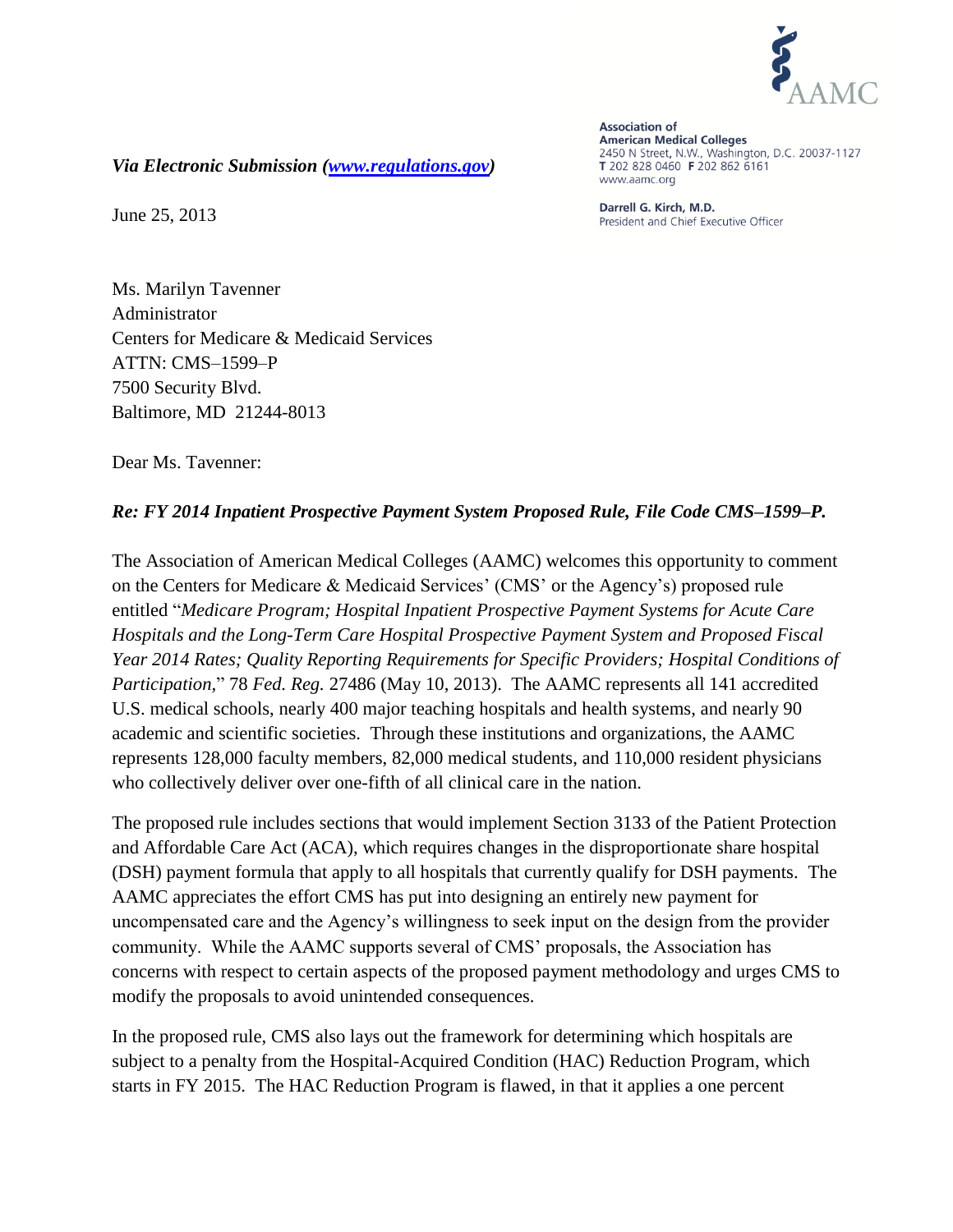AAMC

**Association of American Medical Colleges**
2450 N Street, N.W., Washington, D.C. 20037-1127
**T** 202 828 0460 **F** 202 862 6161
www.aamc.org

**Darrell G. Kirch, M.D.**
President and Chief Executive Officer

***Via Electronic Submission ([www.regulations.gov](http://www.regulations.gov))***

June 25, 2013

Ms. Marilyn Tavenner
Administrator
Centers for Medicare & Medicaid Services
ATTN: CMS–1599–P
7500 Security Blvd.
Baltimore, MD 21244-8013

Dear Ms. Tavenner:

***Re: FY 2014 Inpatient Prospective Payment System Proposed Rule, File Code CMS–1599–P.***

The Association of American Medical Colleges (AAMC) welcomes this opportunity to comment on the Centers for Medicare & Medicaid Services' (CMS' or the Agency's) proposed rule entitled "*Medicare Program; Hospital Inpatient Prospective Payment Systems for Acute Care Hospitals and the Long-Term Care Hospital Prospective Payment System and Proposed Fiscal Year 2014 Rates; Quality Reporting Requirements for Specific Providers; Hospital Conditions of Participation*," 78 *Fed. Reg.* 27486 (May 10, 2013). The AAMC represents all 141 accredited U.S. medical schools, nearly 400 major teaching hospitals and health systems, and nearly 90 academic and scientific societies. Through these institutions and organizations, the AAMC represents 128,000 faculty members, 82,000 medical students, and 110,000 resident physicians who collectively deliver over one-fifth of all clinical care in the nation.

The proposed rule includes sections that would implement Section 3133 of the Patient Protection and Affordable Care Act (ACA), which requires changes in the disproportionate share hospital (DSH) payment formula that apply to all hospitals that currently qualify for DSH payments. The AAMC appreciates the effort CMS has put into designing an entirely new payment for uncompensated care and the Agency's willingness to seek input on the design from the provider community. While the AAMC supports several of CMS' proposals, the Association has concerns with respect to certain aspects of the proposed payment methodology and urges CMS to modify the proposals to avoid unintended consequences.

In the proposed rule, CMS also lays out the framework for determining which hospitals are subject to a penalty from the Hospital-Acquired Condition (HAC) Reduction Program, which starts in FY 2015. The HAC Reduction Program is flawed, in that it applies a one percent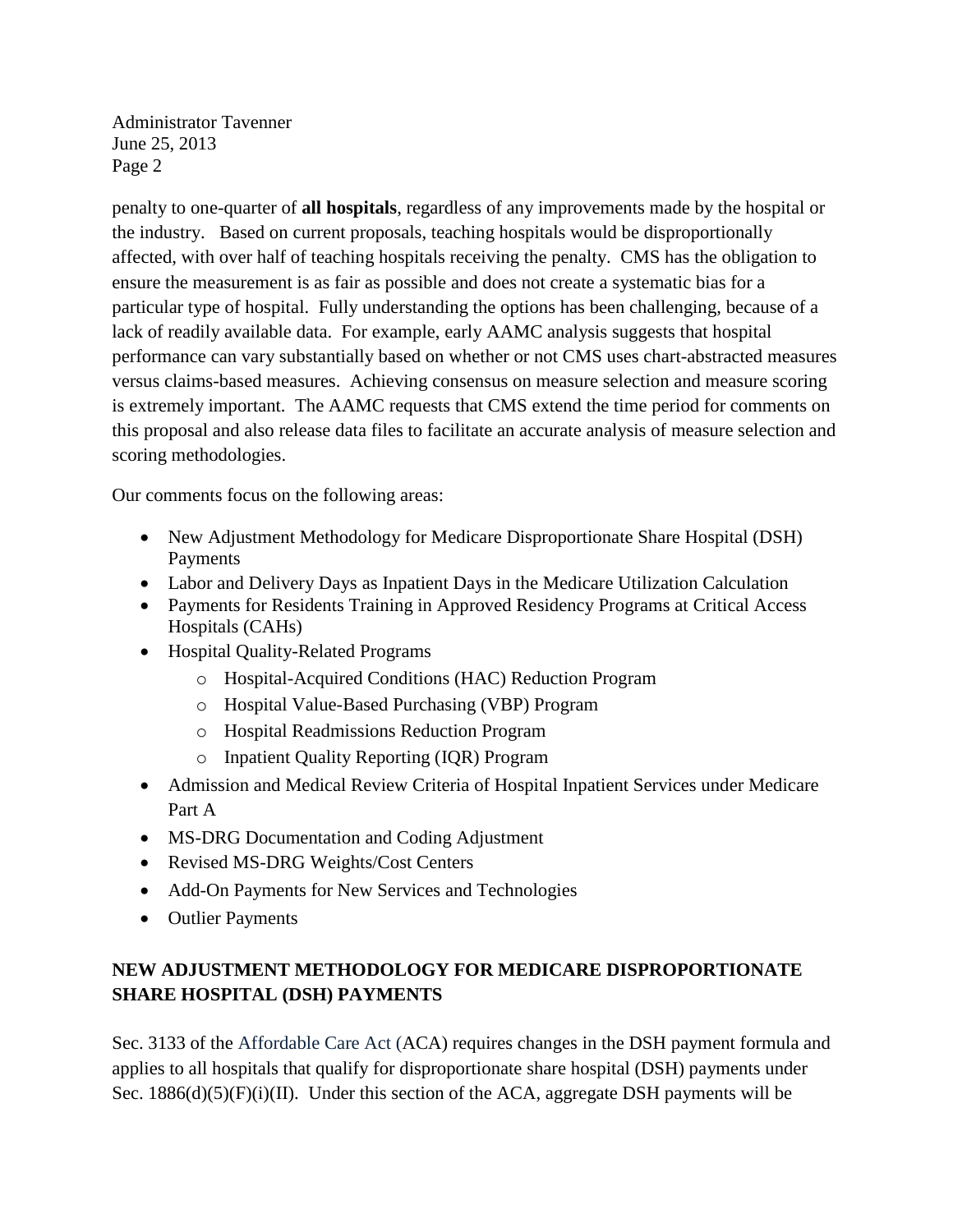penalty to one-quarter of **all hospitals**, regardless of any improvements made by the hospital or the industry. Based on current proposals, teaching hospitals would be disproportionally affected, with over half of teaching hospitals receiving the penalty. CMS has the obligation to ensure the measurement is as fair as possible and does not create a systematic bias for a particular type of hospital. Fully understanding the options has been challenging, because of a lack of readily available data. For example, early AAMC analysis suggests that hospital performance can vary substantially based on whether or not CMS uses chart-abstracted measures versus claims-based measures. Achieving consensus on measure selection and measure scoring is extremely important. The AAMC requests that CMS extend the time period for comments on this proposal and also release data files to facilitate an accurate analysis of measure selection and scoring methodologies.

Our comments focus on the following areas:

- New Adjustment Methodology for Medicare Disproportionate Share Hospital (DSH) Payments
- Labor and Delivery Days as Inpatient Days in the Medicare Utilization Calculation
- Payments for Residents Training in Approved Residency Programs at Critical Access Hospitals (CAHs)
- Hospital Quality-Related Programs
  - Hospital-Acquired Conditions (HAC) Reduction Program
  - Hospital Value-Based Purchasing (VBP) Program
  - Hospital Readmissions Reduction Program
  - Inpatient Quality Reporting (IQR) Program
- Admission and Medical Review Criteria of Hospital Inpatient Services under Medicare Part A
- MS-DRG Documentation and Coding Adjustment
- Revised MS-DRG Weights/Cost Centers
- Add-On Payments for New Services and Technologies
- Outlier Payments

## NEW ADJUSTMENT METHODOLOGY FOR MEDICARE DISPROPORTIONATE SHARE HOSPITAL (DSH) PAYMENTS

Sec. 3133 of the Affordable Care Act (ACA) requires changes in the DSH payment formula and applies to all hospitals that qualify for disproportionate share hospital (DSH) payments under Sec. 1886(d)(5)(F)(i)(II). Under this section of the ACA, aggregate DSH payments will be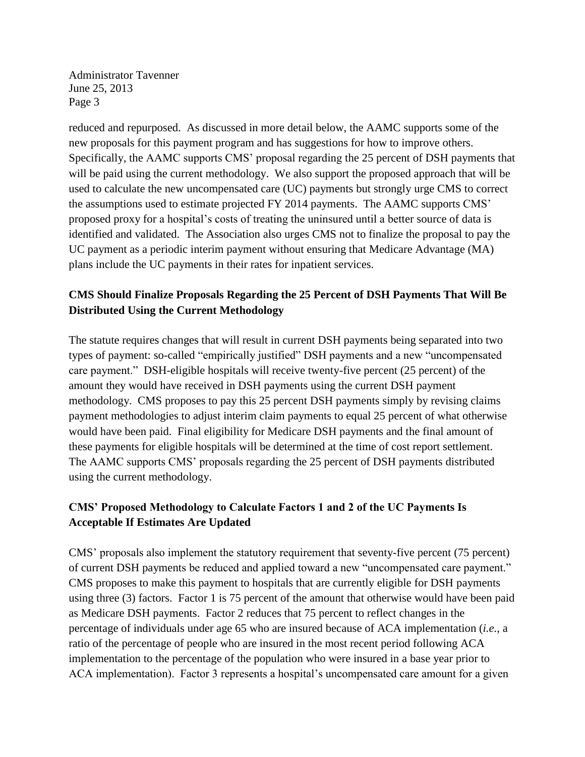reduced and repurposed. As discussed in more detail below, the AAMC supports some of the new proposals for this payment program and has suggestions for how to improve others. Specifically, the AAMC supports CMS' proposal regarding the 25 percent of DSH payments that will be paid using the current methodology. We also support the proposed approach that will be used to calculate the new uncompensated care (UC) payments but strongly urge CMS to correct the assumptions used to estimate projected FY 2014 payments. The AAMC supports CMS' proposed proxy for a hospital's costs of treating the uninsured until a better source of data is identified and validated. The Association also urges CMS not to finalize the proposal to pay the UC payment as a periodic interim payment without ensuring that Medicare Advantage (MA) plans include the UC payments in their rates for inpatient services.

**CMS Should Finalize Proposals Regarding the 25 Percent of DSH Payments That Will Be Distributed Using the Current Methodology**

The statute requires changes that will result in current DSH payments being separated into two types of payment: so-called "empirically justified" DSH payments and a new "uncompensated care payment." DSH-eligible hospitals will receive twenty-five percent (25 percent) of the amount they would have received in DSH payments using the current DSH payment methodology. CMS proposes to pay this 25 percent DSH payments simply by revising claims payment methodologies to adjust interim claim payments to equal 25 percent of what otherwise would have been paid. Final eligibility for Medicare DSH payments and the final amount of these payments for eligible hospitals will be determined at the time of cost report settlement. The AAMC supports CMS' proposals regarding the 25 percent of DSH payments distributed using the current methodology.

**CMS' Proposed Methodology to Calculate Factors 1 and 2 of the UC Payments Is Acceptable If Estimates Are Updated**

CMS' proposals also implement the statutory requirement that seventy-five percent (75 percent) of current DSH payments be reduced and applied toward a new "uncompensated care payment." CMS proposes to make this payment to hospitals that are currently eligible for DSH payments using three (3) factors. Factor 1 is 75 percent of the amount that otherwise would have been paid as Medicare DSH payments. Factor 2 reduces that 75 percent to reflect changes in the percentage of individuals under age 65 who are insured because of ACA implementation (*i.e.*, a ratio of the percentage of people who are insured in the most recent period following ACA implementation to the percentage of the population who were insured in a base year prior to ACA implementation). Factor 3 represents a hospital's uncompensated care amount for a given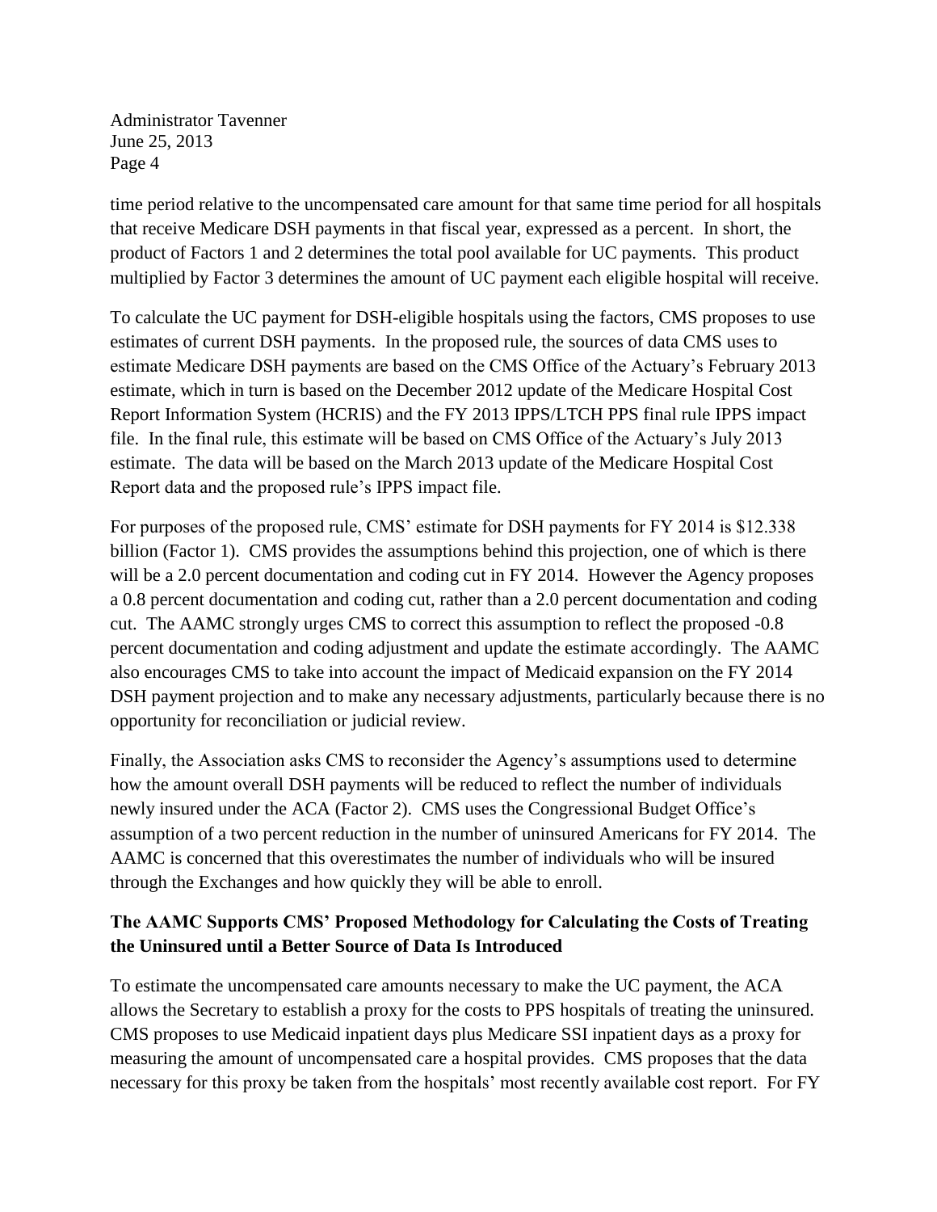time period relative to the uncompensated care amount for that same time period for all hospitals that receive Medicare DSH payments in that fiscal year, expressed as a percent. In short, the product of Factors 1 and 2 determines the total pool available for UC payments. This product multiplied by Factor 3 determines the amount of UC payment each eligible hospital will receive.

To calculate the UC payment for DSH-eligible hospitals using the factors, CMS proposes to use estimates of current DSH payments. In the proposed rule, the sources of data CMS uses to estimate Medicare DSH payments are based on the CMS Office of the Actuary's February 2013 estimate, which in turn is based on the December 2012 update of the Medicare Hospital Cost Report Information System (HCRIS) and the FY 2013 IPPS/LTCH PPS final rule IPPS impact file. In the final rule, this estimate will be based on CMS Office of the Actuary's July 2013 estimate. The data will be based on the March 2013 update of the Medicare Hospital Cost Report data and the proposed rule's IPPS impact file.

For purposes of the proposed rule, CMS' estimate for DSH payments for FY 2014 is $12.338 billion (Factor 1). CMS provides the assumptions behind this projection, one of which is there will be a 2.0 percent documentation and coding cut in FY 2014. However the Agency proposes a 0.8 percent documentation and coding cut, rather than a 2.0 percent documentation and coding cut. The AAMC strongly urges CMS to correct this assumption to reflect the proposed -0.8 percent documentation and coding adjustment and update the estimate accordingly. The AAMC also encourages CMS to take into account the impact of Medicaid expansion on the FY 2014 DSH payment projection and to make any necessary adjustments, particularly because there is no opportunity for reconciliation or judicial review.

Finally, the Association asks CMS to reconsider the Agency's assumptions used to determine how the amount overall DSH payments will be reduced to reflect the number of individuals newly insured under the ACA (Factor 2). CMS uses the Congressional Budget Office's assumption of a two percent reduction in the number of uninsured Americans for FY 2014. The AAMC is concerned that this overestimates the number of individuals who will be insured through the Exchanges and how quickly they will be able to enroll.

**The AAMC Supports CMS' Proposed Methodology for Calculating the Costs of Treating the Uninsured until a Better Source of Data Is Introduced**

To estimate the uncompensated care amounts necessary to make the UC payment, the ACA allows the Secretary to establish a proxy for the costs to PPS hospitals of treating the uninsured. CMS proposes to use Medicaid inpatient days plus Medicare SSI inpatient days as a proxy for measuring the amount of uncompensated care a hospital provides. CMS proposes that the data necessary for this proxy be taken from the hospitals' most recently available cost report. For FY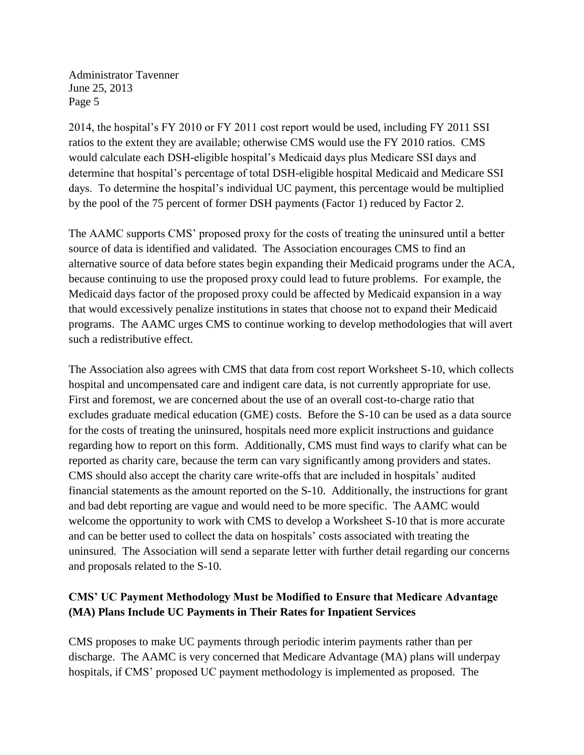2014, the hospital's FY 2010 or FY 2011 cost report would be used, including FY 2011 SSI ratios to the extent they are available; otherwise CMS would use the FY 2010 ratios. CMS would calculate each DSH-eligible hospital's Medicaid days plus Medicare SSI days and determine that hospital's percentage of total DSH-eligible hospital Medicaid and Medicare SSI days. To determine the hospital's individual UC payment, this percentage would be multiplied by the pool of the 75 percent of former DSH payments (Factor 1) reduced by Factor 2.

The AAMC supports CMS' proposed proxy for the costs of treating the uninsured until a better source of data is identified and validated. The Association encourages CMS to find an alternative source of data before states begin expanding their Medicaid programs under the ACA, because continuing to use the proposed proxy could lead to future problems. For example, the Medicaid days factor of the proposed proxy could be affected by Medicaid expansion in a way that would excessively penalize institutions in states that choose not to expand their Medicaid programs. The AAMC urges CMS to continue working to develop methodologies that will avert such a redistributive effect.

The Association also agrees with CMS that data from cost report Worksheet S-10, which collects hospital and uncompensated care and indigent care data, is not currently appropriate for use. First and foremost, we are concerned about the use of an overall cost-to-charge ratio that excludes graduate medical education (GME) costs. Before the S-10 can be used as a data source for the costs of treating the uninsured, hospitals need more explicit instructions and guidance regarding how to report on this form. Additionally, CMS must find ways to clarify what can be reported as charity care, because the term can vary significantly among providers and states. CMS should also accept the charity care write-offs that are included in hospitals' audited financial statements as the amount reported on the S-10. Additionally, the instructions for grant and bad debt reporting are vague and would need to be more specific. The AAMC would welcome the opportunity to work with CMS to develop a Worksheet S-10 that is more accurate and can be better used to collect the data on hospitals' costs associated with treating the uninsured. The Association will send a separate letter with further detail regarding our concerns and proposals related to the S-10.

**CMS' UC Payment Methodology Must be Modified to Ensure that Medicare Advantage (MA) Plans Include UC Payments in Their Rates for Inpatient Services**

CMS proposes to make UC payments through periodic interim payments rather than per discharge. The AAMC is very concerned that Medicare Advantage (MA) plans will underpay hospitals, if CMS' proposed UC payment methodology is implemented as proposed. The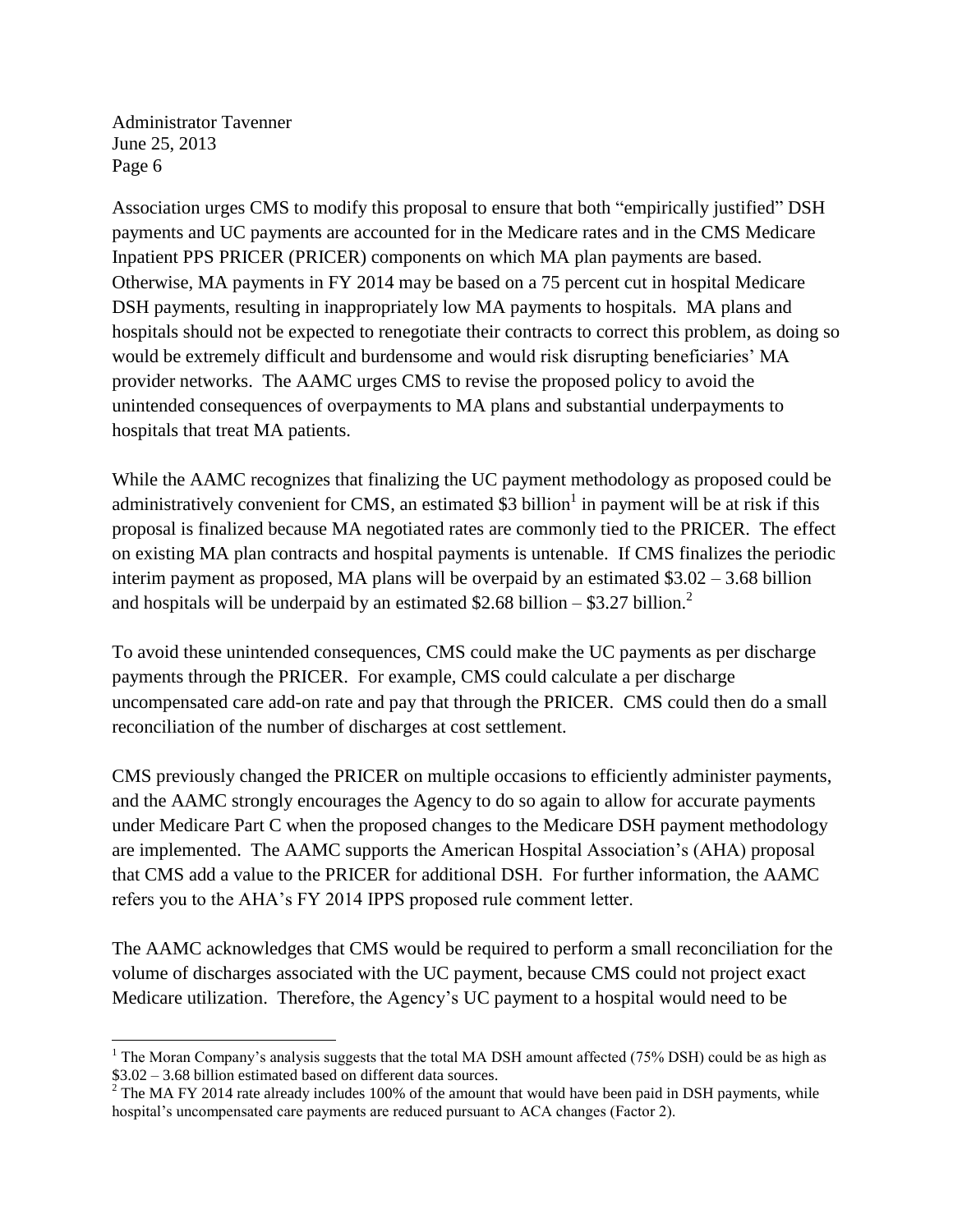Association urges CMS to modify this proposal to ensure that both "empirically justified" DSH payments and UC payments are accounted for in the Medicare rates and in the CMS Medicare Inpatient PPS PRICER (PRICER) components on which MA plan payments are based. Otherwise, MA payments in FY 2014 may be based on a 75 percent cut in hospital Medicare DSH payments, resulting in inappropriately low MA payments to hospitals. MA plans and hospitals should not be expected to renegotiate their contracts to correct this problem, as doing so would be extremely difficult and burdensome and would risk disrupting beneficiaries' MA provider networks. The AAMC urges CMS to revise the proposed policy to avoid the unintended consequences of overpayments to MA plans and substantial underpayments to hospitals that treat MA patients.

While the AAMC recognizes that finalizing the UC payment methodology as proposed could be administratively convenient for CMS, an estimated $3 billion[1] in payment will be at risk if this proposal is finalized because MA negotiated rates are commonly tied to the PRICER. The effect on existing MA plan contracts and hospital payments is untenable. If CMS finalizes the periodic interim payment as proposed, MA plans will be overpaid by an estimated $3.02 – 3.68 billion and hospitals will be underpaid by an estimated $2.68 billion – $3.27 billion.[2]

To avoid these unintended consequences, CMS could make the UC payments as per discharge payments through the PRICER. For example, CMS could calculate a per discharge uncompensated care add-on rate and pay that through the PRICER. CMS could then do a small reconciliation of the number of discharges at cost settlement.

CMS previously changed the PRICER on multiple occasions to efficiently administer payments, and the AAMC strongly encourages the Agency to do so again to allow for accurate payments under Medicare Part C when the proposed changes to the Medicare DSH payment methodology are implemented. The AAMC supports the American Hospital Association's (AHA) proposal that CMS add a value to the PRICER for additional DSH. For further information, the AAMC refers you to the AHA's FY 2014 IPPS proposed rule comment letter.

The AAMC acknowledges that CMS would be required to perform a small reconciliation for the volume of discharges associated with the UC payment, because CMS could not project exact Medicare utilization. Therefore, the Agency's UC payment to a hospital would need to be

---

[1] The Moran Company's analysis suggests that the total MA DSH amount affected (75% DSH) could be as high as $3.02 – 3.68 billion estimated based on different data sources.

[2] The MA FY 2014 rate already includes 100% of the amount that would have been paid in DSH payments, while hospital's uncompensated care payments are reduced pursuant to ACA changes (Factor 2).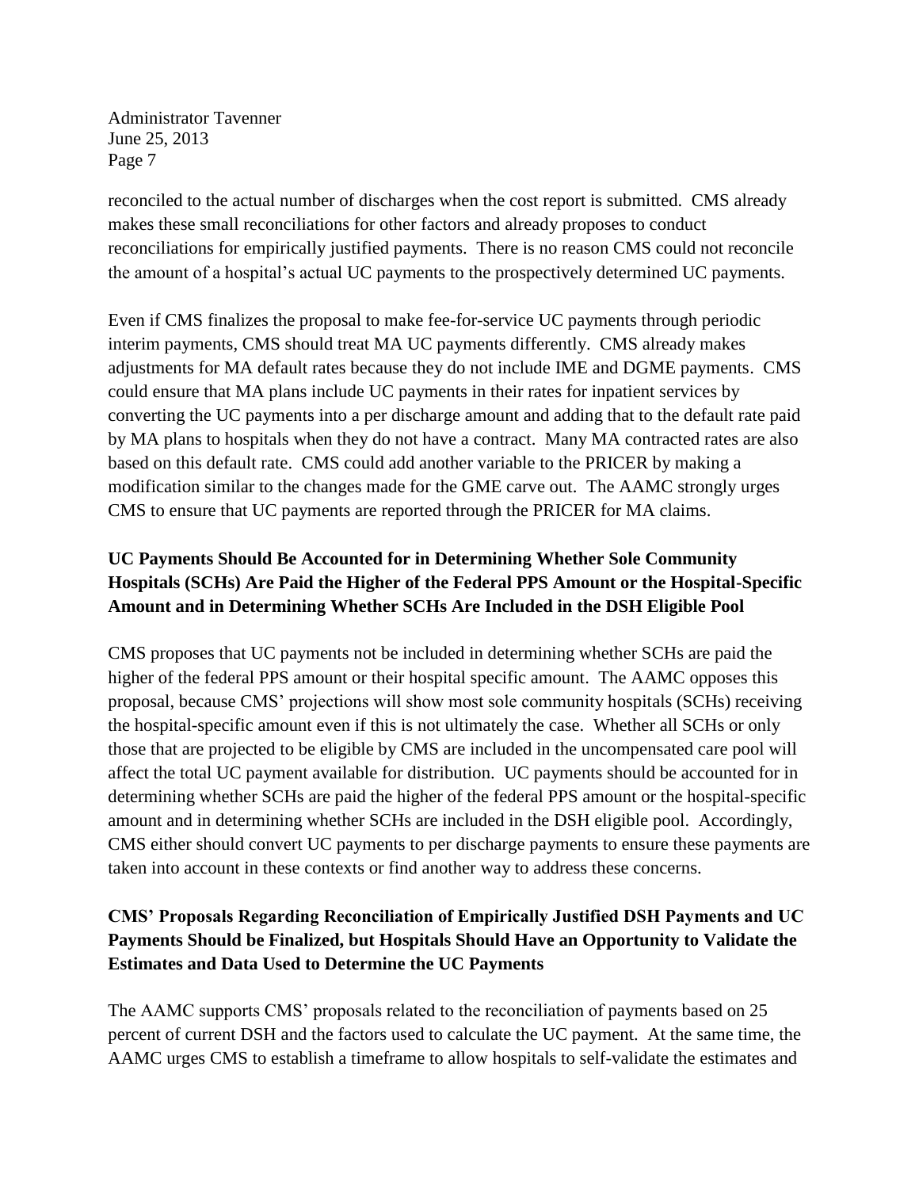reconciled to the actual number of discharges when the cost report is submitted. CMS already makes these small reconciliations for other factors and already proposes to conduct reconciliations for empirically justified payments. There is no reason CMS could not reconcile the amount of a hospital's actual UC payments to the prospectively determined UC payments.

Even if CMS finalizes the proposal to make fee-for-service UC payments through periodic interim payments, CMS should treat MA UC payments differently. CMS already makes adjustments for MA default rates because they do not include IME and DGME payments. CMS could ensure that MA plans include UC payments in their rates for inpatient services by converting the UC payments into a per discharge amount and adding that to the default rate paid by MA plans to hospitals when they do not have a contract. Many MA contracted rates are also based on this default rate. CMS could add another variable to the PRICER by making a modification similar to the changes made for the GME carve out. The AAMC strongly urges CMS to ensure that UC payments are reported through the PRICER for MA claims.

**UC Payments Should Be Accounted for in Determining Whether Sole Community Hospitals (SCHs) Are Paid the Higher of the Federal PPS Amount or the Hospital-Specific Amount and in Determining Whether SCHs Are Included in the DSH Eligible Pool**

CMS proposes that UC payments not be included in determining whether SCHs are paid the higher of the federal PPS amount or their hospital specific amount. The AAMC opposes this proposal, because CMS' projections will show most sole community hospitals (SCHs) receiving the hospital-specific amount even if this is not ultimately the case. Whether all SCHs or only those that are projected to be eligible by CMS are included in the uncompensated care pool will affect the total UC payment available for distribution. UC payments should be accounted for in determining whether SCHs are paid the higher of the federal PPS amount or the hospital-specific amount and in determining whether SCHs are included in the DSH eligible pool. Accordingly, CMS either should convert UC payments to per discharge payments to ensure these payments are taken into account in these contexts or find another way to address these concerns.

**CMS' Proposals Regarding Reconciliation of Empirically Justified DSH Payments and UC Payments Should be Finalized, but Hospitals Should Have an Opportunity to Validate the Estimates and Data Used to Determine the UC Payments**

The AAMC supports CMS' proposals related to the reconciliation of payments based on 25 percent of current DSH and the factors used to calculate the UC payment. At the same time, the AAMC urges CMS to establish a timeframe to allow hospitals to self-validate the estimates and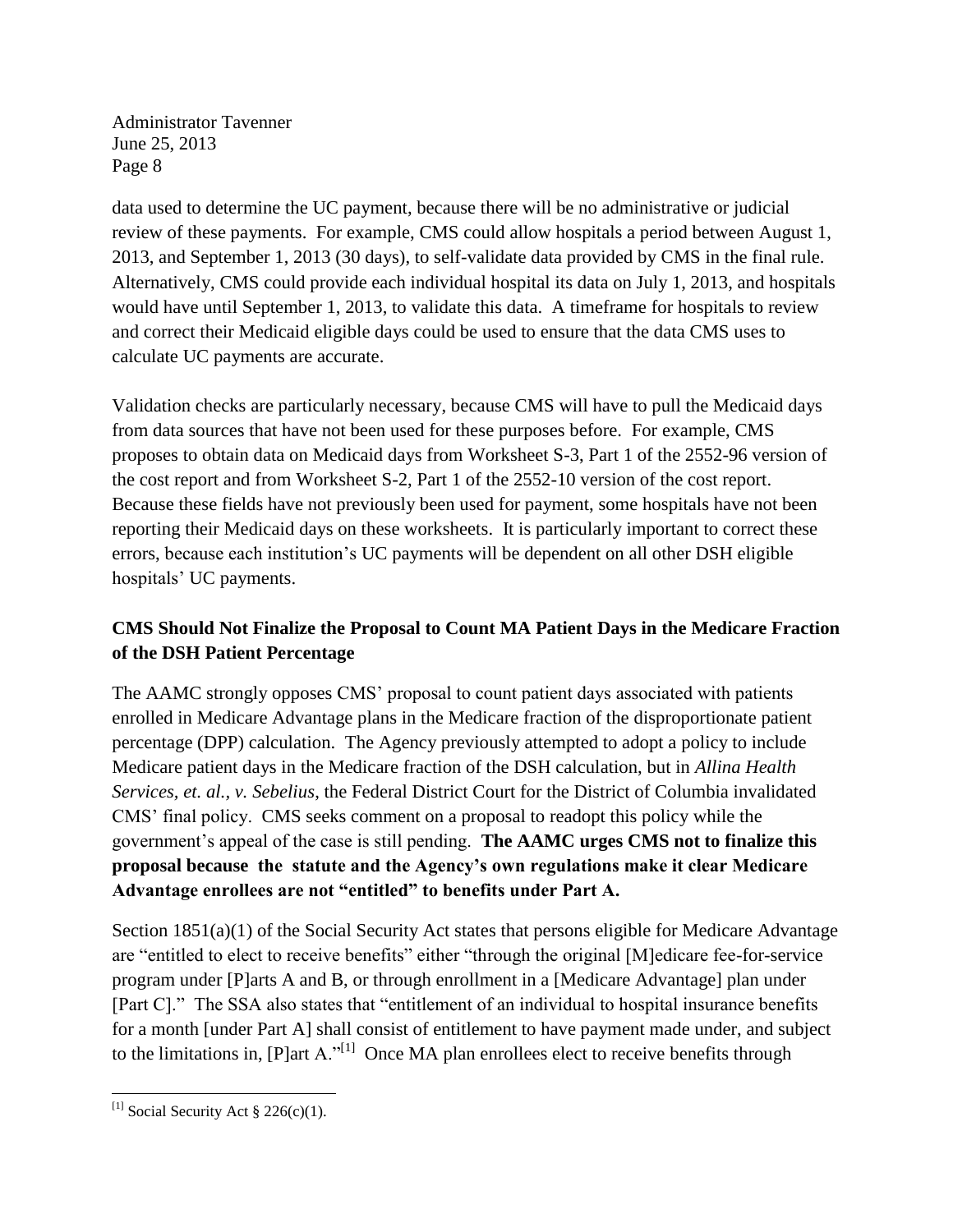data used to determine the UC payment, because there will be no administrative or judicial review of these payments. For example, CMS could allow hospitals a period between August 1, 2013, and September 1, 2013 (30 days), to self-validate data provided by CMS in the final rule. Alternatively, CMS could provide each individual hospital its data on July 1, 2013, and hospitals would have until September 1, 2013, to validate this data. A timeframe for hospitals to review and correct their Medicaid eligible days could be used to ensure that the data CMS uses to calculate UC payments are accurate.

Validation checks are particularly necessary, because CMS will have to pull the Medicaid days from data sources that have not been used for these purposes before. For example, CMS proposes to obtain data on Medicaid days from Worksheet S-3, Part 1 of the 2552-96 version of the cost report and from Worksheet S-2, Part 1 of the 2552-10 version of the cost report. Because these fields have not previously been used for payment, some hospitals have not been reporting their Medicaid days on these worksheets. It is particularly important to correct these errors, because each institution's UC payments will be dependent on all other DSH eligible hospitals' UC payments.

**CMS Should Not Finalize the Proposal to Count MA Patient Days in the Medicare Fraction of the DSH Patient Percentage**

The AAMC strongly opposes CMS' proposal to count patient days associated with patients enrolled in Medicare Advantage plans in the Medicare fraction of the disproportionate patient percentage (DPP) calculation. The Agency previously attempted to adopt a policy to include Medicare patient days in the Medicare fraction of the DSH calculation, but in *Allina Health Services, et. al., v. Sebelius*, the Federal District Court for the District of Columbia invalidated CMS' final policy. CMS seeks comment on a proposal to readopt this policy while the government's appeal of the case is still pending. **The AAMC urges CMS not to finalize this proposal because the statute and the Agency's own regulations make it clear Medicare Advantage enrollees are not "entitled" to benefits under Part A.**

Section 1851(a)(1) of the Social Security Act states that persons eligible for Medicare Advantage are "entitled to elect to receive benefits" either "through the original [M]edicare fee-for-service program under [P]arts A and B, or through enrollment in a [Medicare Advantage] plan under [Part C]." The SSA also states that "entitlement of an individual to hospital insurance benefits for a month [under Part A] shall consist of entitlement to have payment made under, and subject to the limitations in, [P]art A."[1] Once MA plan enrollees elect to receive benefits through

[1] Social Security Act § 226(c)(1).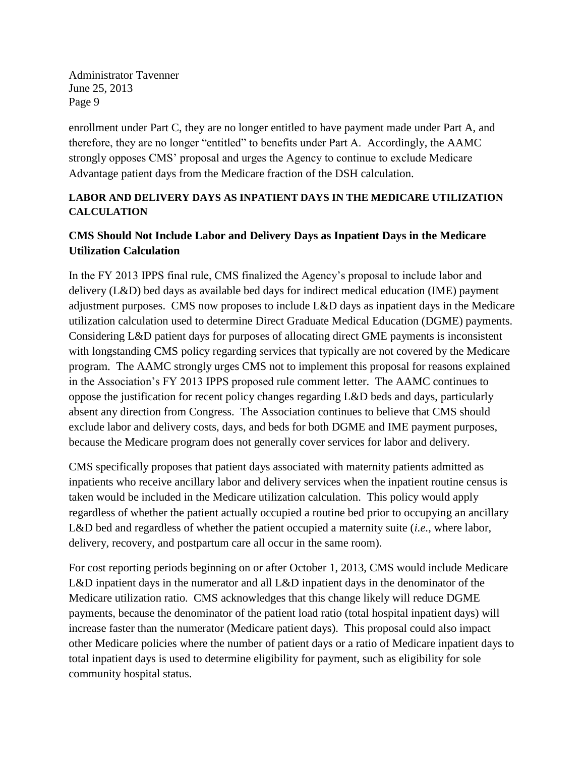enrollment under Part C, they are no longer entitled to have payment made under Part A, and therefore, they are no longer "entitled" to benefits under Part A. Accordingly, the AAMC strongly opposes CMS' proposal and urges the Agency to continue to exclude Medicare Advantage patient days from the Medicare fraction of the DSH calculation.

## LABOR AND DELIVERY DAYS AS INPATIENT DAYS IN THE MEDICARE UTILIZATION CALCULATION

### CMS Should Not Include Labor and Delivery Days as Inpatient Days in the Medicare Utilization Calculation

In the FY 2013 IPPS final rule, CMS finalized the Agency's proposal to include labor and delivery (L&D) bed days as available bed days for indirect medical education (IME) payment adjustment purposes. CMS now proposes to include L&D days as inpatient days in the Medicare utilization calculation used to determine Direct Graduate Medical Education (DGME) payments. Considering L&D patient days for purposes of allocating direct GME payments is inconsistent with longstanding CMS policy regarding services that typically are not covered by the Medicare program. The AAMC strongly urges CMS not to implement this proposal for reasons explained in the Association's FY 2013 IPPS proposed rule comment letter. The AAMC continues to oppose the justification for recent policy changes regarding L&D beds and days, particularly absent any direction from Congress. The Association continues to believe that CMS should exclude labor and delivery costs, days, and beds for both DGME and IME payment purposes, because the Medicare program does not generally cover services for labor and delivery.

CMS specifically proposes that patient days associated with maternity patients admitted as inpatients who receive ancillary labor and delivery services when the inpatient routine census is taken would be included in the Medicare utilization calculation. This policy would apply regardless of whether the patient actually occupied a routine bed prior to occupying an ancillary L&D bed and regardless of whether the patient occupied a maternity suite (*i.e.*, where labor, delivery, recovery, and postpartum care all occur in the same room).

For cost reporting periods beginning on or after October 1, 2013, CMS would include Medicare L&D inpatient days in the numerator and all L&D inpatient days in the denominator of the Medicare utilization ratio. CMS acknowledges that this change likely will reduce DGME payments, because the denominator of the patient load ratio (total hospital inpatient days) will increase faster than the numerator (Medicare patient days). This proposal could also impact other Medicare policies where the number of patient days or a ratio of Medicare inpatient days to total inpatient days is used to determine eligibility for payment, such as eligibility for sole community hospital status.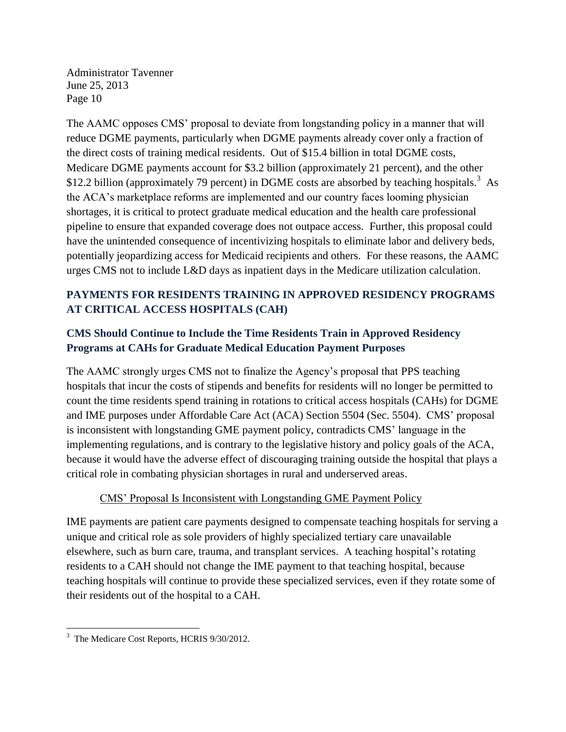The AAMC opposes CMS' proposal to deviate from longstanding policy in a manner that will reduce DGME payments, particularly when DGME payments already cover only a fraction of the direct costs of training medical residents. Out of $15.4 billion in total DGME costs, Medicare DGME payments account for $3.2 billion (approximately 21 percent), and the other $12.2 billion (approximately 79 percent) in DGME costs are absorbed by teaching hospitals.[3] As the ACA's marketplace reforms are implemented and our country faces looming physician shortages, it is critical to protect graduate medical education and the health care professional pipeline to ensure that expanded coverage does not outpace access. Further, this proposal could have the unintended consequence of incentivizing hospitals to eliminate labor and delivery beds, potentially jeopardizing access for Medicaid recipients and others. For these reasons, the AAMC urges CMS not to include L&D days as inpatient days in the Medicare utilization calculation.

## PAYMENTS FOR RESIDENTS TRAINING IN APPROVED RESIDENCY PROGRAMS AT CRITICAL ACCESS HOSPITALS (CAH)

### CMS Should Continue to Include the Time Residents Train in Approved Residency Programs at CAHs for Graduate Medical Education Payment Purposes

The AAMC strongly urges CMS not to finalize the Agency's proposal that PPS teaching hospitals that incur the costs of stipends and benefits for residents will no longer be permitted to count the time residents spend training in rotations to critical access hospitals (CAHs) for DGME and IME purposes under Affordable Care Act (ACA) Section 5504 (Sec. 5504). CMS' proposal is inconsistent with longstanding GME payment policy, contradicts CMS' language in the implementing regulations, and is contrary to the legislative history and policy goals of the ACA, because it would have the adverse effect of discouraging training outside the hospital that plays a critical role in combating physician shortages in rural and underserved areas.

<u>CMS' Proposal Is Inconsistent with Longstanding GME Payment Policy</u>

IME payments are patient care payments designed to compensate teaching hospitals for serving a unique and critical role as sole providers of highly specialized tertiary care unavailable elsewhere, such as burn care, trauma, and transplant services. A teaching hospital's rotating residents to a CAH should not change the IME payment to that teaching hospital, because teaching hospitals will continue to provide these specialized services, even if they rotate some of their residents out of the hospital to a CAH.

---

[3] The Medicare Cost Reports, HCRIS 9/30/2012.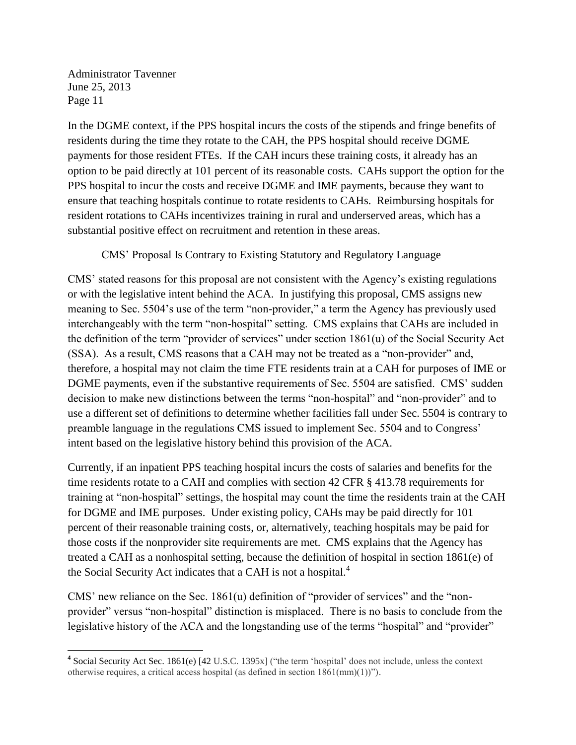In the DGME context, if the PPS hospital incurs the costs of the stipends and fringe benefits of residents during the time they rotate to the CAH, the PPS hospital should receive DGME payments for those resident FTEs. If the CAH incurs these training costs, it already has an option to be paid directly at 101 percent of its reasonable costs. CAHs support the option for the PPS hospital to incur the costs and receive DGME and IME payments, because they want to ensure that teaching hospitals continue to rotate residents to CAHs. Reimbursing hospitals for resident rotations to CAHs incentivizes training in rural and underserved areas, which has a substantial positive effect on recruitment and retention in these areas.

<u>CMS' Proposal Is Contrary to Existing Statutory and Regulatory Language</u>

CMS' stated reasons for this proposal are not consistent with the Agency's existing regulations or with the legislative intent behind the ACA. In justifying this proposal, CMS assigns new meaning to Sec. 5504's use of the term "non-provider," a term the Agency has previously used interchangeably with the term "non-hospital" setting. CMS explains that CAHs are included in the definition of the term "provider of services" under section 1861(u) of the Social Security Act (SSA). As a result, CMS reasons that a CAH may not be treated as a "non-provider" and, therefore, a hospital may not claim the time FTE residents train at a CAH for purposes of IME or DGME payments, even if the substantive requirements of Sec. 5504 are satisfied. CMS' sudden decision to make new distinctions between the terms "non-hospital" and "non-provider" and to use a different set of definitions to determine whether facilities fall under Sec. 5504 is contrary to preamble language in the regulations CMS issued to implement Sec. 5504 and to Congress' intent based on the legislative history behind this provision of the ACA.

Currently, if an inpatient PPS teaching hospital incurs the costs of salaries and benefits for the time residents rotate to a CAH and complies with section 42 CFR § 413.78 requirements for training at "non-hospital" settings, the hospital may count the time the residents train at the CAH for DGME and IME purposes. Under existing policy, CAHs may be paid directly for 101 percent of their reasonable training costs, or, alternatively, teaching hospitals may be paid for those costs if the nonprovider site requirements are met. CMS explains that the Agency has treated a CAH as a nonhospital setting, because the definition of hospital in section 1861(e) of the Social Security Act indicates that a CAH is not a hospital.[4]

CMS' new reliance on the Sec. 1861(u) definition of "provider of services" and the "non-provider" versus "non-hospital" distinction is misplaced. There is no basis to conclude from the legislative history of the ACA and the longstanding use of the terms "hospital" and "provider"

---

[4] Social Security Act Sec. 1861(e) [42 U.S.C. 1395x] ("the term 'hospital' does not include, unless the context otherwise requires, a critical access hospital (as defined in section 1861(mm)(1))").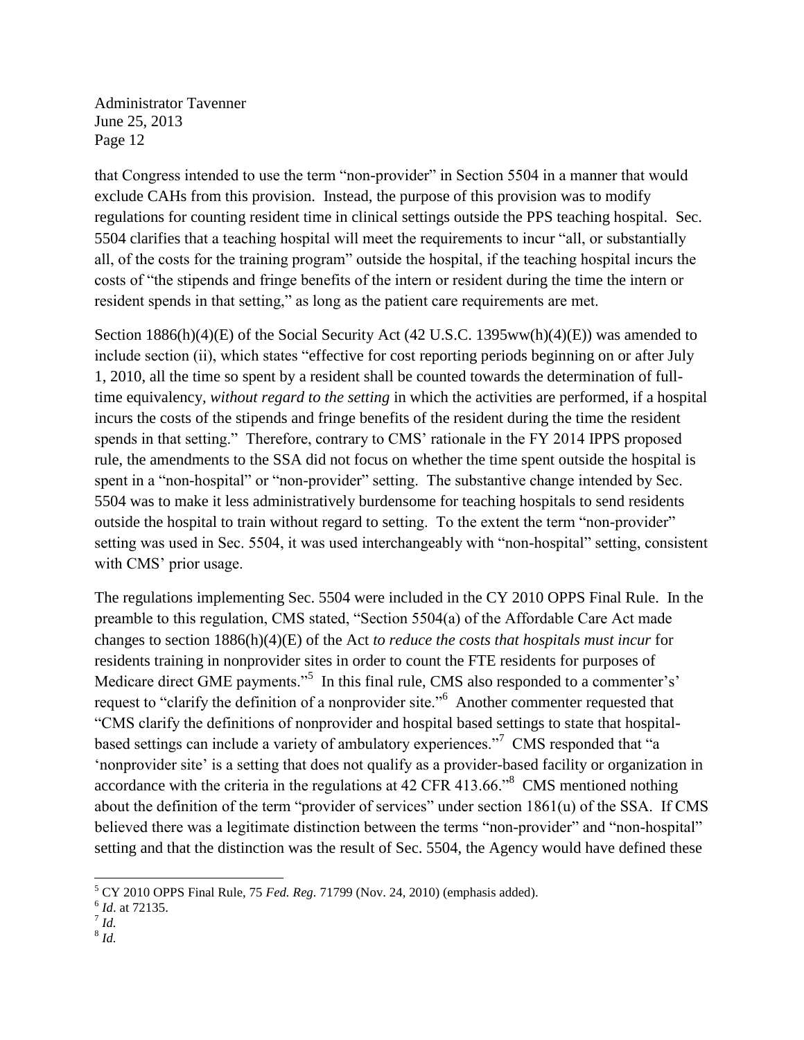that Congress intended to use the term "non-provider" in Section 5504 in a manner that would exclude CAHs from this provision. Instead, the purpose of this provision was to modify regulations for counting resident time in clinical settings outside the PPS teaching hospital. Sec. 5504 clarifies that a teaching hospital will meet the requirements to incur "all, or substantially all, of the costs for the training program" outside the hospital, if the teaching hospital incurs the costs of "the stipends and fringe benefits of the intern or resident during the time the intern or resident spends in that setting," as long as the patient care requirements are met.

Section 1886(h)(4)(E) of the Social Security Act (42 U.S.C. 1395ww(h)(4)(E)) was amended to include section (ii), which states "effective for cost reporting periods beginning on or after July 1, 2010, all the time so spent by a resident shall be counted towards the determination of full-time equivalency, *without regard to the setting* in which the activities are performed, if a hospital incurs the costs of the stipends and fringe benefits of the resident during the time the resident spends in that setting." Therefore, contrary to CMS' rationale in the FY 2014 IPPS proposed rule, the amendments to the SSA did not focus on whether the time spent outside the hospital is spent in a "non-hospital" or "non-provider" setting. The substantive change intended by Sec. 5504 was to make it less administratively burdensome for teaching hospitals to send residents outside the hospital to train without regard to setting. To the extent the term "non-provider" setting was used in Sec. 5504, it was used interchangeably with "non-hospital" setting, consistent with CMS' prior usage.

The regulations implementing Sec. 5504 were included in the CY 2010 OPPS Final Rule. In the preamble to this regulation, CMS stated, "Section 5504(a) of the Affordable Care Act made changes to section 1886(h)(4)(E) of the Act *to reduce the costs that hospitals must incur* for residents training in nonprovider sites in order to count the FTE residents for purposes of Medicare direct GME payments."[5] In this final rule, CMS also responded to a commenter's' request to "clarify the definition of a nonprovider site."[6] Another commenter requested that "CMS clarify the definitions of nonprovider and hospital based settings to state that hospital-based settings can include a variety of ambulatory experiences."[7] CMS responded that "a 'nonprovider site' is a setting that does not qualify as a provider-based facility or organization in accordance with the criteria in the regulations at 42 CFR 413.66."[8] CMS mentioned nothing about the definition of the term "provider of services" under section 1861(u) of the SSA. If CMS believed there was a legitimate distinction between the terms "non-provider" and "non-hospital" setting and that the distinction was the result of Sec. 5504, the Agency would have defined these

---

[5] CY 2010 OPPS Final Rule, 75 *Fed. Reg.* 71799 (Nov. 24, 2010) (emphasis added).

[6] *Id*. at 72135.

[7] *Id.*

[8] *Id.*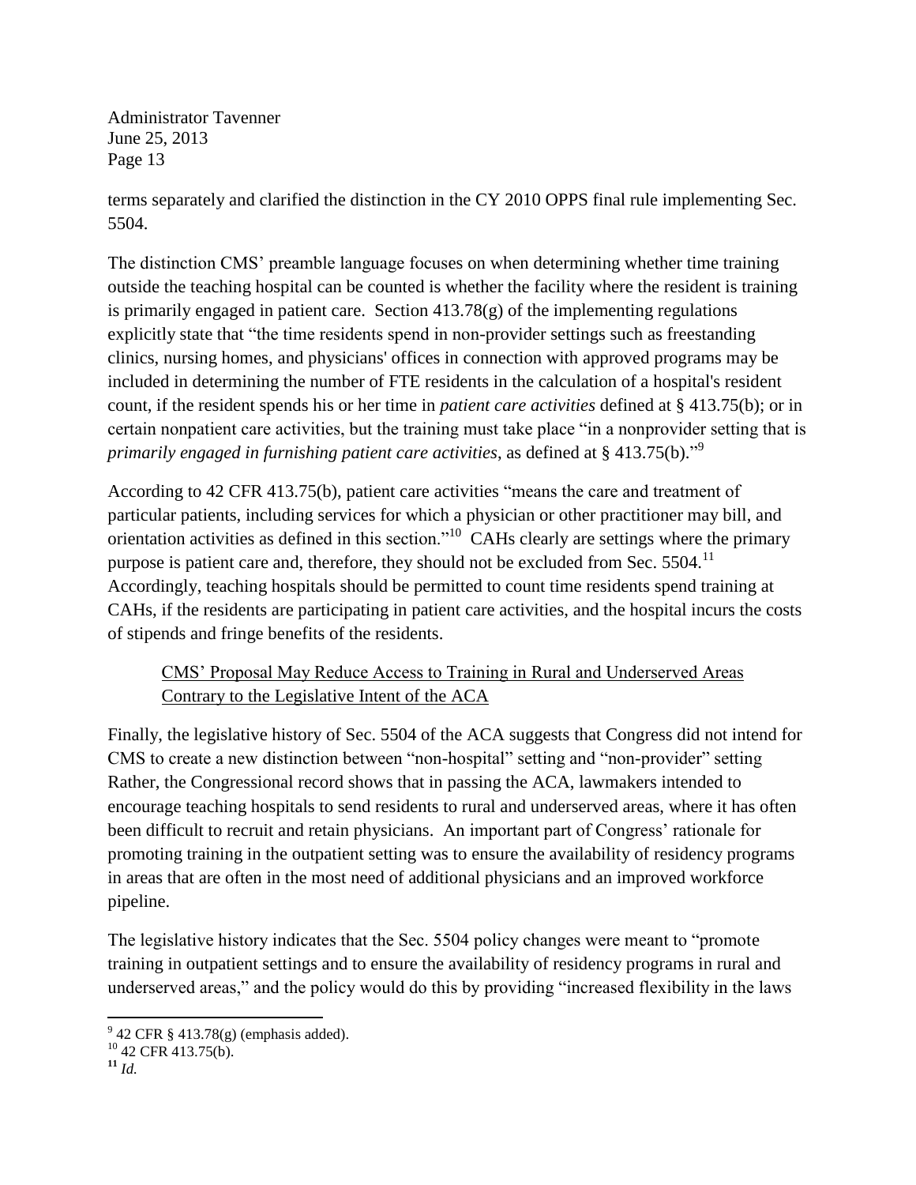terms separately and clarified the distinction in the CY 2010 OPPS final rule implementing Sec. 5504.

The distinction CMS' preamble language focuses on when determining whether time training outside the teaching hospital can be counted is whether the facility where the resident is training is primarily engaged in patient care. Section 413.78(g) of the implementing regulations explicitly state that "the time residents spend in non-provider settings such as freestanding clinics, nursing homes, and physicians' offices in connection with approved programs may be included in determining the number of FTE residents in the calculation of a hospital's resident count, if the resident spends his or her time in *patient care activities* defined at § 413.75(b); or in certain nonpatient care activities, but the training must take place "in a nonprovider setting that is *primarily engaged in furnishing patient care activities*, as defined at § 413.75(b)."[9]

According to 42 CFR 413.75(b), patient care activities "means the care and treatment of particular patients, including services for which a physician or other practitioner may bill, and orientation activities as defined in this section."[10] CAHs clearly are settings where the primary purpose is patient care and, therefore, they should not be excluded from Sec. 5504.[11] Accordingly, teaching hospitals should be permitted to count time residents spend training at CAHs, if the residents are participating in patient care activities, and the hospital incurs the costs of stipends and fringe benefits of the residents.

<u>CMS' Proposal May Reduce Access to Training in Rural and Underserved Areas Contrary to the Legislative Intent of the ACA</u>

Finally, the legislative history of Sec. 5504 of the ACA suggests that Congress did not intend for CMS to create a new distinction between "non-hospital" setting and "non-provider" setting Rather, the Congressional record shows that in passing the ACA, lawmakers intended to encourage teaching hospitals to send residents to rural and underserved areas, where it has often been difficult to recruit and retain physicians. An important part of Congress' rationale for promoting training in the outpatient setting was to ensure the availability of residency programs in areas that are often in the most need of additional physicians and an improved workforce pipeline.

The legislative history indicates that the Sec. 5504 policy changes were meant to "promote training in outpatient settings and to ensure the availability of residency programs in rural and underserved areas," and the policy would do this by providing "increased flexibility in the laws

---

[9] 42 CFR § 413.78(g) (emphasis added).

[10] 42 CFR 413.75(b).

[11] *Id.*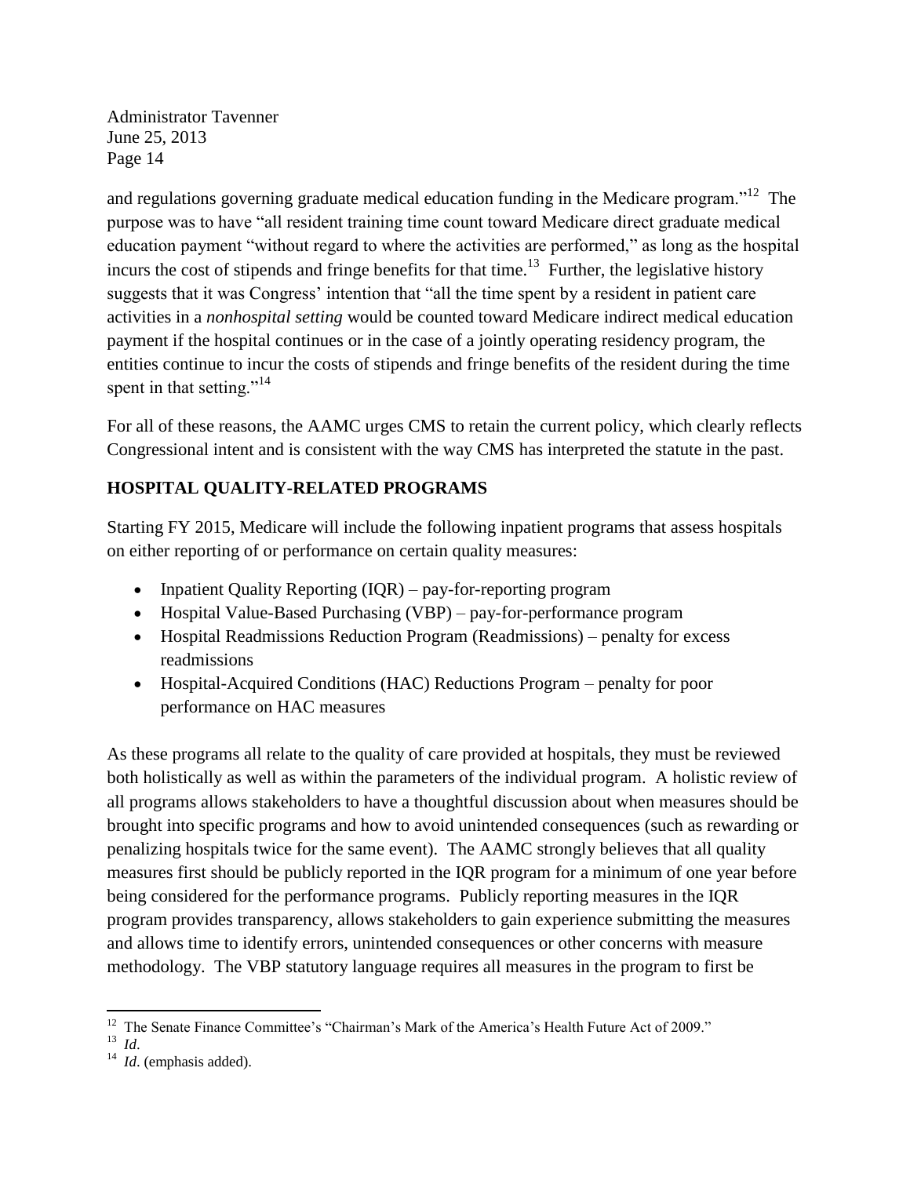and regulations governing graduate medical education funding in the Medicare program."[12] The purpose was to have "all resident training time count toward Medicare direct graduate medical education payment "without regard to where the activities are performed," as long as the hospital incurs the cost of stipends and fringe benefits for that time.[13] Further, the legislative history suggests that it was Congress' intention that "all the time spent by a resident in patient care activities in a *nonhospital setting* would be counted toward Medicare indirect medical education payment if the hospital continues or in the case of a jointly operating residency program, the entities continue to incur the costs of stipends and fringe benefits of the resident during the time spent in that setting."[14]

For all of these reasons, the AAMC urges CMS to retain the current policy, which clearly reflects Congressional intent and is consistent with the way CMS has interpreted the statute in the past.

## HOSPITAL QUALITY-RELATED PROGRAMS

Starting FY 2015, Medicare will include the following inpatient programs that assess hospitals on either reporting of or performance on certain quality measures:

- Inpatient Quality Reporting (IQR) – pay-for-reporting program
- Hospital Value-Based Purchasing (VBP) – pay-for-performance program
- Hospital Readmissions Reduction Program (Readmissions) – penalty for excess readmissions
- Hospital-Acquired Conditions (HAC) Reductions Program – penalty for poor performance on HAC measures

As these programs all relate to the quality of care provided at hospitals, they must be reviewed both holistically as well as within the parameters of the individual program. A holistic review of all programs allows stakeholders to have a thoughtful discussion about when measures should be brought into specific programs and how to avoid unintended consequences (such as rewarding or penalizing hospitals twice for the same event). The AAMC strongly believes that all quality measures first should be publicly reported in the IQR program for a minimum of one year before being considered for the performance programs. Publicly reporting measures in the IQR program provides transparency, allows stakeholders to gain experience submitting the measures and allows time to identify errors, unintended consequences or other concerns with measure methodology. The VBP statutory language requires all measures in the program to first be

---

[12] The Senate Finance Committee's "Chairman's Mark of the America's Health Future Act of 2009."

[13] *Id*.

[14] *Id*. (emphasis added).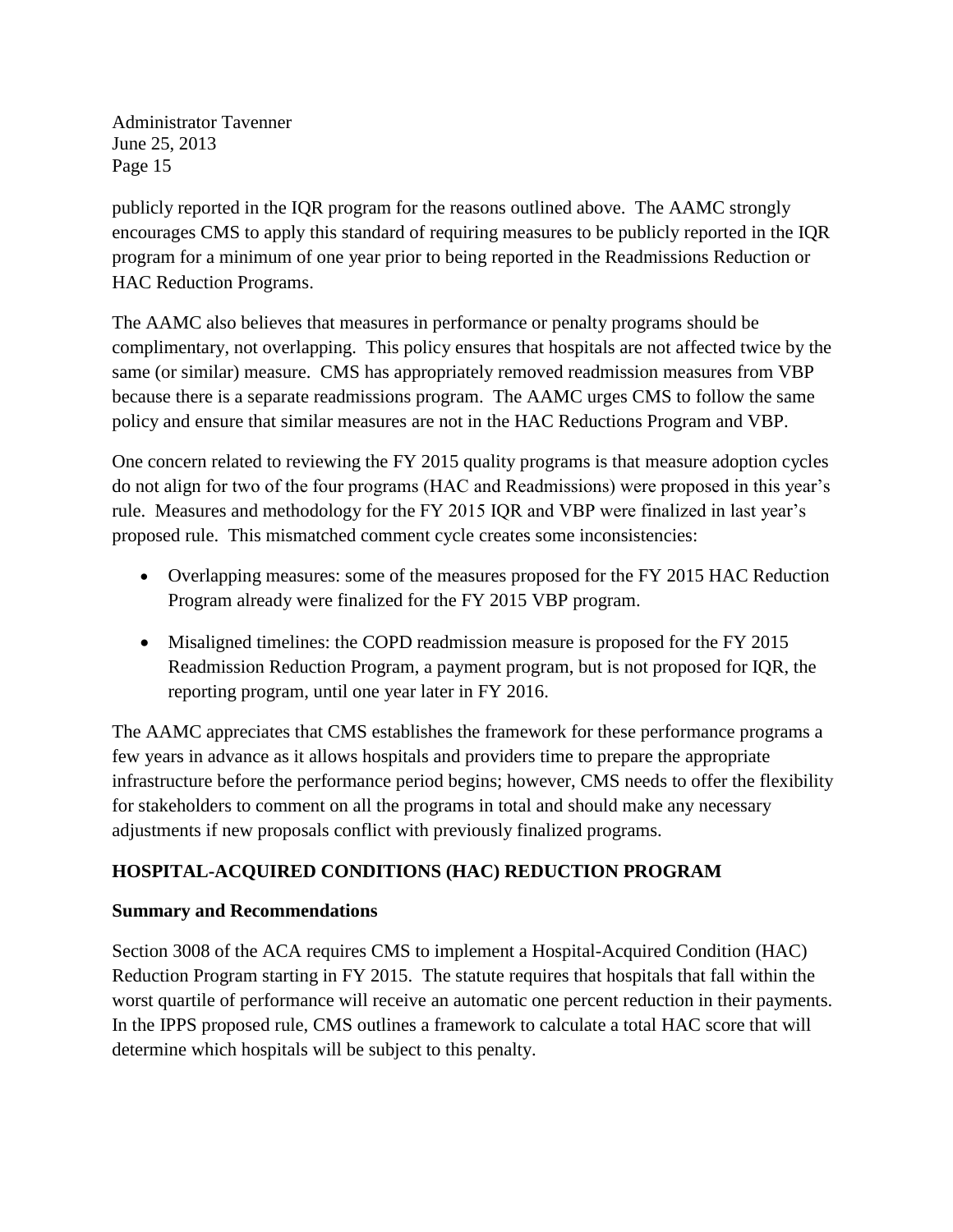publicly reported in the IQR program for the reasons outlined above. The AAMC strongly encourages CMS to apply this standard of requiring measures to be publicly reported in the IQR program for a minimum of one year prior to being reported in the Readmissions Reduction or HAC Reduction Programs.

The AAMC also believes that measures in performance or penalty programs should be complimentary, not overlapping. This policy ensures that hospitals are not affected twice by the same (or similar) measure. CMS has appropriately removed readmission measures from VBP because there is a separate readmissions program. The AAMC urges CMS to follow the same policy and ensure that similar measures are not in the HAC Reductions Program and VBP.

One concern related to reviewing the FY 2015 quality programs is that measure adoption cycles do not align for two of the four programs (HAC and Readmissions) were proposed in this year's rule. Measures and methodology for the FY 2015 IQR and VBP were finalized in last year's proposed rule. This mismatched comment cycle creates some inconsistencies:

- Overlapping measures: some of the measures proposed for the FY 2015 HAC Reduction Program already were finalized for the FY 2015 VBP program.
- Misaligned timelines: the COPD readmission measure is proposed for the FY 2015 Readmission Reduction Program, a payment program, but is not proposed for IQR, the reporting program, until one year later in FY 2016.

The AAMC appreciates that CMS establishes the framework for these performance programs a few years in advance as it allows hospitals and providers time to prepare the appropriate infrastructure before the performance period begins; however, CMS needs to offer the flexibility for stakeholders to comment on all the programs in total and should make any necessary adjustments if new proposals conflict with previously finalized programs.

## HOSPITAL-ACQUIRED CONDITIONS (HAC) REDUCTION PROGRAM

### Summary and Recommendations

Section 3008 of the ACA requires CMS to implement a Hospital-Acquired Condition (HAC) Reduction Program starting in FY 2015. The statute requires that hospitals that fall within the worst quartile of performance will receive an automatic one percent reduction in their payments. In the IPPS proposed rule, CMS outlines a framework to calculate a total HAC score that will determine which hospitals will be subject to this penalty.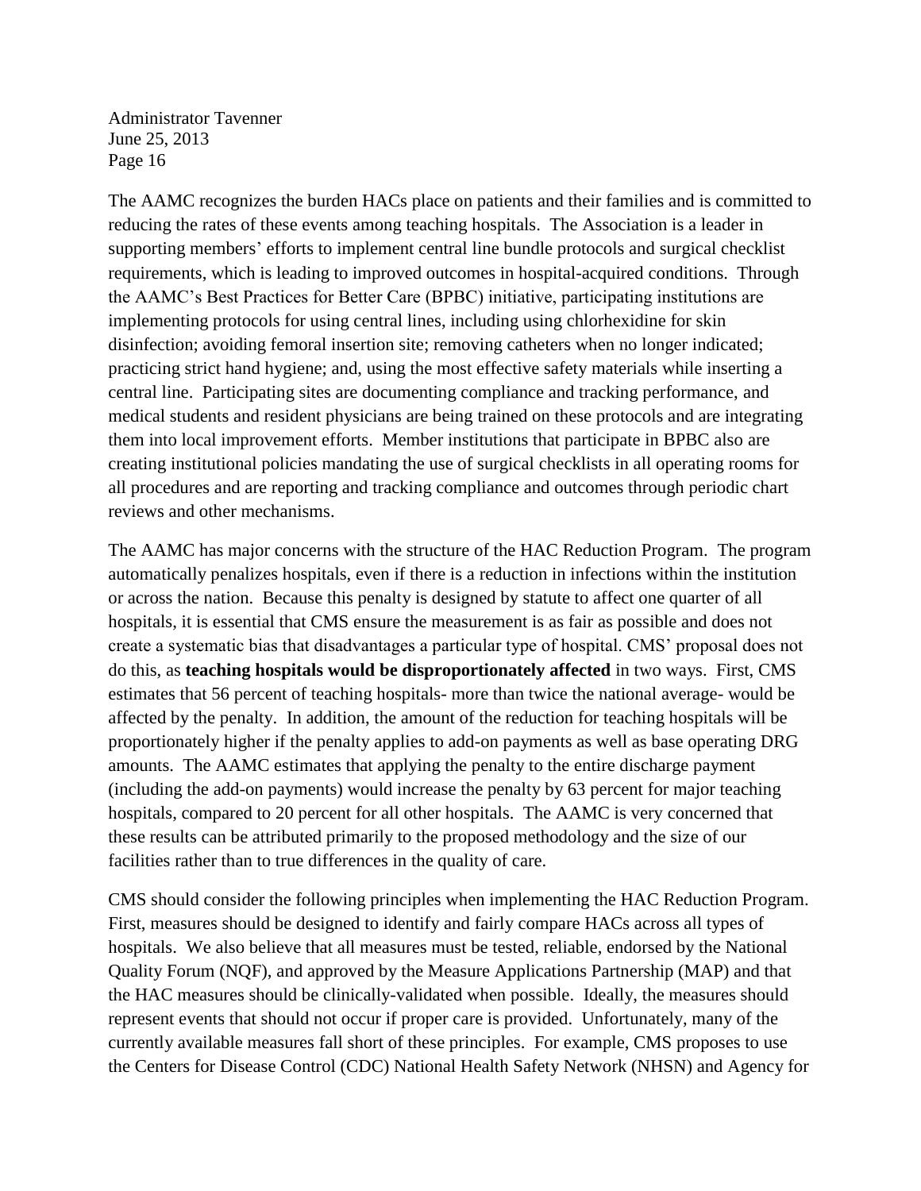The AAMC recognizes the burden HACs place on patients and their families and is committed to reducing the rates of these events among teaching hospitals. The Association is a leader in supporting members' efforts to implement central line bundle protocols and surgical checklist requirements, which is leading to improved outcomes in hospital-acquired conditions. Through the AAMC's Best Practices for Better Care (BPBC) initiative, participating institutions are implementing protocols for using central lines, including using chlorhexidine for skin disinfection; avoiding femoral insertion site; removing catheters when no longer indicated; practicing strict hand hygiene; and, using the most effective safety materials while inserting a central line. Participating sites are documenting compliance and tracking performance, and medical students and resident physicians are being trained on these protocols and are integrating them into local improvement efforts. Member institutions that participate in BPBC also are creating institutional policies mandating the use of surgical checklists in all operating rooms for all procedures and are reporting and tracking compliance and outcomes through periodic chart reviews and other mechanisms.

The AAMC has major concerns with the structure of the HAC Reduction Program. The program automatically penalizes hospitals, even if there is a reduction in infections within the institution or across the nation. Because this penalty is designed by statute to affect one quarter of all hospitals, it is essential that CMS ensure the measurement is as fair as possible and does not create a systematic bias that disadvantages a particular type of hospital. CMS' proposal does not do this, as **teaching hospitals would be disproportionately affected** in two ways. First, CMS estimates that 56 percent of teaching hospitals- more than twice the national average- would be affected by the penalty. In addition, the amount of the reduction for teaching hospitals will be proportionately higher if the penalty applies to add-on payments as well as base operating DRG amounts. The AAMC estimates that applying the penalty to the entire discharge payment (including the add-on payments) would increase the penalty by 63 percent for major teaching hospitals, compared to 20 percent for all other hospitals. The AAMC is very concerned that these results can be attributed primarily to the proposed methodology and the size of our facilities rather than to true differences in the quality of care.

CMS should consider the following principles when implementing the HAC Reduction Program. First, measures should be designed to identify and fairly compare HACs across all types of hospitals. We also believe that all measures must be tested, reliable, endorsed by the National Quality Forum (NQF), and approved by the Measure Applications Partnership (MAP) and that the HAC measures should be clinically-validated when possible. Ideally, the measures should represent events that should not occur if proper care is provided. Unfortunately, many of the currently available measures fall short of these principles. For example, CMS proposes to use the Centers for Disease Control (CDC) National Health Safety Network (NHSN) and Agency for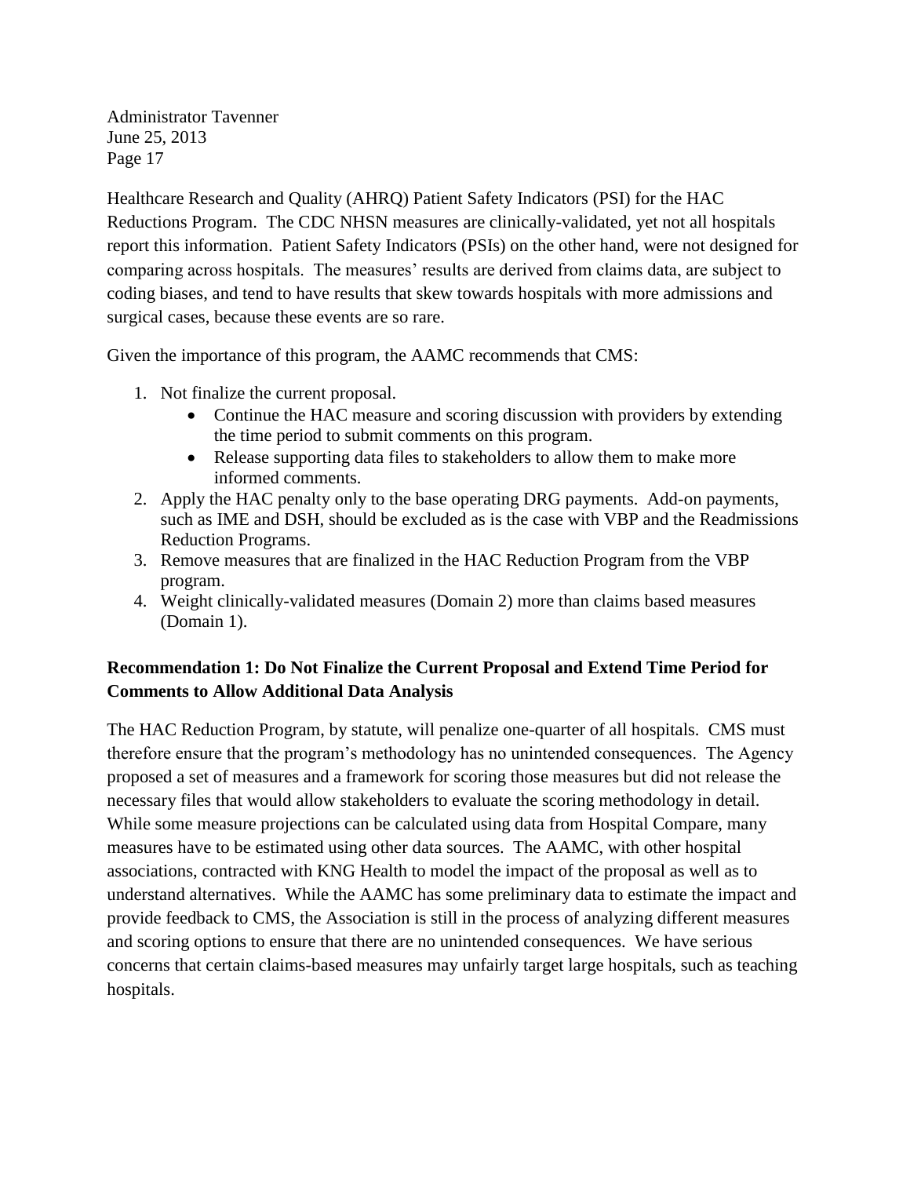Healthcare Research and Quality (AHRQ) Patient Safety Indicators (PSI) for the HAC Reductions Program. The CDC NHSN measures are clinically-validated, yet not all hospitals report this information. Patient Safety Indicators (PSIs) on the other hand, were not designed for comparing across hospitals. The measures' results are derived from claims data, are subject to coding biases, and tend to have results that skew towards hospitals with more admissions and surgical cases, because these events are so rare.

Given the importance of this program, the AAMC recommends that CMS:

1. Not finalize the current proposal.
   - Continue the HAC measure and scoring discussion with providers by extending the time period to submit comments on this program.
   - Release supporting data files to stakeholders to allow them to make more informed comments.
2. Apply the HAC penalty only to the base operating DRG payments. Add-on payments, such as IME and DSH, should be excluded as is the case with VBP and the Readmissions Reduction Programs.
3. Remove measures that are finalized in the HAC Reduction Program from the VBP program.
4. Weight clinically-validated measures (Domain 2) more than claims based measures (Domain 1).

**Recommendation 1: Do Not Finalize the Current Proposal and Extend Time Period for Comments to Allow Additional Data Analysis**

The HAC Reduction Program, by statute, will penalize one-quarter of all hospitals. CMS must therefore ensure that the program's methodology has no unintended consequences. The Agency proposed a set of measures and a framework for scoring those measures but did not release the necessary files that would allow stakeholders to evaluate the scoring methodology in detail. While some measure projections can be calculated using data from Hospital Compare, many measures have to be estimated using other data sources. The AAMC, with other hospital associations, contracted with KNG Health to model the impact of the proposal as well as to understand alternatives. While the AAMC has some preliminary data to estimate the impact and provide feedback to CMS, the Association is still in the process of analyzing different measures and scoring options to ensure that there are no unintended consequences. We have serious concerns that certain claims-based measures may unfairly target large hospitals, such as teaching hospitals.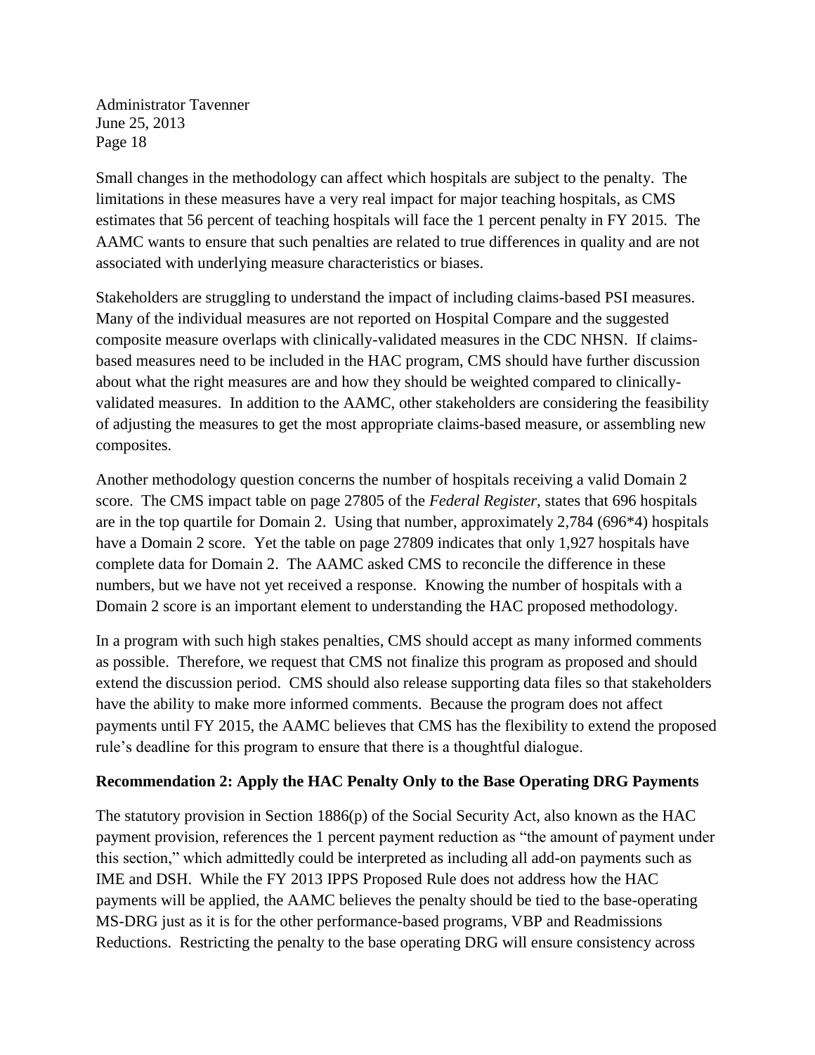Small changes in the methodology can affect which hospitals are subject to the penalty. The limitations in these measures have a very real impact for major teaching hospitals, as CMS estimates that 56 percent of teaching hospitals will face the 1 percent penalty in FY 2015. The AAMC wants to ensure that such penalties are related to true differences in quality and are not associated with underlying measure characteristics or biases.

Stakeholders are struggling to understand the impact of including claims-based PSI measures. Many of the individual measures are not reported on Hospital Compare and the suggested composite measure overlaps with clinically-validated measures in the CDC NHSN. If claims-based measures need to be included in the HAC program, CMS should have further discussion about what the right measures are and how they should be weighted compared to clinically-validated measures. In addition to the AAMC, other stakeholders are considering the feasibility of adjusting the measures to get the most appropriate claims-based measure, or assembling new composites.

Another methodology question concerns the number of hospitals receiving a valid Domain 2 score. The CMS impact table on page 27805 of the *Federal Register*, states that 696 hospitals are in the top quartile for Domain 2. Using that number, approximately 2,784 (696*4) hospitals have a Domain 2 score. Yet the table on page 27809 indicates that only 1,927 hospitals have complete data for Domain 2. The AAMC asked CMS to reconcile the difference in these numbers, but we have not yet received a response. Knowing the number of hospitals with a Domain 2 score is an important element to understanding the HAC proposed methodology.

In a program with such high stakes penalties, CMS should accept as many informed comments as possible. Therefore, we request that CMS not finalize this program as proposed and should extend the discussion period. CMS should also release supporting data files so that stakeholders have the ability to make more informed comments. Because the program does not affect payments until FY 2015, the AAMC believes that CMS has the flexibility to extend the proposed rule's deadline for this program to ensure that there is a thoughtful dialogue.

**Recommendation 2: Apply the HAC Penalty Only to the Base Operating DRG Payments**

The statutory provision in Section 1886(p) of the Social Security Act, also known as the HAC payment provision, references the 1 percent payment reduction as "the amount of payment under this section," which admittedly could be interpreted as including all add-on payments such as IME and DSH. While the FY 2013 IPPS Proposed Rule does not address how the HAC payments will be applied, the AAMC believes the penalty should be tied to the base-operating MS-DRG just as it is for the other performance-based programs, VBP and Readmissions Reductions. Restricting the penalty to the base operating DRG will ensure consistency across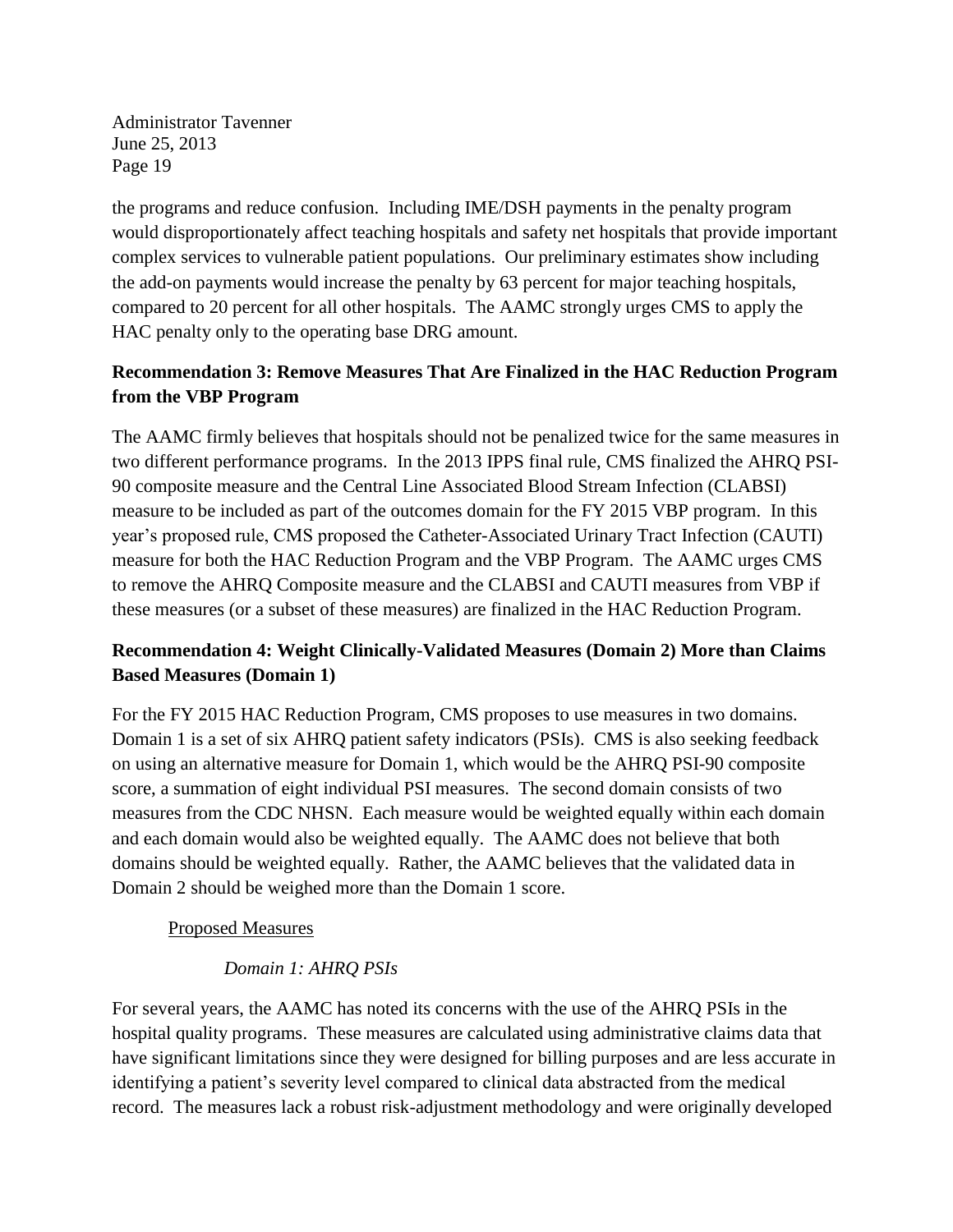the programs and reduce confusion. Including IME/DSH payments in the penalty program would disproportionately affect teaching hospitals and safety net hospitals that provide important complex services to vulnerable patient populations. Our preliminary estimates show including the add-on payments would increase the penalty by 63 percent for major teaching hospitals, compared to 20 percent for all other hospitals. The AAMC strongly urges CMS to apply the HAC penalty only to the operating base DRG amount.

**Recommendation 3: Remove Measures That Are Finalized in the HAC Reduction Program from the VBP Program**

The AAMC firmly believes that hospitals should not be penalized twice for the same measures in two different performance programs. In the 2013 IPPS final rule, CMS finalized the AHRQ PSI-90 composite measure and the Central Line Associated Blood Stream Infection (CLABSI) measure to be included as part of the outcomes domain for the FY 2015 VBP program. In this year's proposed rule, CMS proposed the Catheter-Associated Urinary Tract Infection (CAUTI) measure for both the HAC Reduction Program and the VBP Program. The AAMC urges CMS to remove the AHRQ Composite measure and the CLABSI and CAUTI measures from VBP if these measures (or a subset of these measures) are finalized in the HAC Reduction Program.

**Recommendation 4: Weight Clinically-Validated Measures (Domain 2) More than Claims Based Measures (Domain 1)**

For the FY 2015 HAC Reduction Program, CMS proposes to use measures in two domains. Domain 1 is a set of six AHRQ patient safety indicators (PSIs). CMS is also seeking feedback on using an alternative measure for Domain 1, which would be the AHRQ PSI-90 composite score, a summation of eight individual PSI measures. The second domain consists of two measures from the CDC NHSN. Each measure would be weighted equally within each domain and each domain would also be weighted equally. The AAMC does not believe that both domains should be weighted equally. Rather, the AAMC believes that the validated data in Domain 2 should be weighed more than the Domain 1 score.

<u>Proposed Measures</u>

*Domain 1: AHRQ PSIs*

For several years, the AAMC has noted its concerns with the use of the AHRQ PSIs in the hospital quality programs. These measures are calculated using administrative claims data that have significant limitations since they were designed for billing purposes and are less accurate in identifying a patient's severity level compared to clinical data abstracted from the medical record. The measures lack a robust risk-adjustment methodology and were originally developed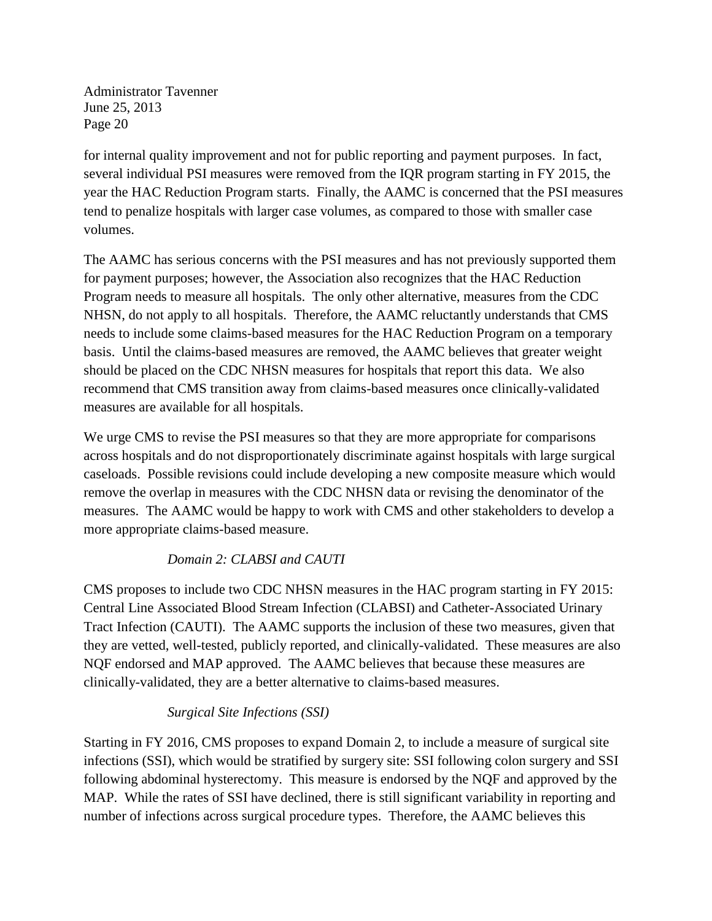for internal quality improvement and not for public reporting and payment purposes. In fact, several individual PSI measures were removed from the IQR program starting in FY 2015, the year the HAC Reduction Program starts. Finally, the AAMC is concerned that the PSI measures tend to penalize hospitals with larger case volumes, as compared to those with smaller case volumes.

The AAMC has serious concerns with the PSI measures and has not previously supported them for payment purposes; however, the Association also recognizes that the HAC Reduction Program needs to measure all hospitals. The only other alternative, measures from the CDC NHSN, do not apply to all hospitals. Therefore, the AAMC reluctantly understands that CMS needs to include some claims-based measures for the HAC Reduction Program on a temporary basis. Until the claims-based measures are removed, the AAMC believes that greater weight should be placed on the CDC NHSN measures for hospitals that report this data. We also recommend that CMS transition away from claims-based measures once clinically-validated measures are available for all hospitals.

We urge CMS to revise the PSI measures so that they are more appropriate for comparisons across hospitals and do not disproportionately discriminate against hospitals with large surgical caseloads. Possible revisions could include developing a new composite measure which would remove the overlap in measures with the CDC NHSN data or revising the denominator of the measures. The AAMC would be happy to work with CMS and other stakeholders to develop a more appropriate claims-based measure.

*Domain 2: CLABSI and CAUTI*

CMS proposes to include two CDC NHSN measures in the HAC program starting in FY 2015: Central Line Associated Blood Stream Infection (CLABSI) and Catheter-Associated Urinary Tract Infection (CAUTI). The AAMC supports the inclusion of these two measures, given that they are vetted, well-tested, publicly reported, and clinically-validated. These measures are also NQF endorsed and MAP approved. The AAMC believes that because these measures are clinically-validated, they are a better alternative to claims-based measures.

*Surgical Site Infections (SSI)*

Starting in FY 2016, CMS proposes to expand Domain 2, to include a measure of surgical site infections (SSI), which would be stratified by surgery site: SSI following colon surgery and SSI following abdominal hysterectomy. This measure is endorsed by the NQF and approved by the MAP. While the rates of SSI have declined, there is still significant variability in reporting and number of infections across surgical procedure types. Therefore, the AAMC believes this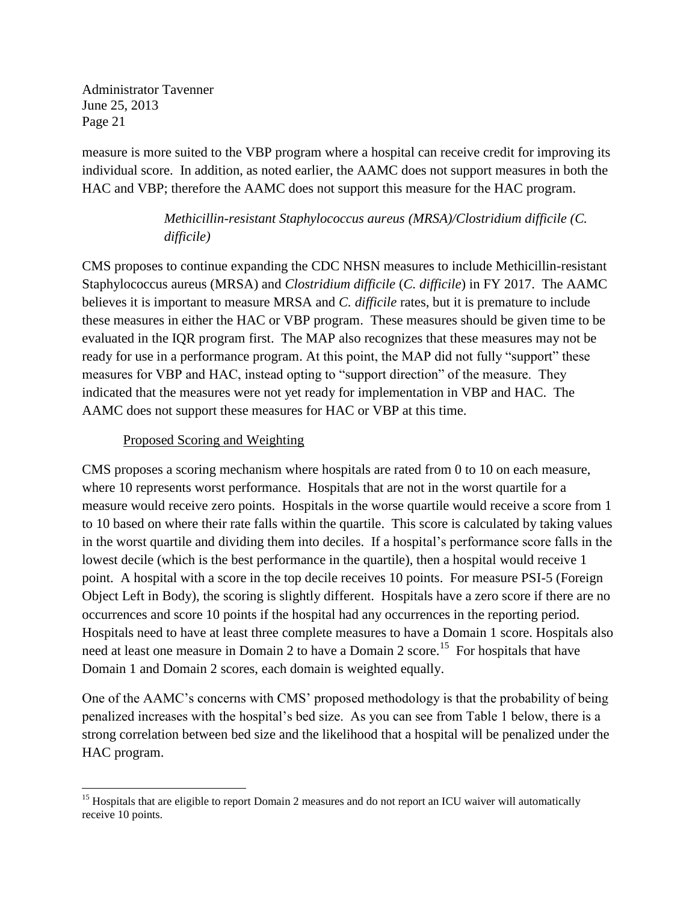measure is more suited to the VBP program where a hospital can receive credit for improving its individual score. In addition, as noted earlier, the AAMC does not support measures in both the HAC and VBP; therefore the AAMC does not support this measure for the HAC program.

*Methicillin-resistant Staphylococcus aureus (MRSA)/Clostridium difficile (C. difficile)*

CMS proposes to continue expanding the CDC NHSN measures to include Methicillin-resistant Staphylococcus aureus (MRSA) and *Clostridium difficile* (*C. difficile*) in FY 2017. The AAMC believes it is important to measure MRSA and *C. difficile* rates, but it is premature to include these measures in either the HAC or VBP program. These measures should be given time to be evaluated in the IQR program first. The MAP also recognizes that these measures may not be ready for use in a performance program. At this point, the MAP did not fully "support" these measures for VBP and HAC, instead opting to "support direction" of the measure. They indicated that the measures were not yet ready for implementation in VBP and HAC. The AAMC does not support these measures for HAC or VBP at this time.

<u>Proposed Scoring and Weighting</u>

CMS proposes a scoring mechanism where hospitals are rated from 0 to 10 on each measure, where 10 represents worst performance. Hospitals that are not in the worst quartile for a measure would receive zero points. Hospitals in the worse quartile would receive a score from 1 to 10 based on where their rate falls within the quartile. This score is calculated by taking values in the worst quartile and dividing them into deciles. If a hospital's performance score falls in the lowest decile (which is the best performance in the quartile), then a hospital would receive 1 point. A hospital with a score in the top decile receives 10 points. For measure PSI-5 (Foreign Object Left in Body), the scoring is slightly different. Hospitals have a zero score if there are no occurrences and score 10 points if the hospital had any occurrences in the reporting period. Hospitals need to have at least three complete measures to have a Domain 1 score. Hospitals also need at least one measure in Domain 2 to have a Domain 2 score.[15] For hospitals that have Domain 1 and Domain 2 scores, each domain is weighted equally.

One of the AAMC's concerns with CMS' proposed methodology is that the probability of being penalized increases with the hospital's bed size. As you can see from Table 1 below, there is a strong correlation between bed size and the likelihood that a hospital will be penalized under the HAC program.

[15] Hospitals that are eligible to report Domain 2 measures and do not report an ICU waiver will automatically receive 10 points.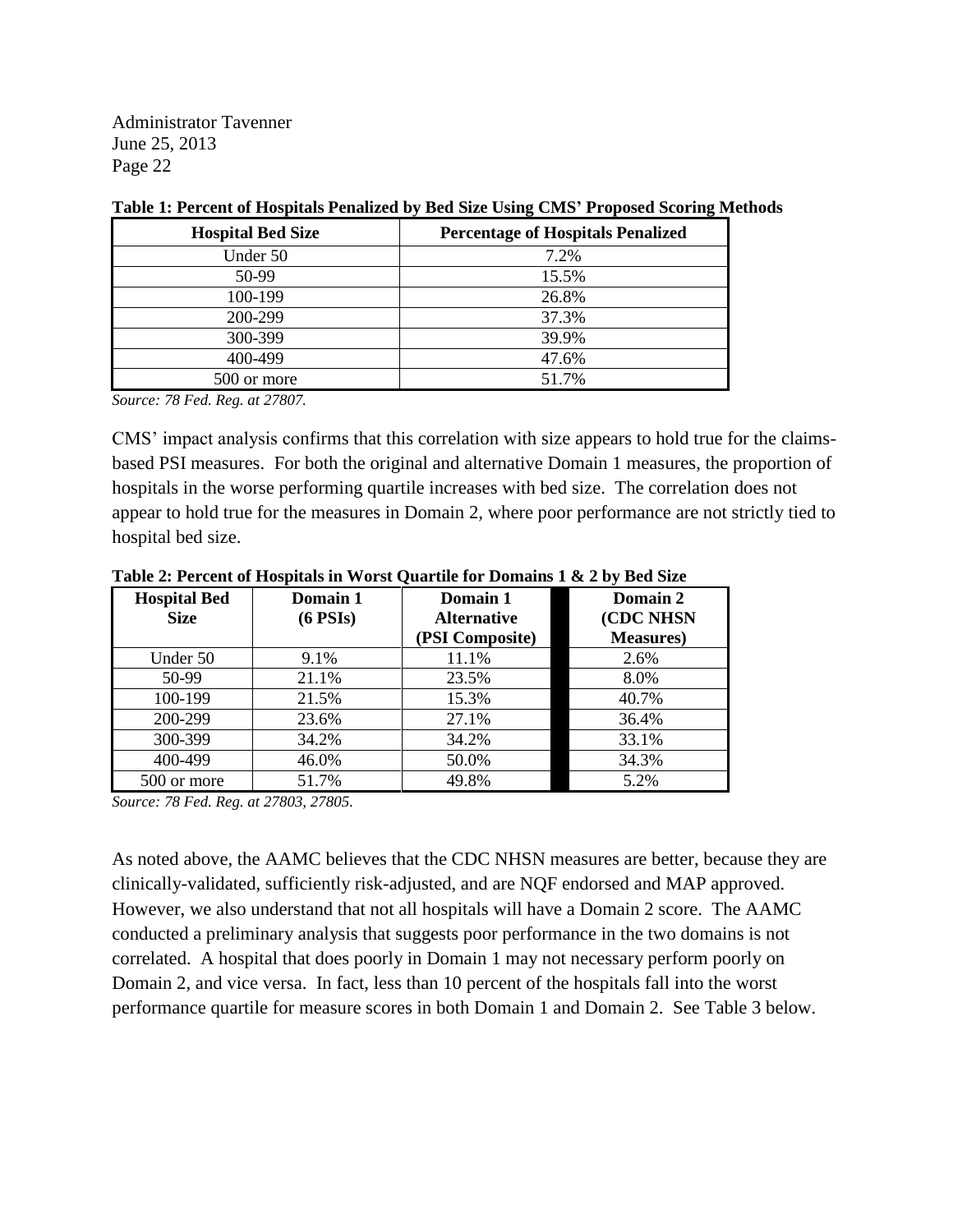**Table 1: Percent of Hospitals Penalized by Bed Size Using CMS' Proposed Scoring Methods**

| Hospital Bed Size | Percentage of Hospitals Penalized |
|---|---|
| Under 50 | 7.2% |
| 50-99 | 15.5% |
| 100-199 | 26.8% |
| 200-299 | 37.3% |
| 300-399 | 39.9% |
| 400-499 | 47.6% |
| 500 or more | 51.7% |

*Source: 78 Fed. Reg. at 27807.*

CMS' impact analysis confirms that this correlation with size appears to hold true for the claims-based PSI measures. For both the original and alternative Domain 1 measures, the proportion of hospitals in the worse performing quartile increases with bed size. The correlation does not appear to hold true for the measures in Domain 2, where poor performance are not strictly tied to hospital bed size.

**Table 2: Percent of Hospitals in Worst Quartile for Domains 1 & 2 by Bed Size**

| Hospital Bed Size | Domain 1 (6 PSIs) | Domain 1 Alternative (PSI Composite) | Domain 2 (CDC NHSN Measures) |
|---|---|---|---|
| Under 50 | 9.1% | 11.1% | 2.6% |
| 50-99 | 21.1% | 23.5% | 8.0% |
| 100-199 | 21.5% | 15.3% | 40.7% |
| 200-299 | 23.6% | 27.1% | 36.4% |
| 300-399 | 34.2% | 34.2% | 33.1% |
| 400-499 | 46.0% | 50.0% | 34.3% |
| 500 or more | 51.7% | 49.8% | 5.2% |

*Source: 78 Fed. Reg. at 27803, 27805.*

As noted above, the AAMC believes that the CDC NHSN measures are better, because they are clinically-validated, sufficiently risk-adjusted, and are NQF endorsed and MAP approved. However, we also understand that not all hospitals will have a Domain 2 score. The AAMC conducted a preliminary analysis that suggests poor performance in the two domains is not correlated. A hospital that does poorly in Domain 1 may not necessary perform poorly on Domain 2, and vice versa. In fact, less than 10 percent of the hospitals fall into the worst performance quartile for measure scores in both Domain 1 and Domain 2. See Table 3 below.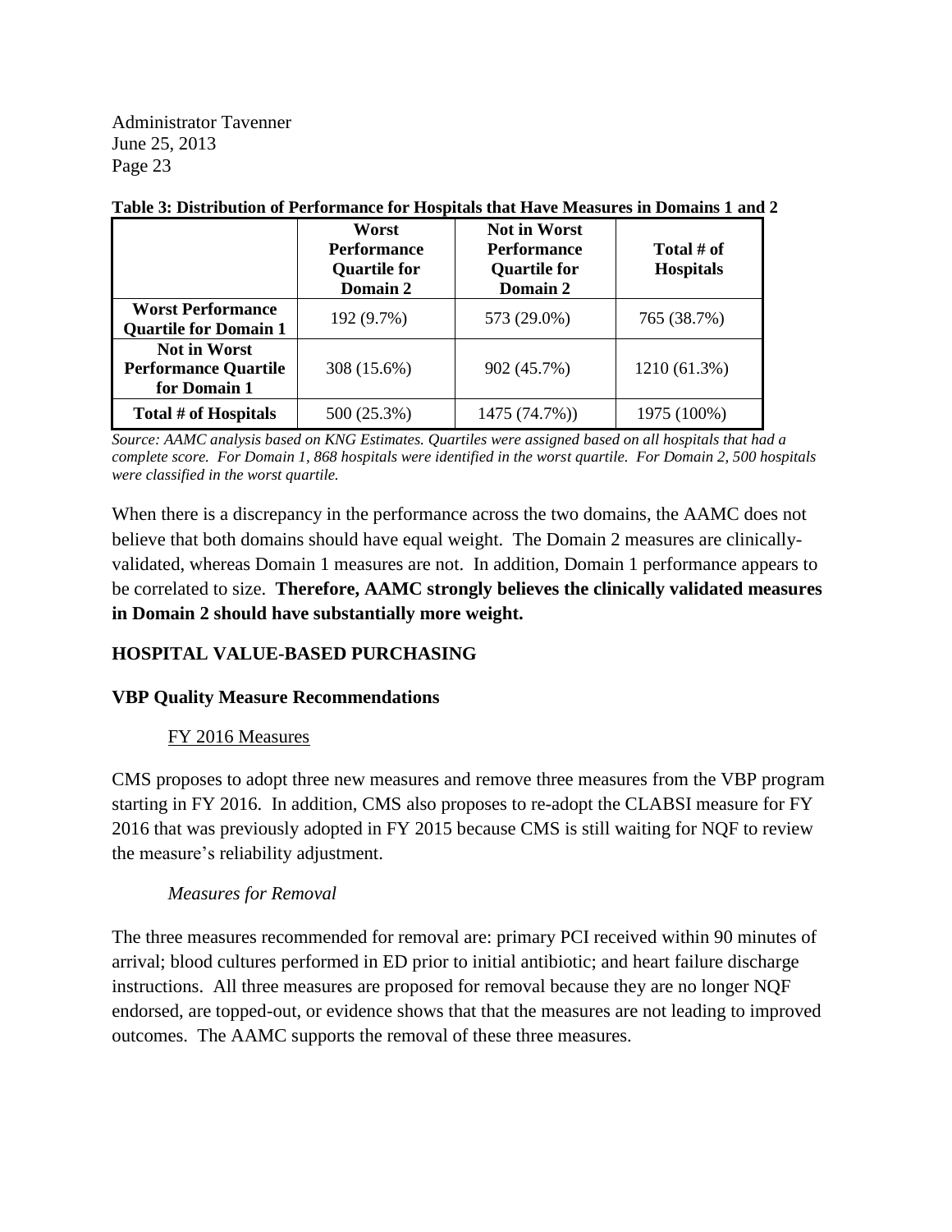**Table 3: Distribution of Performance for Hospitals that Have Measures in Domains 1 and 2**

| | Worst Performance Quartile for Domain 2 | Not in Worst Performance Quartile for Domain 2 | Total # of Hospitals |
|---|---|---|---|
| **Worst Performance Quartile for Domain 1** | 192 (9.7%) | 573 (29.0%) | 765 (38.7%) |
| **Not in Worst Performance Quartile for Domain 1** | 308 (15.6%) | 902 (45.7%) | 1210 (61.3%) |
| **Total # of Hospitals** | 500 (25.3%) | 1475 (74.7%)) | 1975 (100%) |

*Source: AAMC analysis based on KNG Estimates. Quartiles were assigned based on all hospitals that had a complete score. For Domain 1, 868 hospitals were identified in the worst quartile. For Domain 2, 500 hospitals were classified in the worst quartile.*

When there is a discrepancy in the performance across the two domains, the AAMC does not believe that both domains should have equal weight. The Domain 2 measures are clinically-validated, whereas Domain 1 measures are not. In addition, Domain 1 performance appears to be correlated to size. **Therefore, AAMC strongly believes the clinically validated measures in Domain 2 should have substantially more weight.**

## HOSPITAL VALUE-BASED PURCHASING

### VBP Quality Measure Recommendations

#### FY 2016 Measures

CMS proposes to adopt three new measures and remove three measures from the VBP program starting in FY 2016. In addition, CMS also proposes to re-adopt the CLABSI measure for FY 2016 that was previously adopted in FY 2015 because CMS is still waiting for NQF to review the measure's reliability adjustment.

*Measures for Removal*

The three measures recommended for removal are: primary PCI received within 90 minutes of arrival; blood cultures performed in ED prior to initial antibiotic; and heart failure discharge instructions. All three measures are proposed for removal because they are no longer NQF endorsed, are topped-out, or evidence shows that that the measures are not leading to improved outcomes. The AAMC supports the removal of these three measures.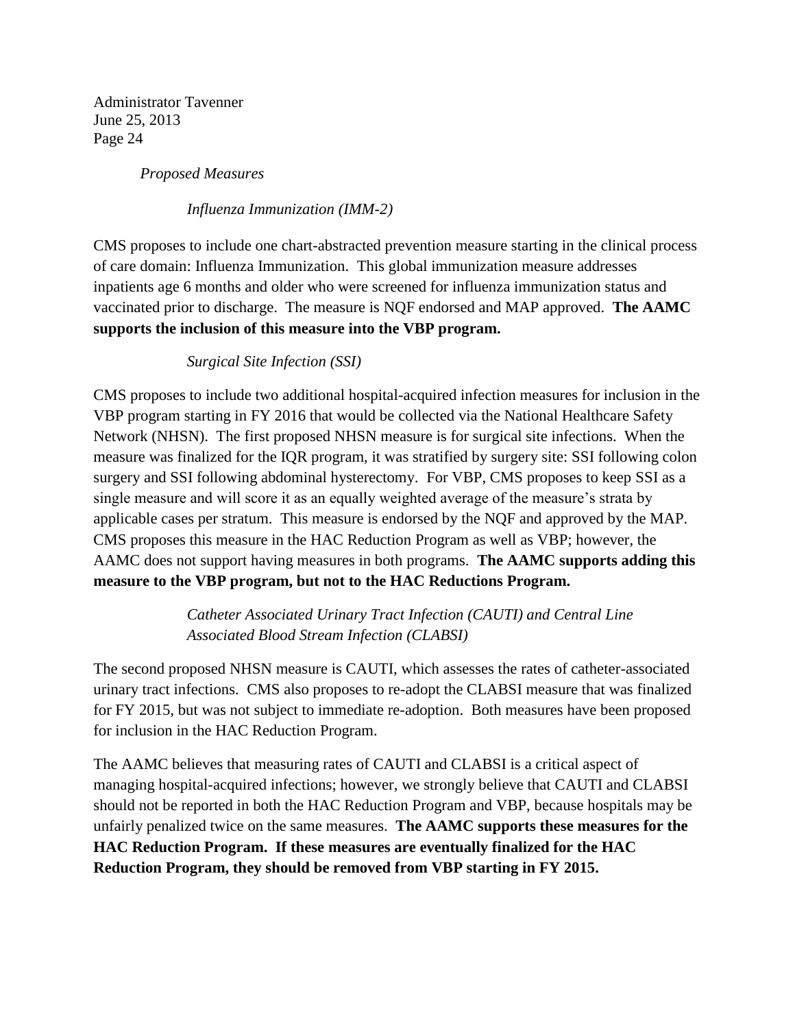*Proposed Measures*

*Influenza Immunization (IMM-2)*

CMS proposes to include one chart-abstracted prevention measure starting in the clinical process of care domain: Influenza Immunization. This global immunization measure addresses inpatients age 6 months and older who were screened for influenza immunization status and vaccinated prior to discharge. The measure is NQF endorsed and MAP approved. **The AAMC supports the inclusion of this measure into the VBP program.**

*Surgical Site Infection (SSI)*

CMS proposes to include two additional hospital-acquired infection measures for inclusion in the VBP program starting in FY 2016 that would be collected via the National Healthcare Safety Network (NHSN). The first proposed NHSN measure is for surgical site infections. When the measure was finalized for the IQR program, it was stratified by surgery site: SSI following colon surgery and SSI following abdominal hysterectomy. For VBP, CMS proposes to keep SSI as a single measure and will score it as an equally weighted average of the measure's strata by applicable cases per stratum. This measure is endorsed by the NQF and approved by the MAP. CMS proposes this measure in the HAC Reduction Program as well as VBP; however, the AAMC does not support having measures in both programs. **The AAMC supports adding this measure to the VBP program, but not to the HAC Reductions Program.**

*Catheter Associated Urinary Tract Infection (CAUTI) and Central Line Associated Blood Stream Infection (CLABSI)*

The second proposed NHSN measure is CAUTI, which assesses the rates of catheter-associated urinary tract infections. CMS also proposes to re-adopt the CLABSI measure that was finalized for FY 2015, but was not subject to immediate re-adoption. Both measures have been proposed for inclusion in the HAC Reduction Program.

The AAMC believes that measuring rates of CAUTI and CLABSI is a critical aspect of managing hospital-acquired infections; however, we strongly believe that CAUTI and CLABSI should not be reported in both the HAC Reduction Program and VBP, because hospitals may be unfairly penalized twice on the same measures. **The AAMC supports these measures for the HAC Reduction Program. If these measures are eventually finalized for the HAC Reduction Program, they should be removed from VBP starting in FY 2015.**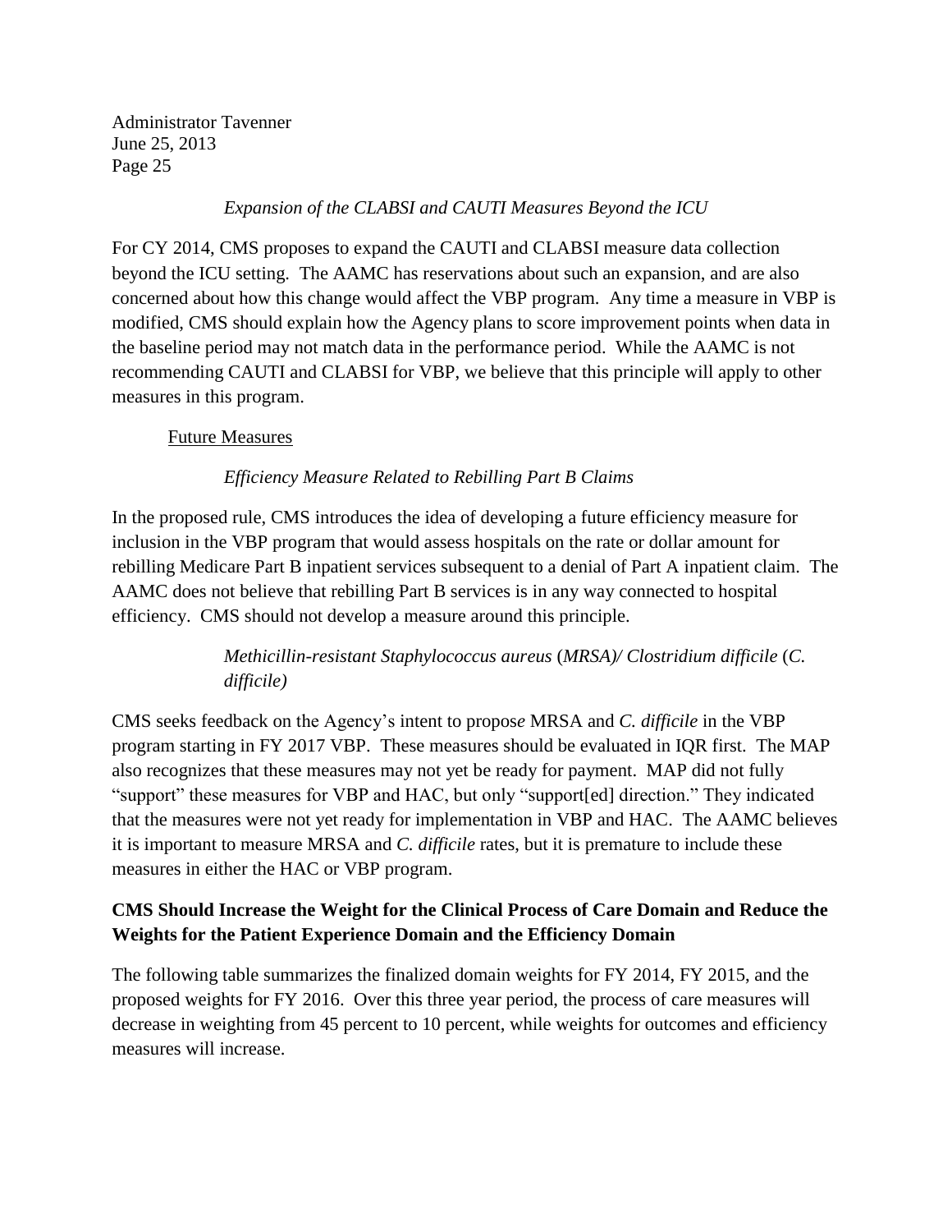*Expansion of the CLABSI and CAUTI Measures Beyond the ICU*

For CY 2014, CMS proposes to expand the CAUTI and CLABSI measure data collection beyond the ICU setting. The AAMC has reservations about such an expansion, and are also concerned about how this change would affect the VBP program. Any time a measure in VBP is modified, CMS should explain how the Agency plans to score improvement points when data in the baseline period may not match data in the performance period. While the AAMC is not recommending CAUTI and CLABSI for VBP, we believe that this principle will apply to other measures in this program.

Future Measures

*Efficiency Measure Related to Rebilling Part B Claims*

In the proposed rule, CMS introduces the idea of developing a future efficiency measure for inclusion in the VBP program that would assess hospitals on the rate or dollar amount for rebilling Medicare Part B inpatient services subsequent to a denial of Part A inpatient claim. The AAMC does not believe that rebilling Part B services is in any way connected to hospital efficiency. CMS should not develop a measure around this principle.

*Methicillin-resistant Staphylococcus aureus (MRSA)/ Clostridium difficile (C. difficile)*

CMS seeks feedback on the Agency's intent to propose MRSA and *C. difficile* in the VBP program starting in FY 2017 VBP. These measures should be evaluated in IQR first. The MAP also recognizes that these measures may not yet be ready for payment. MAP did not fully "support" these measures for VBP and HAC, but only "support[ed] direction." They indicated that the measures were not yet ready for implementation in VBP and HAC. The AAMC believes it is important to measure MRSA and *C. difficile* rates, but it is premature to include these measures in either the HAC or VBP program.

**CMS Should Increase the Weight for the Clinical Process of Care Domain and Reduce the Weights for the Patient Experience Domain and the Efficiency Domain**

The following table summarizes the finalized domain weights for FY 2014, FY 2015, and the proposed weights for FY 2016. Over this three year period, the process of care measures will decrease in weighting from 45 percent to 10 percent, while weights for outcomes and efficiency measures will increase.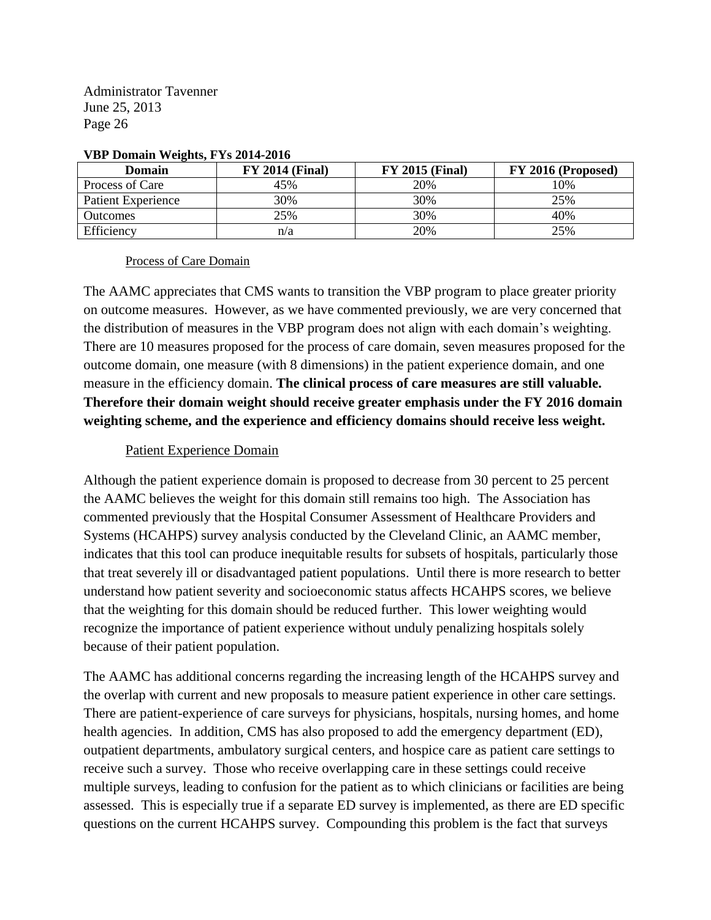Administrator Tavenner
June 25, 2013

**VBP Domain Weights, FYs 2014-2016**

| Domain | FY 2014 (Final) | FY 2015 (Final) | FY 2016 (Proposed) |
|---|---|---|---|
| Process of Care | 45% | 20% | 10% |
| Patient Experience | 30% | 30% | 25% |
| Outcomes | 25% | 30% | 40% |
| Efficiency | n/a | 20% | 25% |

<u>Process of Care Domain</u>

The AAMC appreciates that CMS wants to transition the VBP program to place greater priority on outcome measures. However, as we have commented previously, we are very concerned that the distribution of measures in the VBP program does not align with each domain's weighting. There are 10 measures proposed for the process of care domain, seven measures proposed for the outcome domain, one measure (with 8 dimensions) in the patient experience domain, and one measure in the efficiency domain. **The clinical process of care measures are still valuable. Therefore their domain weight should receive greater emphasis under the FY 2016 domain weighting scheme, and the experience and efficiency domains should receive less weight.**

<u>Patient Experience Domain</u>

Although the patient experience domain is proposed to decrease from 30 percent to 25 percent the AAMC believes the weight for this domain still remains too high. The Association has commented previously that the Hospital Consumer Assessment of Healthcare Providers and Systems (HCAHPS) survey analysis conducted by the Cleveland Clinic, an AAMC member, indicates that this tool can produce inequitable results for subsets of hospitals, particularly those that treat severely ill or disadvantaged patient populations. Until there is more research to better understand how patient severity and socioeconomic status affects HCAHPS scores, we believe that the weighting for this domain should be reduced further. This lower weighting would recognize the importance of patient experience without unduly penalizing hospitals solely because of their patient population.

The AAMC has additional concerns regarding the increasing length of the HCAHPS survey and the overlap with current and new proposals to measure patient experience in other care settings. There are patient-experience of care surveys for physicians, hospitals, nursing homes, and home health agencies. In addition, CMS has also proposed to add the emergency department (ED), outpatient departments, ambulatory surgical centers, and hospice care as patient care settings to receive such a survey. Those who receive overlapping care in these settings could receive multiple surveys, leading to confusion for the patient as to which clinicians or facilities are being assessed. This is especially true if a separate ED survey is implemented, as there are ED specific questions on the current HCAHPS survey. Compounding this problem is the fact that surveys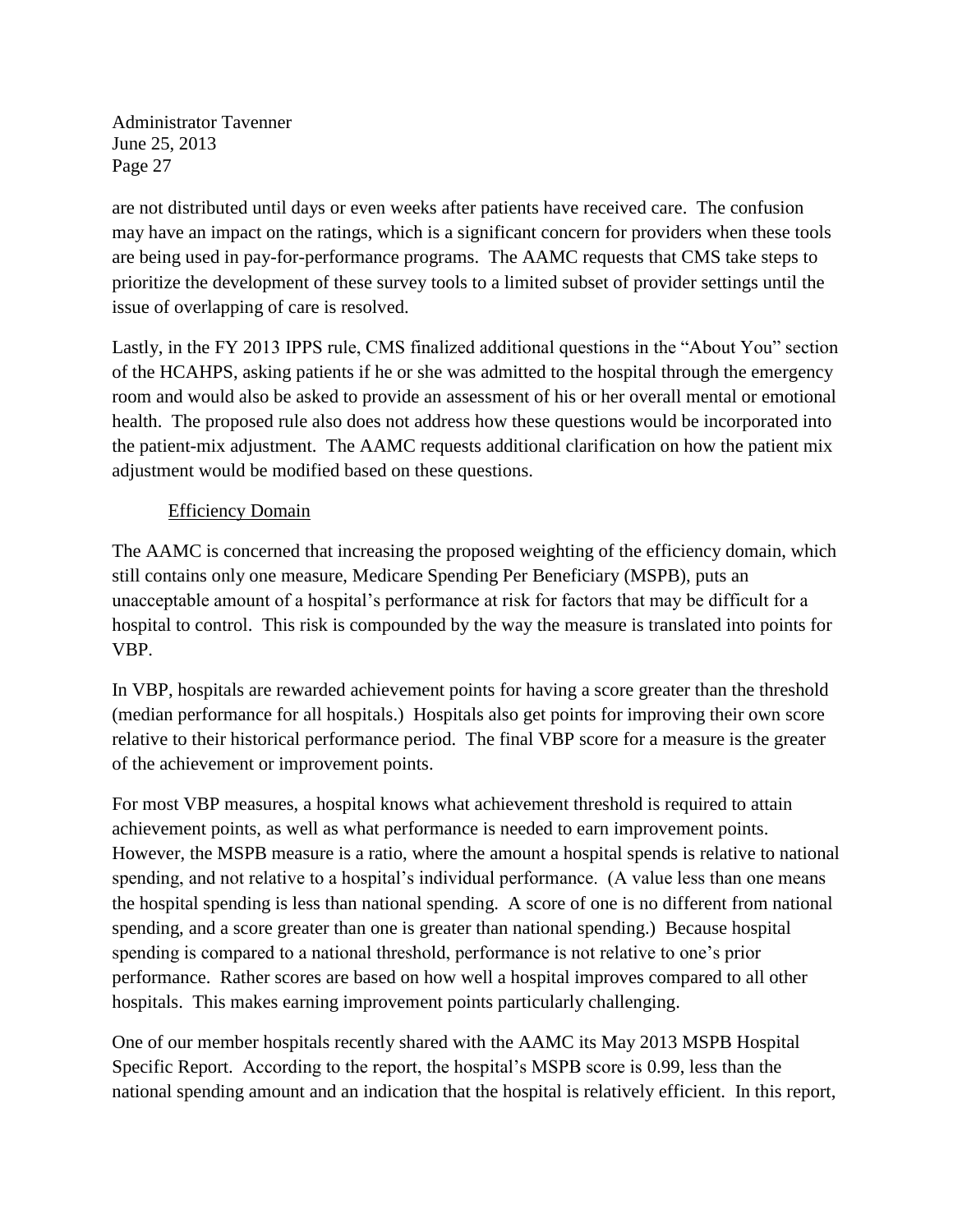are not distributed until days or even weeks after patients have received care. The confusion may have an impact on the ratings, which is a significant concern for providers when these tools are being used in pay-for-performance programs. The AAMC requests that CMS take steps to prioritize the development of these survey tools to a limited subset of provider settings until the issue of overlapping of care is resolved.

Lastly, in the FY 2013 IPPS rule, CMS finalized additional questions in the "About You" section of the HCAHPS, asking patients if he or she was admitted to the hospital through the emergency room and would also be asked to provide an assessment of his or her overall mental or emotional health. The proposed rule also does not address how these questions would be incorporated into the patient-mix adjustment. The AAMC requests additional clarification on how the patient mix adjustment would be modified based on these questions.

### Efficiency Domain

The AAMC is concerned that increasing the proposed weighting of the efficiency domain, which still contains only one measure, Medicare Spending Per Beneficiary (MSPB), puts an unacceptable amount of a hospital's performance at risk for factors that may be difficult for a hospital to control. This risk is compounded by the way the measure is translated into points for VBP.

In VBP, hospitals are rewarded achievement points for having a score greater than the threshold (median performance for all hospitals.) Hospitals also get points for improving their own score relative to their historical performance period. The final VBP score for a measure is the greater of the achievement or improvement points.

For most VBP measures, a hospital knows what achievement threshold is required to attain achievement points, as well as what performance is needed to earn improvement points. However, the MSPB measure is a ratio, where the amount a hospital spends is relative to national spending, and not relative to a hospital's individual performance. (A value less than one means the hospital spending is less than national spending. A score of one is no different from national spending, and a score greater than one is greater than national spending.) Because hospital spending is compared to a national threshold, performance is not relative to one's prior performance. Rather scores are based on how well a hospital improves compared to all other hospitals. This makes earning improvement points particularly challenging.

One of our member hospitals recently shared with the AAMC its May 2013 MSPB Hospital Specific Report. According to the report, the hospital's MSPB score is 0.99, less than the national spending amount and an indication that the hospital is relatively efficient. In this report,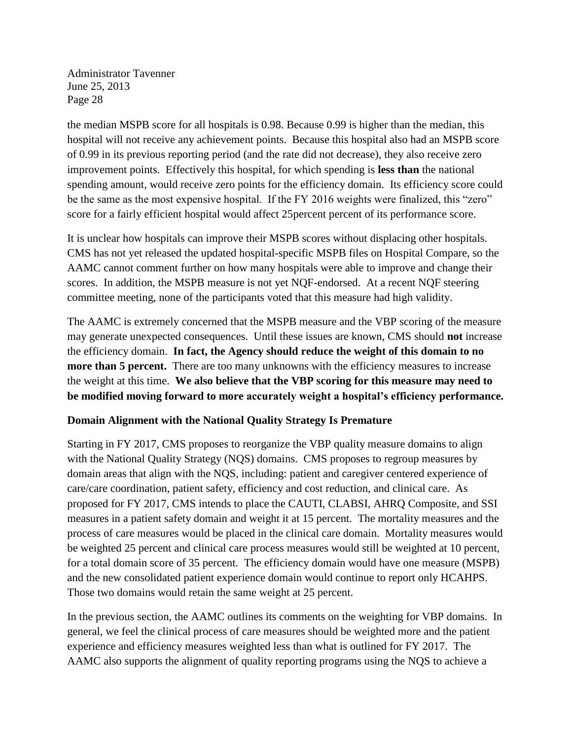the median MSPB score for all hospitals is 0.98. Because 0.99 is higher than the median, this hospital will not receive any achievement points. Because this hospital also had an MSPB score of 0.99 in its previous reporting period (and the rate did not decrease), they also receive zero improvement points. Effectively this hospital, for which spending is **less than** the national spending amount, would receive zero points for the efficiency domain. Its efficiency score could be the same as the most expensive hospital. If the FY 2016 weights were finalized, this "zero" score for a fairly efficient hospital would affect 25percent percent of its performance score.

It is unclear how hospitals can improve their MSPB scores without displacing other hospitals. CMS has not yet released the updated hospital-specific MSPB files on Hospital Compare, so the AAMC cannot comment further on how many hospitals were able to improve and change their scores. In addition, the MSPB measure is not yet NQF-endorsed. At a recent NQF steering committee meeting, none of the participants voted that this measure had high validity.

The AAMC is extremely concerned that the MSPB measure and the VBP scoring of the measure may generate unexpected consequences. Until these issues are known, CMS should **not** increase the efficiency domain. **In fact, the Agency should reduce the weight of this domain to no more than 5 percent.** There are too many unknowns with the efficiency measures to increase the weight at this time. **We also believe that the VBP scoring for this measure may need to be modified moving forward to more accurately weight a hospital's efficiency performance.**

**Domain Alignment with the National Quality Strategy Is Premature**

Starting in FY 2017, CMS proposes to reorganize the VBP quality measure domains to align with the National Quality Strategy (NQS) domains. CMS proposes to regroup measures by domain areas that align with the NQS, including: patient and caregiver centered experience of care/care coordination, patient safety, efficiency and cost reduction, and clinical care. As proposed for FY 2017, CMS intends to place the CAUTI, CLABSI, AHRQ Composite, and SSI measures in a patient safety domain and weight it at 15 percent. The mortality measures and the process of care measures would be placed in the clinical care domain. Mortality measures would be weighted 25 percent and clinical care process measures would still be weighted at 10 percent, for a total domain score of 35 percent. The efficiency domain would have one measure (MSPB) and the new consolidated patient experience domain would continue to report only HCAHPS. Those two domains would retain the same weight at 25 percent.

In the previous section, the AAMC outlines its comments on the weighting for VBP domains. In general, we feel the clinical process of care measures should be weighted more and the patient experience and efficiency measures weighted less than what is outlined for FY 2017. The AAMC also supports the alignment of quality reporting programs using the NQS to achieve a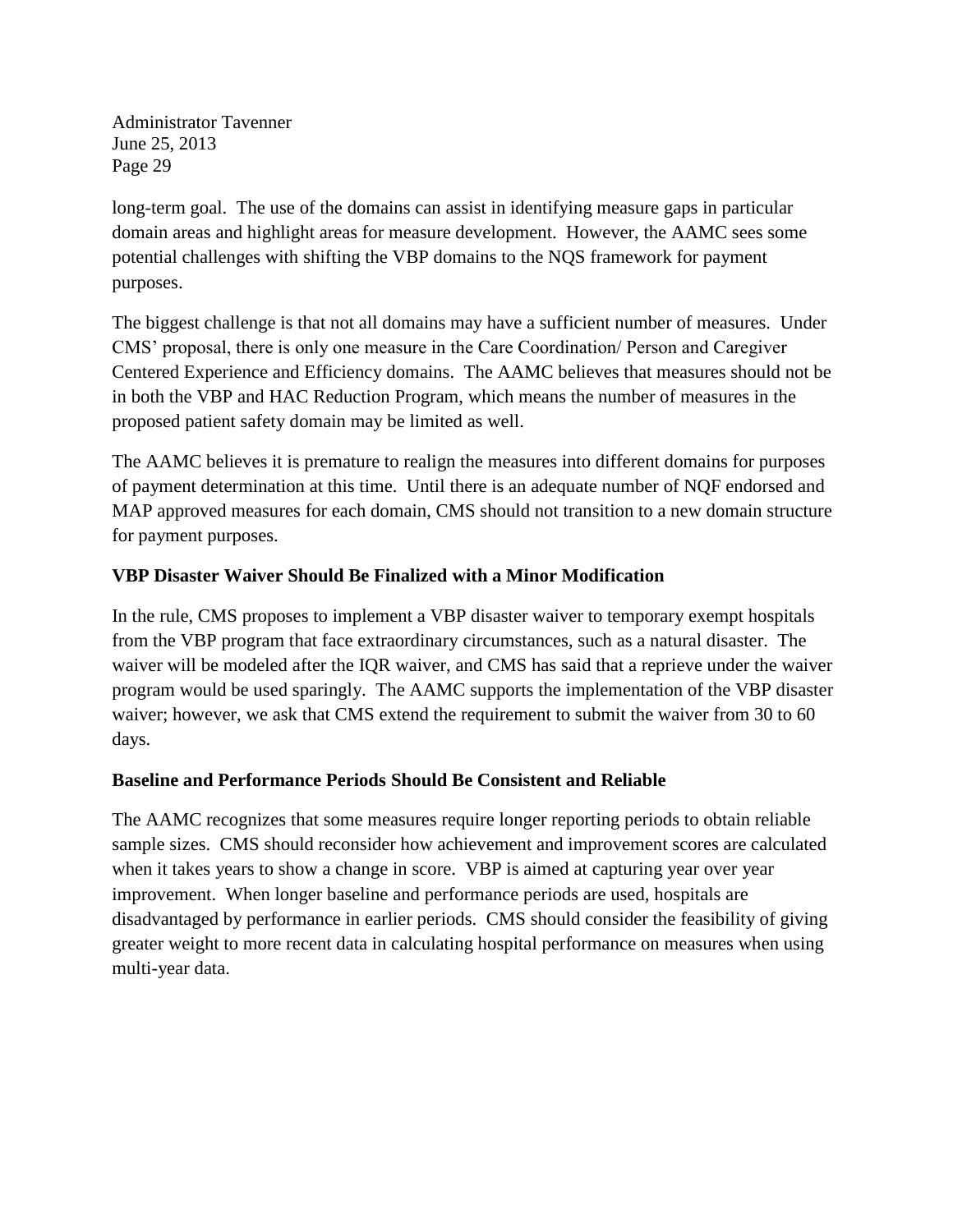long-term goal. The use of the domains can assist in identifying measure gaps in particular domain areas and highlight areas for measure development. However, the AAMC sees some potential challenges with shifting the VBP domains to the NQS framework for payment purposes.

The biggest challenge is that not all domains may have a sufficient number of measures. Under CMS' proposal, there is only one measure in the Care Coordination/ Person and Caregiver Centered Experience and Efficiency domains. The AAMC believes that measures should not be in both the VBP and HAC Reduction Program, which means the number of measures in the proposed patient safety domain may be limited as well.

The AAMC believes it is premature to realign the measures into different domains for purposes of payment determination at this time. Until there is an adequate number of NQF endorsed and MAP approved measures for each domain, CMS should not transition to a new domain structure for payment purposes.

**VBP Disaster Waiver Should Be Finalized with a Minor Modification**

In the rule, CMS proposes to implement a VBP disaster waiver to temporary exempt hospitals from the VBP program that face extraordinary circumstances, such as a natural disaster. The waiver will be modeled after the IQR waiver, and CMS has said that a reprieve under the waiver program would be used sparingly. The AAMC supports the implementation of the VBP disaster waiver; however, we ask that CMS extend the requirement to submit the waiver from 30 to 60 days.

**Baseline and Performance Periods Should Be Consistent and Reliable**

The AAMC recognizes that some measures require longer reporting periods to obtain reliable sample sizes. CMS should reconsider how achievement and improvement scores are calculated when it takes years to show a change in score. VBP is aimed at capturing year over year improvement. When longer baseline and performance periods are used, hospitals are disadvantaged by performance in earlier periods. CMS should consider the feasibility of giving greater weight to more recent data in calculating hospital performance on measures when using multi-year data.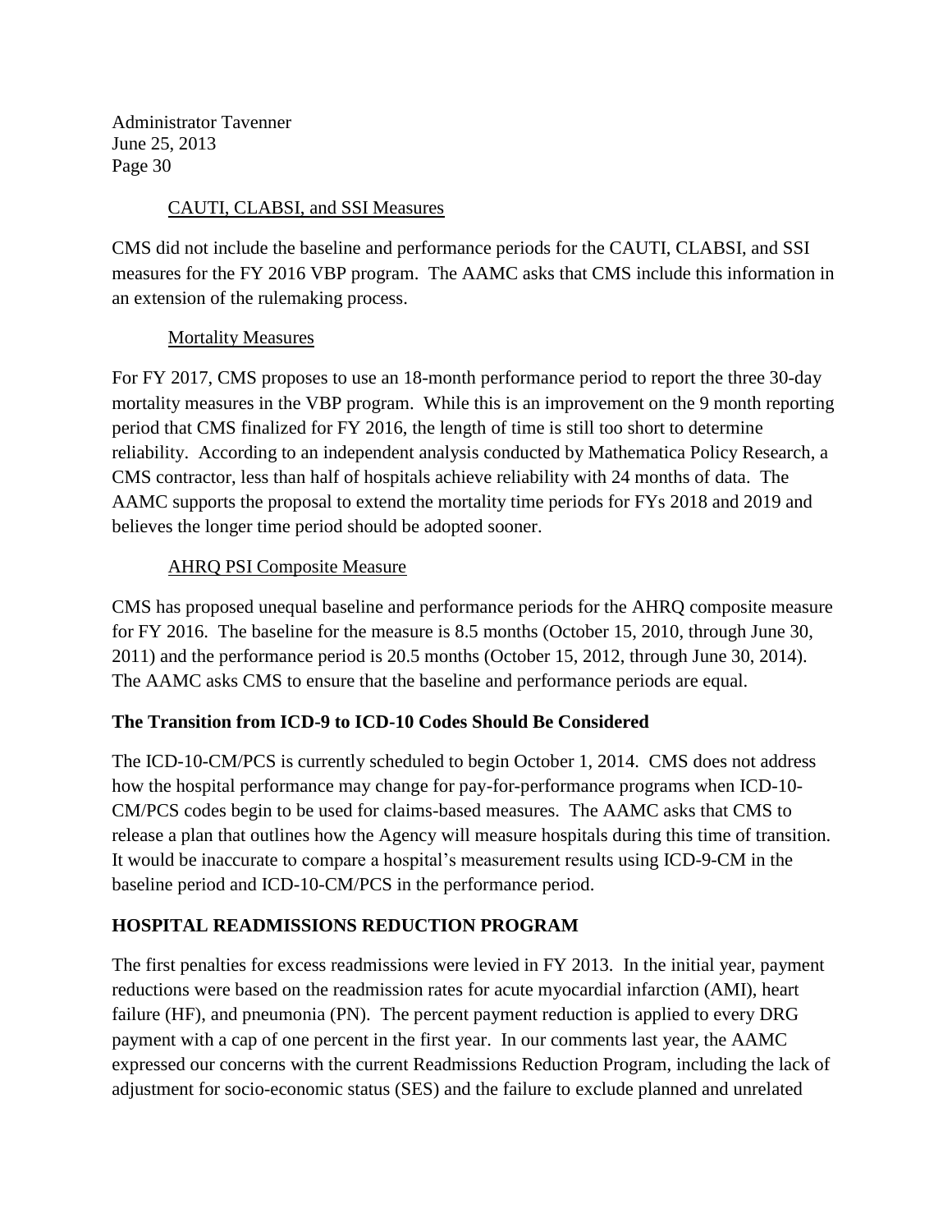CAUTI, CLABSI, and SSI Measures

CMS did not include the baseline and performance periods for the CAUTI, CLABSI, and SSI measures for the FY 2016 VBP program. The AAMC asks that CMS include this information in an extension of the rulemaking process.

Mortality Measures

For FY 2017, CMS proposes to use an 18-month performance period to report the three 30-day mortality measures in the VBP program. While this is an improvement on the 9 month reporting period that CMS finalized for FY 2016, the length of time is still too short to determine reliability. According to an independent analysis conducted by Mathematica Policy Research, a CMS contractor, less than half of hospitals achieve reliability with 24 months of data. The AAMC supports the proposal to extend the mortality time periods for FYs 2018 and 2019 and believes the longer time period should be adopted sooner.

AHRQ PSI Composite Measure

CMS has proposed unequal baseline and performance periods for the AHRQ composite measure for FY 2016. The baseline for the measure is 8.5 months (October 15, 2010, through June 30, 2011) and the performance period is 20.5 months (October 15, 2012, through June 30, 2014). The AAMC asks CMS to ensure that the baseline and performance periods are equal.

**The Transition from ICD-9 to ICD-10 Codes Should Be Considered**

The ICD-10-CM/PCS is currently scheduled to begin October 1, 2014. CMS does not address how the hospital performance may change for pay-for-performance programs when ICD-10-CM/PCS codes begin to be used for claims-based measures. The AAMC asks that CMS to release a plan that outlines how the Agency will measure hospitals during this time of transition. It would be inaccurate to compare a hospital's measurement results using ICD-9-CM in the baseline period and ICD-10-CM/PCS in the performance period.

## HOSPITAL READMISSIONS REDUCTION PROGRAM

The first penalties for excess readmissions were levied in FY 2013. In the initial year, payment reductions were based on the readmission rates for acute myocardial infarction (AMI), heart failure (HF), and pneumonia (PN). The percent payment reduction is applied to every DRG payment with a cap of one percent in the first year. In our comments last year, the AAMC expressed our concerns with the current Readmissions Reduction Program, including the lack of adjustment for socio-economic status (SES) and the failure to exclude planned and unrelated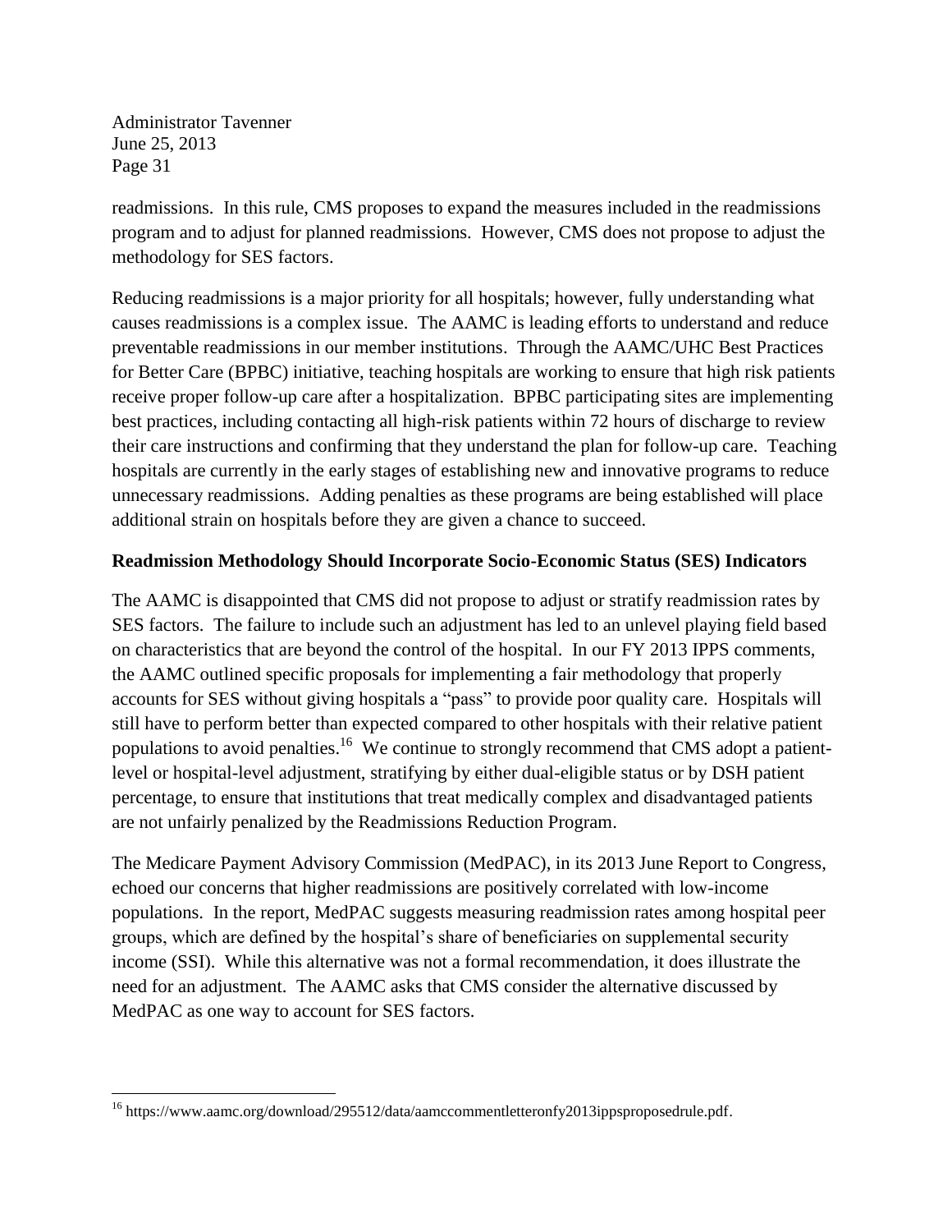readmissions. In this rule, CMS proposes to expand the measures included in the readmissions program and to adjust for planned readmissions. However, CMS does not propose to adjust the methodology for SES factors.

Reducing readmissions is a major priority for all hospitals; however, fully understanding what causes readmissions is a complex issue. The AAMC is leading efforts to understand and reduce preventable readmissions in our member institutions. Through the AAMC/UHC Best Practices for Better Care (BPBC) initiative, teaching hospitals are working to ensure that high risk patients receive proper follow-up care after a hospitalization. BPBC participating sites are implementing best practices, including contacting all high-risk patients within 72 hours of discharge to review their care instructions and confirming that they understand the plan for follow-up care. Teaching hospitals are currently in the early stages of establishing new and innovative programs to reduce unnecessary readmissions. Adding penalties as these programs are being established will place additional strain on hospitals before they are given a chance to succeed.

**Readmission Methodology Should Incorporate Socio-Economic Status (SES) Indicators**

The AAMC is disappointed that CMS did not propose to adjust or stratify readmission rates by SES factors. The failure to include such an adjustment has led to an unlevel playing field based on characteristics that are beyond the control of the hospital. In our FY 2013 IPPS comments, the AAMC outlined specific proposals for implementing a fair methodology that properly accounts for SES without giving hospitals a "pass" to provide poor quality care. Hospitals will still have to perform better than expected compared to other hospitals with their relative patient populations to avoid penalties.[16] We continue to strongly recommend that CMS adopt a patient-level or hospital-level adjustment, stratifying by either dual-eligible status or by DSH patient percentage, to ensure that institutions that treat medically complex and disadvantaged patients are not unfairly penalized by the Readmissions Reduction Program.

The Medicare Payment Advisory Commission (MedPAC), in its 2013 June Report to Congress, echoed our concerns that higher readmissions are positively correlated with low-income populations. In the report, MedPAC suggests measuring readmission rates among hospital peer groups, which are defined by the hospital's share of beneficiaries on supplemental security income (SSI). While this alternative was not a formal recommendation, it does illustrate the need for an adjustment. The AAMC asks that CMS consider the alternative discussed by MedPAC as one way to account for SES factors.

---

[16] https://www.aamc.org/download/295512/data/aamccommentletteronfy2013ippsproposedrule.pdf.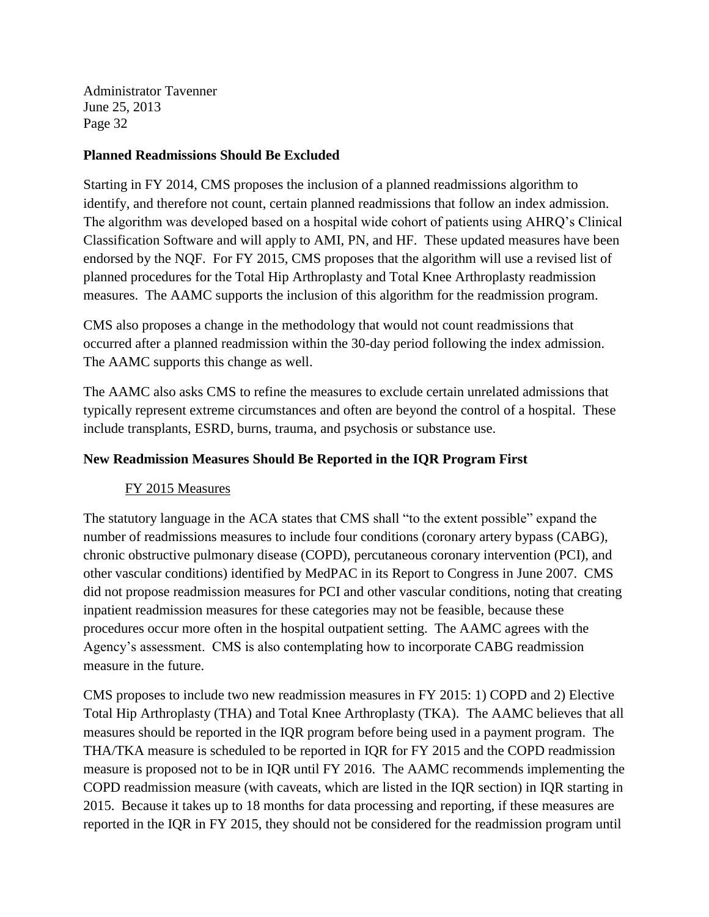**Planned Readmissions Should Be Excluded**

Starting in FY 2014, CMS proposes the inclusion of a planned readmissions algorithm to identify, and therefore not count, certain planned readmissions that follow an index admission. The algorithm was developed based on a hospital wide cohort of patients using AHRQ's Clinical Classification Software and will apply to AMI, PN, and HF. These updated measures have been endorsed by the NQF. For FY 2015, CMS proposes that the algorithm will use a revised list of planned procedures for the Total Hip Arthroplasty and Total Knee Arthroplasty readmission measures. The AAMC supports the inclusion of this algorithm for the readmission program.

CMS also proposes a change in the methodology that would not count readmissions that occurred after a planned readmission within the 30-day period following the index admission. The AAMC supports this change as well.

The AAMC also asks CMS to refine the measures to exclude certain unrelated admissions that typically represent extreme circumstances and often are beyond the control of a hospital. These include transplants, ESRD, burns, trauma, and psychosis or substance use.

**New Readmission Measures Should Be Reported in the IQR Program First**

FY 2015 Measures

The statutory language in the ACA states that CMS shall "to the extent possible" expand the number of readmissions measures to include four conditions (coronary artery bypass (CABG), chronic obstructive pulmonary disease (COPD), percutaneous coronary intervention (PCI), and other vascular conditions) identified by MedPAC in its Report to Congress in June 2007. CMS did not propose readmission measures for PCI and other vascular conditions, noting that creating inpatient readmission measures for these categories may not be feasible, because these procedures occur more often in the hospital outpatient setting. The AAMC agrees with the Agency's assessment. CMS is also contemplating how to incorporate CABG readmission measure in the future.

CMS proposes to include two new readmission measures in FY 2015: 1) COPD and 2) Elective Total Hip Arthroplasty (THA) and Total Knee Arthroplasty (TKA). The AAMC believes that all measures should be reported in the IQR program before being used in a payment program. The THA/TKA measure is scheduled to be reported in IQR for FY 2015 and the COPD readmission measure is proposed not to be in IQR until FY 2016. The AAMC recommends implementing the COPD readmission measure (with caveats, which are listed in the IQR section) in IQR starting in 2015. Because it takes up to 18 months for data processing and reporting, if these measures are reported in the IQR in FY 2015, they should not be considered for the readmission program until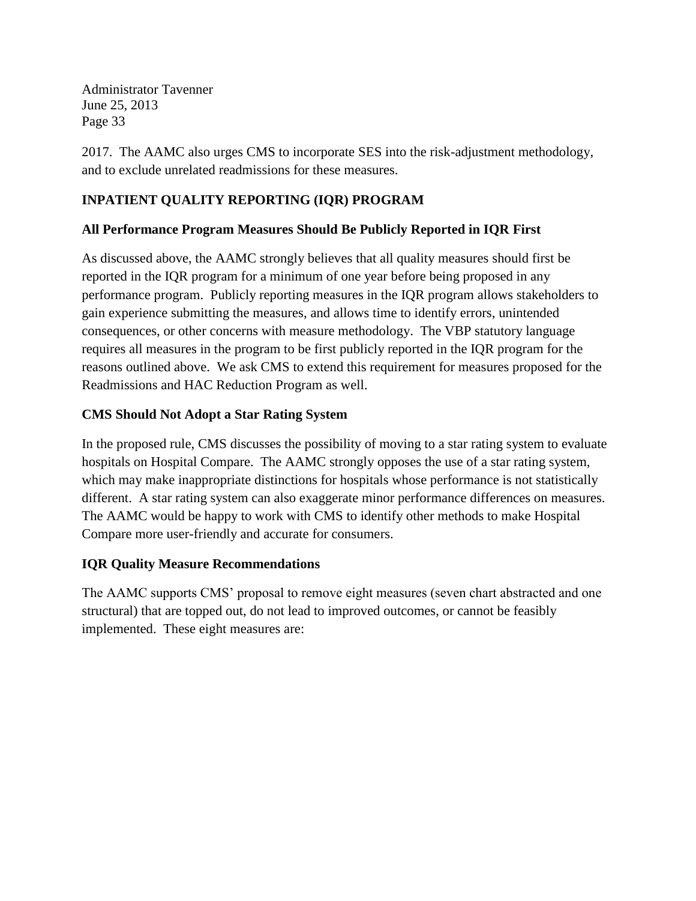2017. The AAMC also urges CMS to incorporate SES into the risk-adjustment methodology, and to exclude unrelated readmissions for these measures.

## INPATIENT QUALITY REPORTING (IQR) PROGRAM

### All Performance Program Measures Should Be Publicly Reported in IQR First

As discussed above, the AAMC strongly believes that all quality measures should first be reported in the IQR program for a minimum of one year before being proposed in any performance program. Publicly reporting measures in the IQR program allows stakeholders to gain experience submitting the measures, and allows time to identify errors, unintended consequences, or other concerns with measure methodology. The VBP statutory language requires all measures in the program to be first publicly reported in the IQR program for the reasons outlined above. We ask CMS to extend this requirement for measures proposed for the Readmissions and HAC Reduction Program as well.

### CMS Should Not Adopt a Star Rating System

In the proposed rule, CMS discusses the possibility of moving to a star rating system to evaluate hospitals on Hospital Compare. The AAMC strongly opposes the use of a star rating system, which may make inappropriate distinctions for hospitals whose performance is not statistically different. A star rating system can also exaggerate minor performance differences on measures. The AAMC would be happy to work with CMS to identify other methods to make Hospital Compare more user-friendly and accurate for consumers.

### IQR Quality Measure Recommendations

The AAMC supports CMS' proposal to remove eight measures (seven chart abstracted and one structural) that are topped out, do not lead to improved outcomes, or cannot be feasibly implemented. These eight measures are: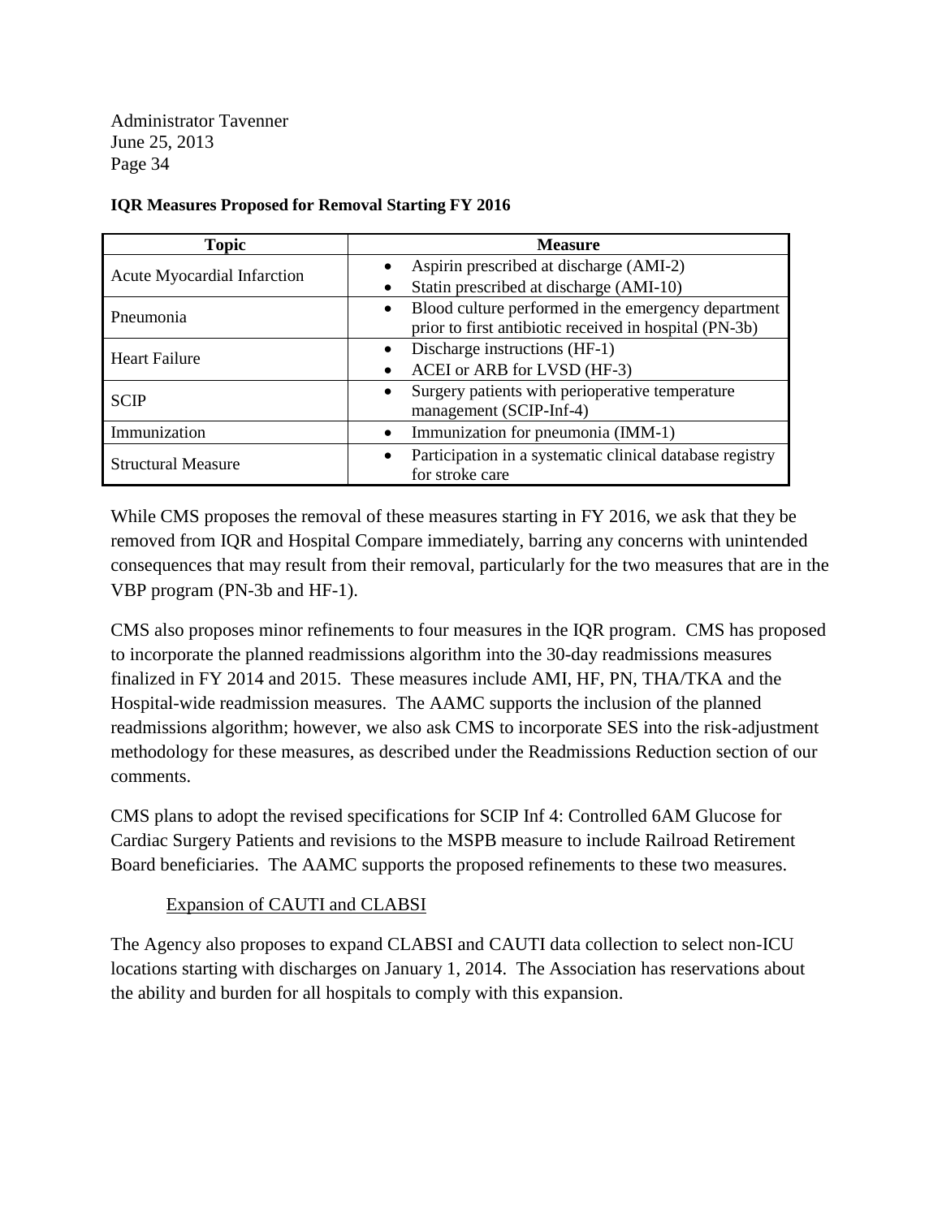Administrator Tavenner
June 25, 2013
Page 34

**IQR Measures Proposed for Removal Starting FY 2016**

| Topic | Measure |
|---|---|
| Acute Myocardial Infarction | • Aspirin prescribed at discharge (AMI-2)<br>• Statin prescribed at discharge (AMI-10) |
| Pneumonia | • Blood culture performed in the emergency department prior to first antibiotic received in hospital (PN-3b) |
| Heart Failure | • Discharge instructions (HF-1)<br>• ACEI or ARB for LVSD (HF-3) |
| SCIP | • Surgery patients with perioperative temperature management (SCIP-Inf-4) |
| Immunization | • Immunization for pneumonia (IMM-1) |
| Structural Measure | • Participation in a systematic clinical database registry for stroke care |

While CMS proposes the removal of these measures starting in FY 2016, we ask that they be removed from IQR and Hospital Compare immediately, barring any concerns with unintended consequences that may result from their removal, particularly for the two measures that are in the VBP program (PN-3b and HF-1).

CMS also proposes minor refinements to four measures in the IQR program. CMS has proposed to incorporate the planned readmissions algorithm into the 30-day readmissions measures finalized in FY 2014 and 2015. These measures include AMI, HF, PN, THA/TKA and the Hospital-wide readmission measures. The AAMC supports the inclusion of the planned readmissions algorithm; however, we also ask CMS to incorporate SES into the risk-adjustment methodology for these measures, as described under the Readmissions Reduction section of our comments.

CMS plans to adopt the revised specifications for SCIP Inf 4: Controlled 6AM Glucose for Cardiac Surgery Patients and revisions to the MSPB measure to include Railroad Retirement Board beneficiaries. The AAMC supports the proposed refinements to these two measures.

Expansion of CAUTI and CLABSI

The Agency also proposes to expand CLABSI and CAUTI data collection to select non-ICU locations starting with discharges on January 1, 2014. The Association has reservations about the ability and burden for all hospitals to comply with this expansion.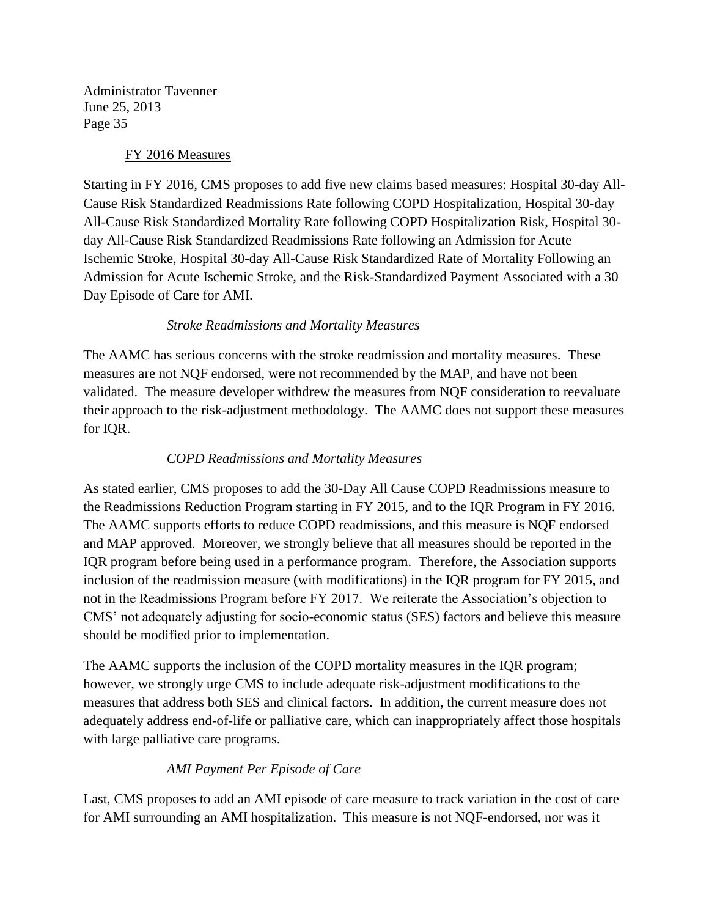FY 2016 Measures

Starting in FY 2016, CMS proposes to add five new claims based measures: Hospital 30-day All-Cause Risk Standardized Readmissions Rate following COPD Hospitalization, Hospital 30-day All-Cause Risk Standardized Mortality Rate following COPD Hospitalization Risk, Hospital 30-day All-Cause Risk Standardized Readmissions Rate following an Admission for Acute Ischemic Stroke, Hospital 30-day All-Cause Risk Standardized Rate of Mortality Following an Admission for Acute Ischemic Stroke, and the Risk-Standardized Payment Associated with a 30 Day Episode of Care for AMI.

*Stroke Readmissions and Mortality Measures*

The AAMC has serious concerns with the stroke readmission and mortality measures. These measures are not NQF endorsed, were not recommended by the MAP, and have not been validated. The measure developer withdrew the measures from NQF consideration to reevaluate their approach to the risk-adjustment methodology. The AAMC does not support these measures for IQR.

*COPD Readmissions and Mortality Measures*

As stated earlier, CMS proposes to add the 30-Day All Cause COPD Readmissions measure to the Readmissions Reduction Program starting in FY 2015, and to the IQR Program in FY 2016. The AAMC supports efforts to reduce COPD readmissions, and this measure is NQF endorsed and MAP approved. Moreover, we strongly believe that all measures should be reported in the IQR program before being used in a performance program. Therefore, the Association supports inclusion of the readmission measure (with modifications) in the IQR program for FY 2015, and not in the Readmissions Program before FY 2017. We reiterate the Association's objection to CMS' not adequately adjusting for socio-economic status (SES) factors and believe this measure should be modified prior to implementation.

The AAMC supports the inclusion of the COPD mortality measures in the IQR program; however, we strongly urge CMS to include adequate risk-adjustment modifications to the measures that address both SES and clinical factors. In addition, the current measure does not adequately address end-of-life or palliative care, which can inappropriately affect those hospitals with large palliative care programs.

*AMI Payment Per Episode of Care*

Last, CMS proposes to add an AMI episode of care measure to track variation in the cost of care for AMI surrounding an AMI hospitalization. This measure is not NQF-endorsed, nor was it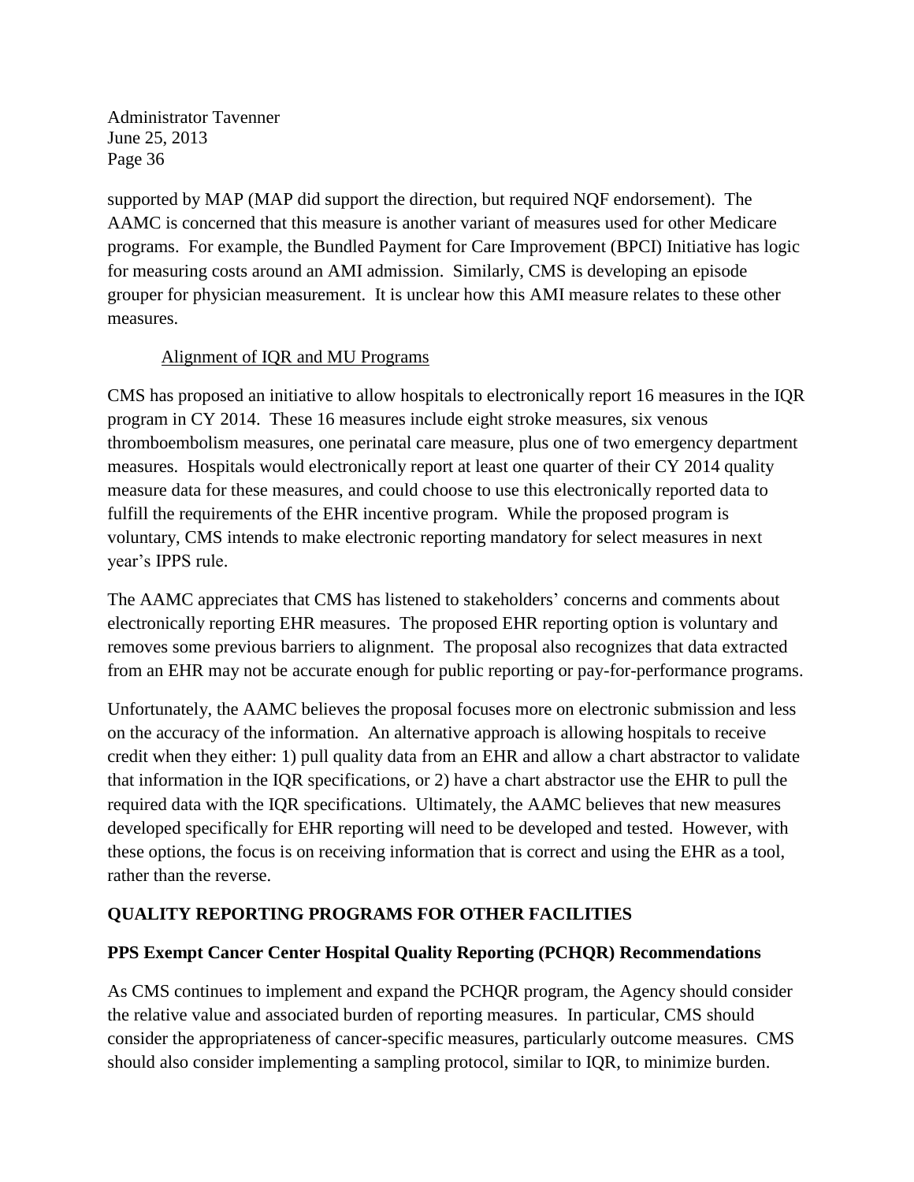supported by MAP (MAP did support the direction, but required NQF endorsement). The AAMC is concerned that this measure is another variant of measures used for other Medicare programs. For example, the Bundled Payment for Care Improvement (BPCI) Initiative has logic for measuring costs around an AMI admission. Similarly, CMS is developing an episode grouper for physician measurement. It is unclear how this AMI measure relates to these other measures.

<u>Alignment of IQR and MU Programs</u>

CMS has proposed an initiative to allow hospitals to electronically report 16 measures in the IQR program in CY 2014. These 16 measures include eight stroke measures, six venous thromboembolism measures, one perinatal care measure, plus one of two emergency department measures. Hospitals would electronically report at least one quarter of their CY 2014 quality measure data for these measures, and could choose to use this electronically reported data to fulfill the requirements of the EHR incentive program. While the proposed program is voluntary, CMS intends to make electronic reporting mandatory for select measures in next year's IPPS rule.

The AAMC appreciates that CMS has listened to stakeholders' concerns and comments about electronically reporting EHR measures. The proposed EHR reporting option is voluntary and removes some previous barriers to alignment. The proposal also recognizes that data extracted from an EHR may not be accurate enough for public reporting or pay-for-performance programs.

Unfortunately, the AAMC believes the proposal focuses more on electronic submission and less on the accuracy of the information. An alternative approach is allowing hospitals to receive credit when they either: 1) pull quality data from an EHR and allow a chart abstractor to validate that information in the IQR specifications, or 2) have a chart abstractor use the EHR to pull the required data with the IQR specifications. Ultimately, the AAMC believes that new measures developed specifically for EHR reporting will need to be developed and tested. However, with these options, the focus is on receiving information that is correct and using the EHR as a tool, rather than the reverse.

## QUALITY REPORTING PROGRAMS FOR OTHER FACILITIES

### PPS Exempt Cancer Center Hospital Quality Reporting (PCHQR) Recommendations

As CMS continues to implement and expand the PCHQR program, the Agency should consider the relative value and associated burden of reporting measures. In particular, CMS should consider the appropriateness of cancer-specific measures, particularly outcome measures. CMS should also consider implementing a sampling protocol, similar to IQR, to minimize burden.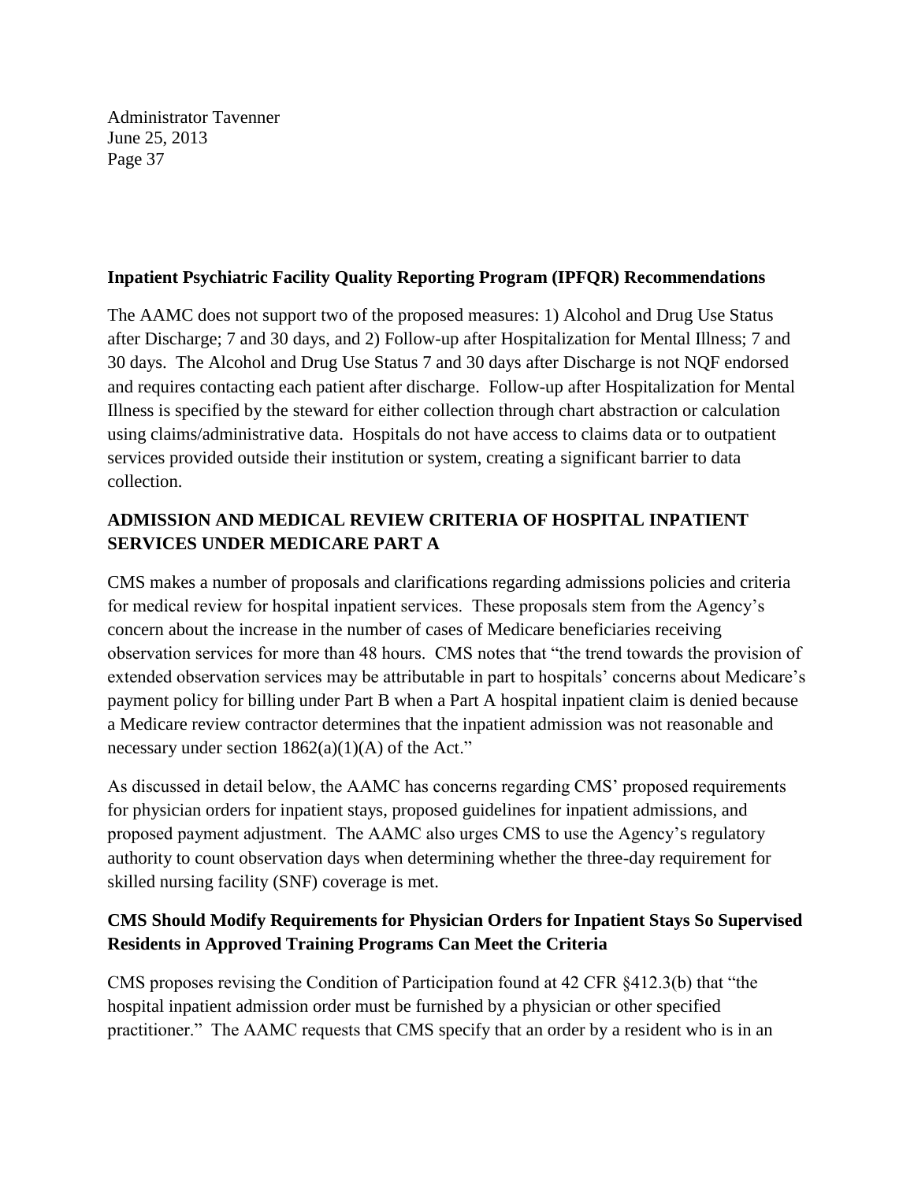**Inpatient Psychiatric Facility Quality Reporting Program (IPFQR) Recommendations**

The AAMC does not support two of the proposed measures: 1) Alcohol and Drug Use Status after Discharge; 7 and 30 days, and 2) Follow-up after Hospitalization for Mental Illness; 7 and 30 days. The Alcohol and Drug Use Status 7 and 30 days after Discharge is not NQF endorsed and requires contacting each patient after discharge. Follow-up after Hospitalization for Mental Illness is specified by the steward for either collection through chart abstraction or calculation using claims/administrative data. Hospitals do not have access to claims data or to outpatient services provided outside their institution or system, creating a significant barrier to data collection.

## ADMISSION AND MEDICAL REVIEW CRITERIA OF HOSPITAL INPATIENT SERVICES UNDER MEDICARE PART A

CMS makes a number of proposals and clarifications regarding admissions policies and criteria for medical review for hospital inpatient services. These proposals stem from the Agency's concern about the increase in the number of cases of Medicare beneficiaries receiving observation services for more than 48 hours. CMS notes that "the trend towards the provision of extended observation services may be attributable in part to hospitals' concerns about Medicare's payment policy for billing under Part B when a Part A hospital inpatient claim is denied because a Medicare review contractor determines that the inpatient admission was not reasonable and necessary under section 1862(a)(1)(A) of the Act."

As discussed in detail below, the AAMC has concerns regarding CMS' proposed requirements for physician orders for inpatient stays, proposed guidelines for inpatient admissions, and proposed payment adjustment. The AAMC also urges CMS to use the Agency's regulatory authority to count observation days when determining whether the three-day requirement for skilled nursing facility (SNF) coverage is met.

### CMS Should Modify Requirements for Physician Orders for Inpatient Stays So Supervised Residents in Approved Training Programs Can Meet the Criteria

CMS proposes revising the Condition of Participation found at 42 CFR §412.3(b) that "the hospital inpatient admission order must be furnished by a physician or other specified practitioner." The AAMC requests that CMS specify that an order by a resident who is in an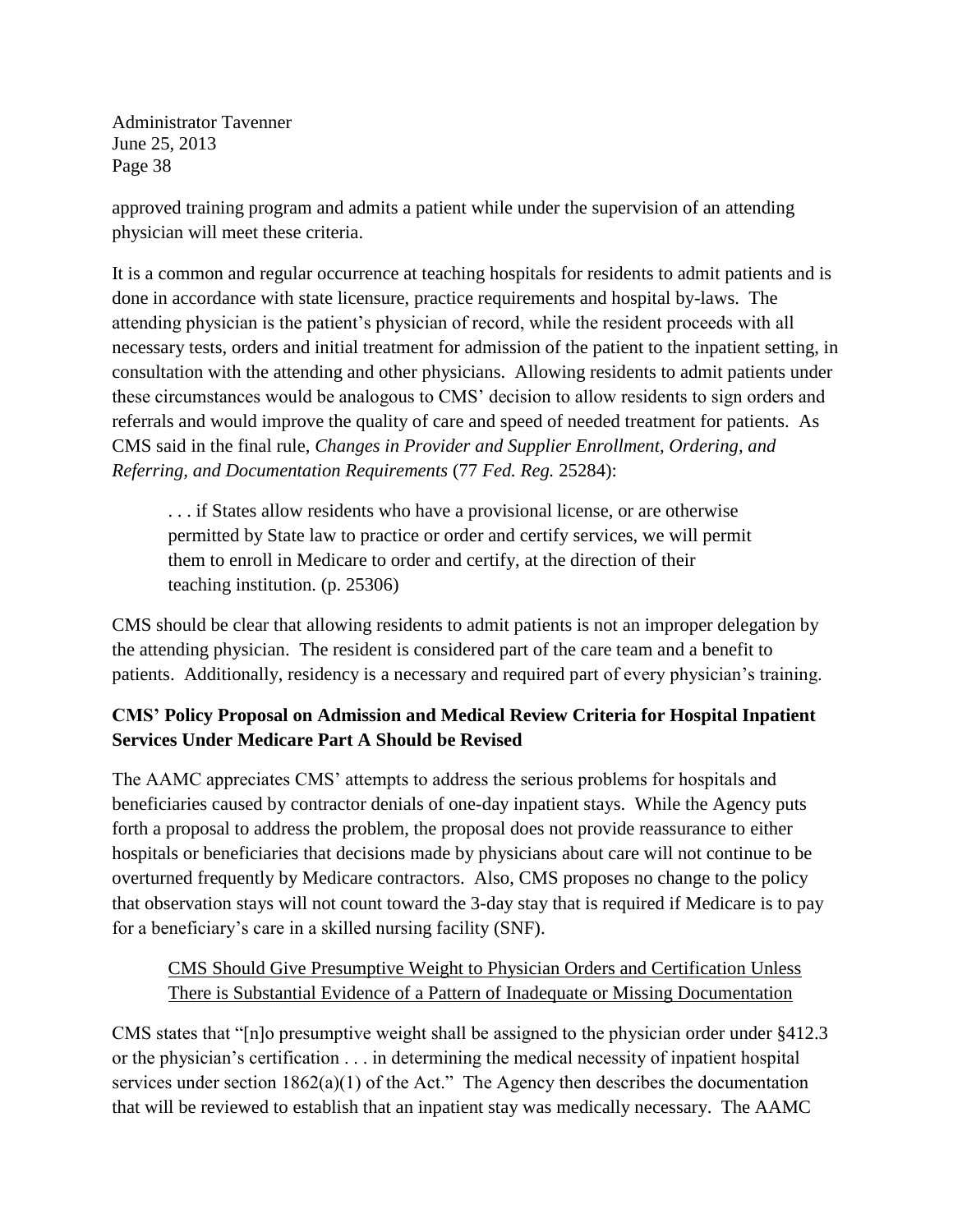approved training program and admits a patient while under the supervision of an attending physician will meet these criteria.

It is a common and regular occurrence at teaching hospitals for residents to admit patients and is done in accordance with state licensure, practice requirements and hospital by-laws. The attending physician is the patient's physician of record, while the resident proceeds with all necessary tests, orders and initial treatment for admission of the patient to the inpatient setting, in consultation with the attending and other physicians. Allowing residents to admit patients under these circumstances would be analogous to CMS' decision to allow residents to sign orders and referrals and would improve the quality of care and speed of needed treatment for patients. As CMS said in the final rule, *Changes in Provider and Supplier Enrollment, Ordering, and Referring, and Documentation Requirements* (77 *Fed. Reg.* 25284):

> . . . if States allow residents who have a provisional license, or are otherwise permitted by State law to practice or order and certify services, we will permit them to enroll in Medicare to order and certify, at the direction of their teaching institution. (p. 25306)

CMS should be clear that allowing residents to admit patients is not an improper delegation by the attending physician. The resident is considered part of the care team and a benefit to patients. Additionally, residency is a necessary and required part of every physician's training.

**CMS' Policy Proposal on Admission and Medical Review Criteria for Hospital Inpatient Services Under Medicare Part A Should be Revised**

The AAMC appreciates CMS' attempts to address the serious problems for hospitals and beneficiaries caused by contractor denials of one-day inpatient stays. While the Agency puts forth a proposal to address the problem, the proposal does not provide reassurance to either hospitals or beneficiaries that decisions made by physicians about care will not continue to be overturned frequently by Medicare contractors. Also, CMS proposes no change to the policy that observation stays will not count toward the 3-day stay that is required if Medicare is to pay for a beneficiary's care in a skilled nursing facility (SNF).

<u>CMS Should Give Presumptive Weight to Physician Orders and Certification Unless There is Substantial Evidence of a Pattern of Inadequate or Missing Documentation</u>

CMS states that "[n]o presumptive weight shall be assigned to the physician order under §412.3 or the physician's certification . . . in determining the medical necessity of inpatient hospital services under section 1862(a)(1) of the Act." The Agency then describes the documentation that will be reviewed to establish that an inpatient stay was medically necessary. The AAMC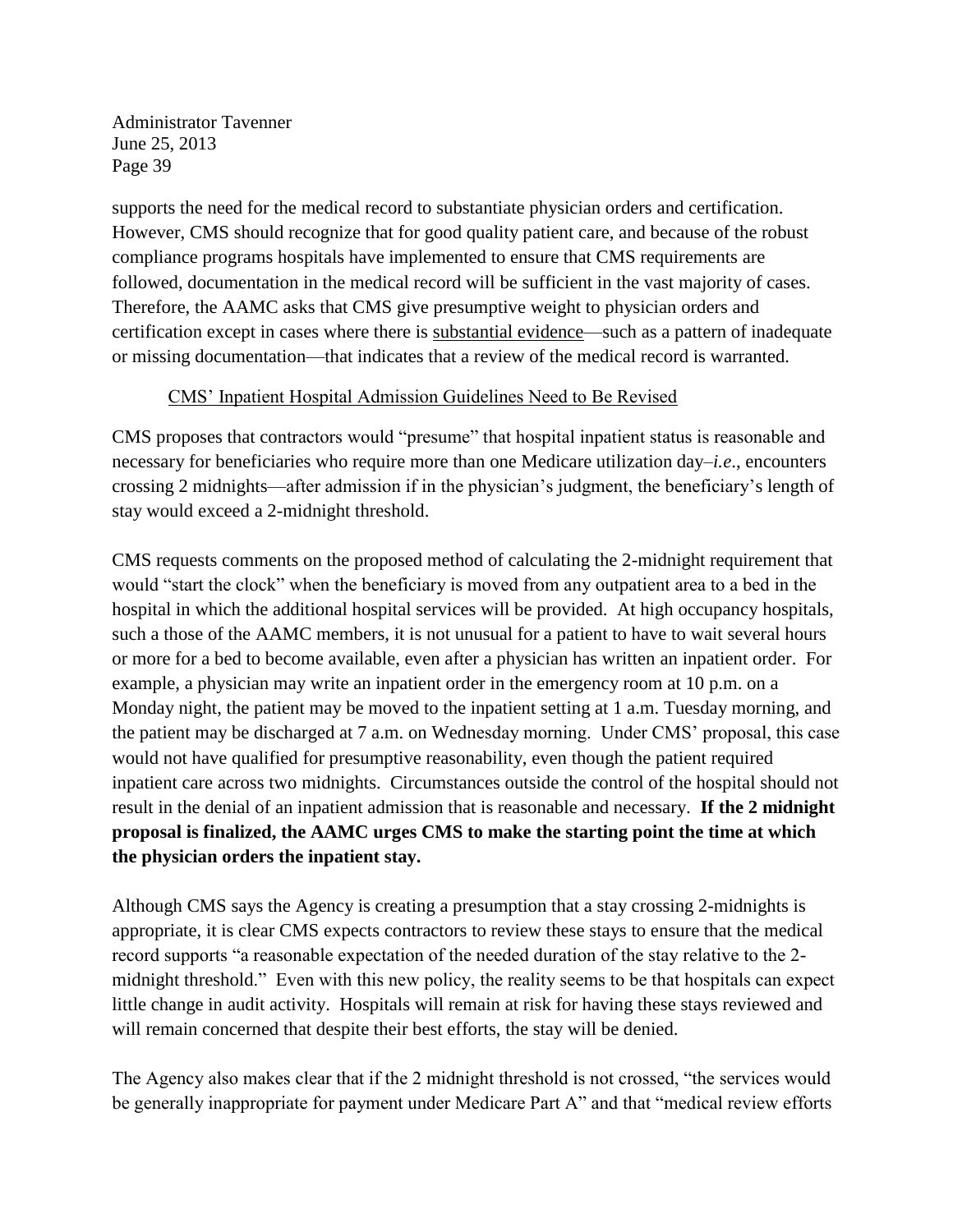supports the need for the medical record to substantiate physician orders and certification. However, CMS should recognize that for good quality patient care, and because of the robust compliance programs hospitals have implemented to ensure that CMS requirements are followed, documentation in the medical record will be sufficient in the vast majority of cases. Therefore, the AAMC asks that CMS give presumptive weight to physician orders and certification except in cases where there is substantial evidence—such as a pattern of inadequate or missing documentation—that indicates that a review of the medical record is warranted.

### CMS' Inpatient Hospital Admission Guidelines Need to Be Revised

CMS proposes that contractors would "presume" that hospital inpatient status is reasonable and necessary for beneficiaries who require more than one Medicare utilization day–*i.e*., encounters crossing 2 midnights—after admission if in the physician's judgment, the beneficiary's length of stay would exceed a 2-midnight threshold.

CMS requests comments on the proposed method of calculating the 2-midnight requirement that would "start the clock" when the beneficiary is moved from any outpatient area to a bed in the hospital in which the additional hospital services will be provided. At high occupancy hospitals, such a those of the AAMC members, it is not unusual for a patient to have to wait several hours or more for a bed to become available, even after a physician has written an inpatient order. For example, a physician may write an inpatient order in the emergency room at 10 p.m. on a Monday night, the patient may be moved to the inpatient setting at 1 a.m. Tuesday morning, and the patient may be discharged at 7 a.m. on Wednesday morning. Under CMS' proposal, this case would not have qualified for presumptive reasonability, even though the patient required inpatient care across two midnights. Circumstances outside the control of the hospital should not result in the denial of an inpatient admission that is reasonable and necessary. **If the 2 midnight proposal is finalized, the AAMC urges CMS to make the starting point the time at which the physician orders the inpatient stay.**

Although CMS says the Agency is creating a presumption that a stay crossing 2-midnights is appropriate, it is clear CMS expects contractors to review these stays to ensure that the medical record supports "a reasonable expectation of the needed duration of the stay relative to the 2-midnight threshold." Even with this new policy, the reality seems to be that hospitals can expect little change in audit activity. Hospitals will remain at risk for having these stays reviewed and will remain concerned that despite their best efforts, the stay will be denied.

The Agency also makes clear that if the 2 midnight threshold is not crossed, "the services would be generally inappropriate for payment under Medicare Part A" and that "medical review efforts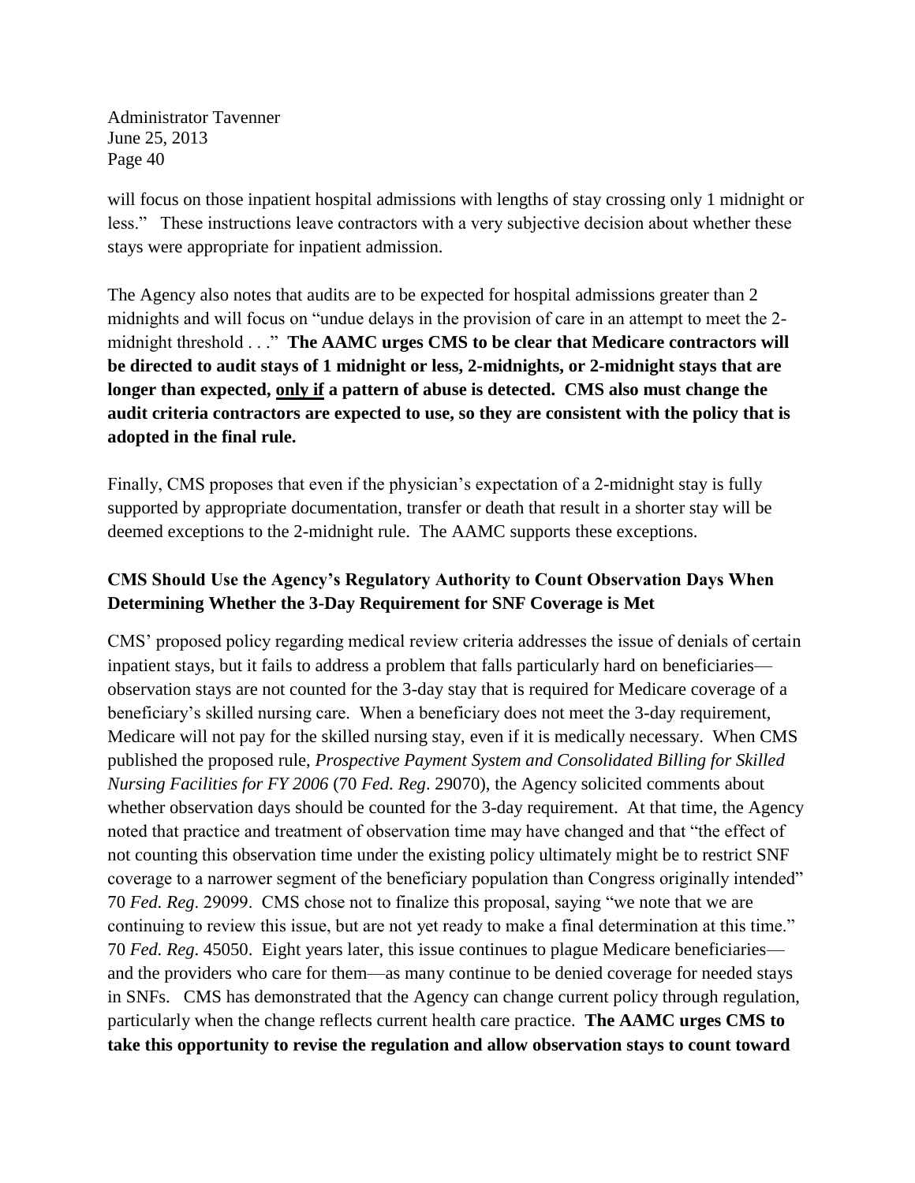will focus on those inpatient hospital admissions with lengths of stay crossing only 1 midnight or less." These instructions leave contractors with a very subjective decision about whether these stays were appropriate for inpatient admission.

The Agency also notes that audits are to be expected for hospital admissions greater than 2 midnights and will focus on "undue delays in the provision of care in an attempt to meet the 2-midnight threshold . . ." **The AAMC urges CMS to be clear that Medicare contractors will be directed to audit stays of 1 midnight or less, 2-midnights, or 2-midnight stays that are longer than expected, <u>only if</u> a pattern of abuse is detected. CMS also must change the audit criteria contractors are expected to use, so they are consistent with the policy that is adopted in the final rule.**

Finally, CMS proposes that even if the physician's expectation of a 2-midnight stay is fully supported by appropriate documentation, transfer or death that result in a shorter stay will be deemed exceptions to the 2-midnight rule. The AAMC supports these exceptions.

### CMS Should Use the Agency's Regulatory Authority to Count Observation Days When Determining Whether the 3-Day Requirement for SNF Coverage is Met

CMS' proposed policy regarding medical review criteria addresses the issue of denials of certain inpatient stays, but it fails to address a problem that falls particularly hard on beneficiaries—observation stays are not counted for the 3-day stay that is required for Medicare coverage of a beneficiary's skilled nursing care. When a beneficiary does not meet the 3-day requirement, Medicare will not pay for the skilled nursing stay, even if it is medically necessary. When CMS published the proposed rule, *Prospective Payment System and Consolidated Billing for Skilled Nursing Facilities for FY 2006* (70 *Fed. Reg*. 29070), the Agency solicited comments about whether observation days should be counted for the 3-day requirement. At that time, the Agency noted that practice and treatment of observation time may have changed and that "the effect of not counting this observation time under the existing policy ultimately might be to restrict SNF coverage to a narrower segment of the beneficiary population than Congress originally intended" 70 *Fed. Reg*. 29099. CMS chose not to finalize this proposal, saying "we note that we are continuing to review this issue, but are not yet ready to make a final determination at this time." 70 *Fed. Reg*. 45050. Eight years later, this issue continues to plague Medicare beneficiaries—and the providers who care for them—as many continue to be denied coverage for needed stays in SNFs. CMS has demonstrated that the Agency can change current policy through regulation, particularly when the change reflects current health care practice. **The AAMC urges CMS to take this opportunity to revise the regulation and allow observation stays to count toward**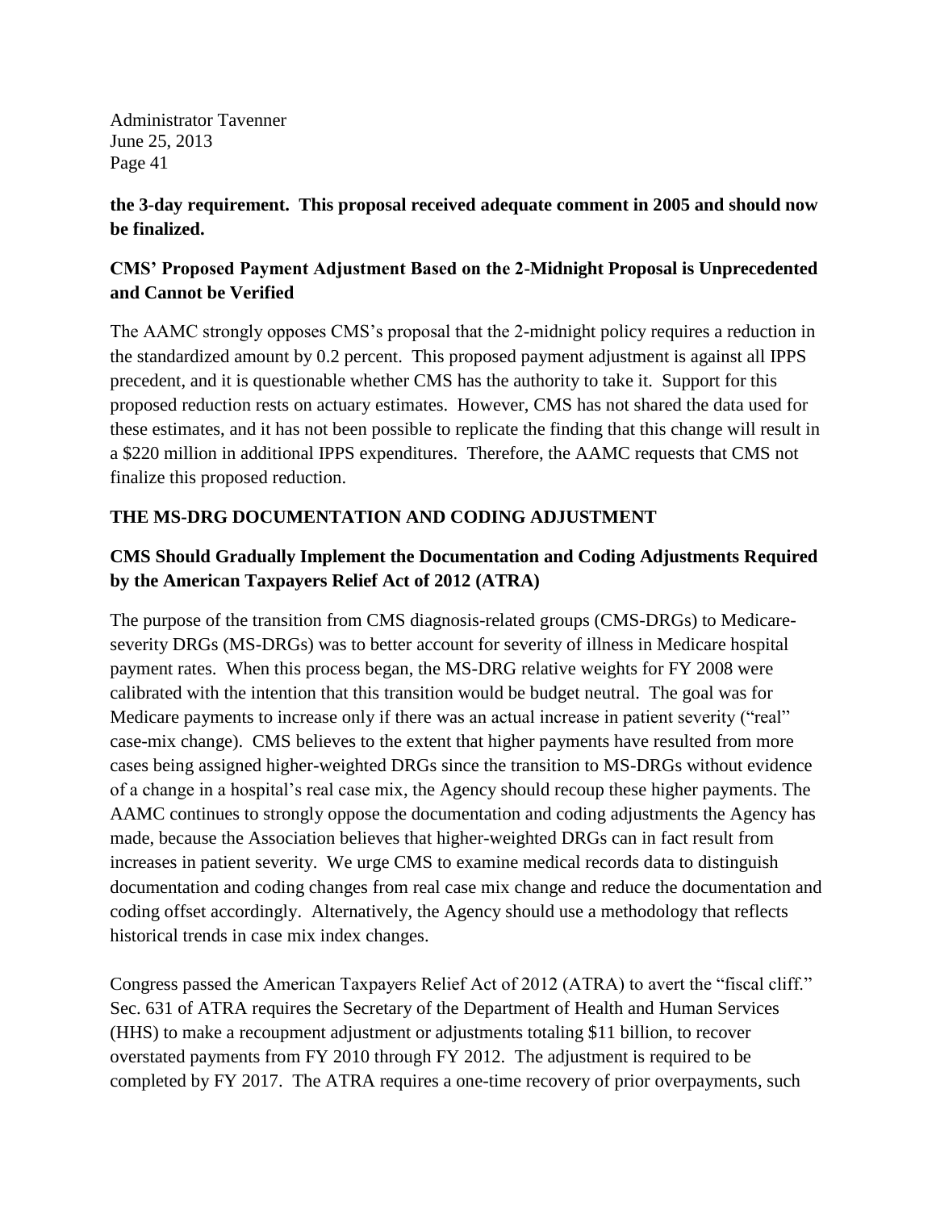**the 3-day requirement. This proposal received adequate comment in 2005 and should now be finalized.**

### CMS' Proposed Payment Adjustment Based on the 2-Midnight Proposal is Unprecedented and Cannot be Verified

The AAMC strongly opposes CMS's proposal that the 2-midnight policy requires a reduction in the standardized amount by 0.2 percent. This proposed payment adjustment is against all IPPS precedent, and it is questionable whether CMS has the authority to take it. Support for this proposed reduction rests on actuary estimates. However, CMS has not shared the data used for these estimates, and it has not been possible to replicate the finding that this change will result in a $220 million in additional IPPS expenditures. Therefore, the AAMC requests that CMS not finalize this proposed reduction.

## THE MS-DRG DOCUMENTATION AND CODING ADJUSTMENT

### CMS Should Gradually Implement the Documentation and Coding Adjustments Required by the American Taxpayers Relief Act of 2012 (ATRA)

The purpose of the transition from CMS diagnosis-related groups (CMS-DRGs) to Medicare-severity DRGs (MS-DRGs) was to better account for severity of illness in Medicare hospital payment rates. When this process began, the MS-DRG relative weights for FY 2008 were calibrated with the intention that this transition would be budget neutral. The goal was for Medicare payments to increase only if there was an actual increase in patient severity ("real" case-mix change). CMS believes to the extent that higher payments have resulted from more cases being assigned higher-weighted DRGs since the transition to MS-DRGs without evidence of a change in a hospital's real case mix, the Agency should recoup these higher payments. The AAMC continues to strongly oppose the documentation and coding adjustments the Agency has made, because the Association believes that higher-weighted DRGs can in fact result from increases in patient severity. We urge CMS to examine medical records data to distinguish documentation and coding changes from real case mix change and reduce the documentation and coding offset accordingly. Alternatively, the Agency should use a methodology that reflects historical trends in case mix index changes.

Congress passed the American Taxpayers Relief Act of 2012 (ATRA) to avert the "fiscal cliff." Sec. 631 of ATRA requires the Secretary of the Department of Health and Human Services (HHS) to make a recoupment adjustment or adjustments totaling $11 billion, to recover overstated payments from FY 2010 through FY 2012. The adjustment is required to be completed by FY 2017. The ATRA requires a one-time recovery of prior overpayments, such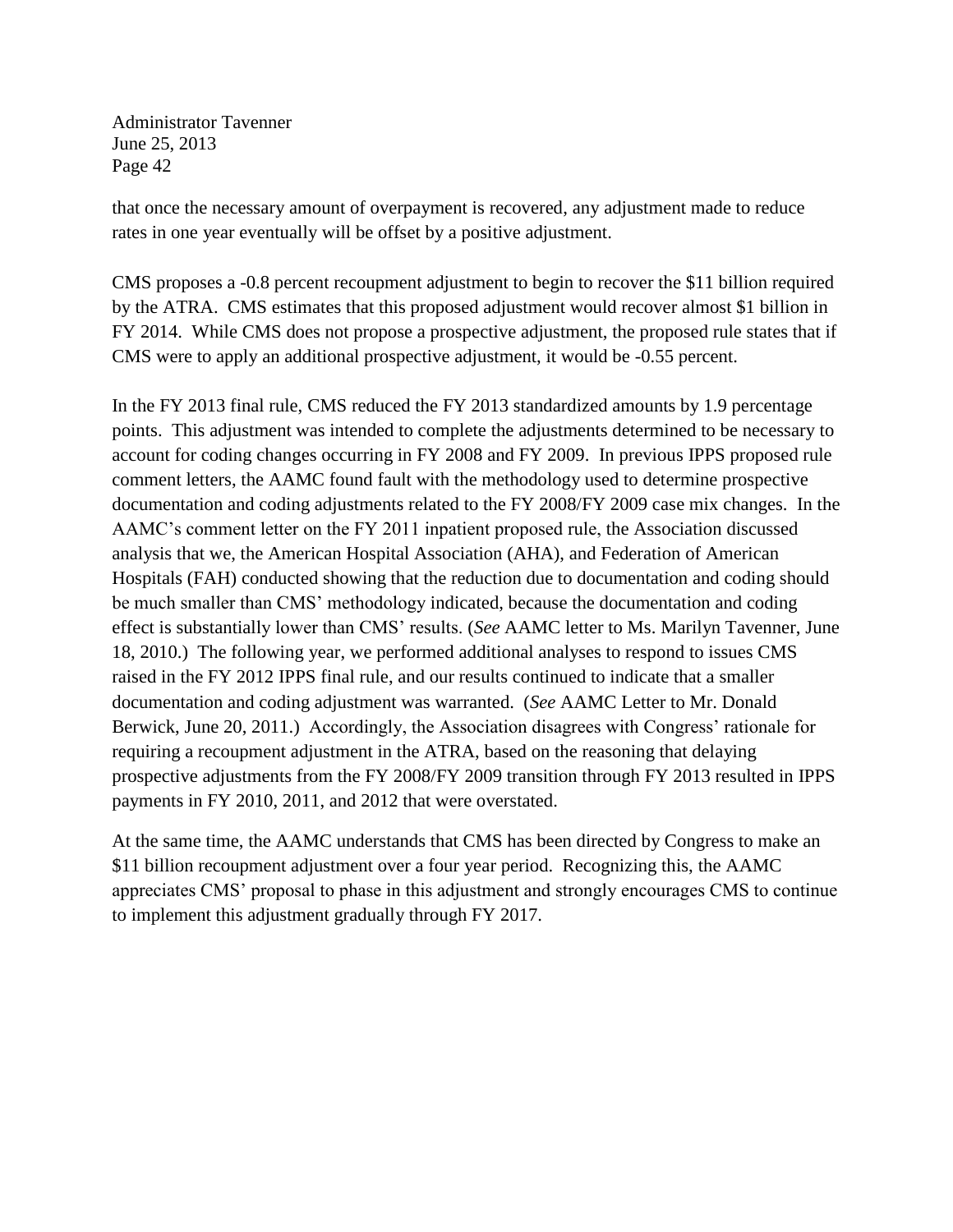that once the necessary amount of overpayment is recovered, any adjustment made to reduce rates in one year eventually will be offset by a positive adjustment.

CMS proposes a -0.8 percent recoupment adjustment to begin to recover the $11 billion required by the ATRA. CMS estimates that this proposed adjustment would recover almost $1 billion in FY 2014. While CMS does not propose a prospective adjustment, the proposed rule states that if CMS were to apply an additional prospective adjustment, it would be -0.55 percent.

In the FY 2013 final rule, CMS reduced the FY 2013 standardized amounts by 1.9 percentage points. This adjustment was intended to complete the adjustments determined to be necessary to account for coding changes occurring in FY 2008 and FY 2009. In previous IPPS proposed rule comment letters, the AAMC found fault with the methodology used to determine prospective documentation and coding adjustments related to the FY 2008/FY 2009 case mix changes. In the AAMC's comment letter on the FY 2011 inpatient proposed rule, the Association discussed analysis that we, the American Hospital Association (AHA), and Federation of American Hospitals (FAH) conducted showing that the reduction due to documentation and coding should be much smaller than CMS' methodology indicated, because the documentation and coding effect is substantially lower than CMS' results. (*See* AAMC letter to Ms. Marilyn Tavenner, June 18, 2010.) The following year, we performed additional analyses to respond to issues CMS raised in the FY 2012 IPPS final rule, and our results continued to indicate that a smaller documentation and coding adjustment was warranted. (*See* AAMC Letter to Mr. Donald Berwick, June 20, 2011.) Accordingly, the Association disagrees with Congress' rationale for requiring a recoupment adjustment in the ATRA, based on the reasoning that delaying prospective adjustments from the FY 2008/FY 2009 transition through FY 2013 resulted in IPPS payments in FY 2010, 2011, and 2012 that were overstated.

At the same time, the AAMC understands that CMS has been directed by Congress to make an $11 billion recoupment adjustment over a four year period. Recognizing this, the AAMC appreciates CMS' proposal to phase in this adjustment and strongly encourages CMS to continue to implement this adjustment gradually through FY 2017.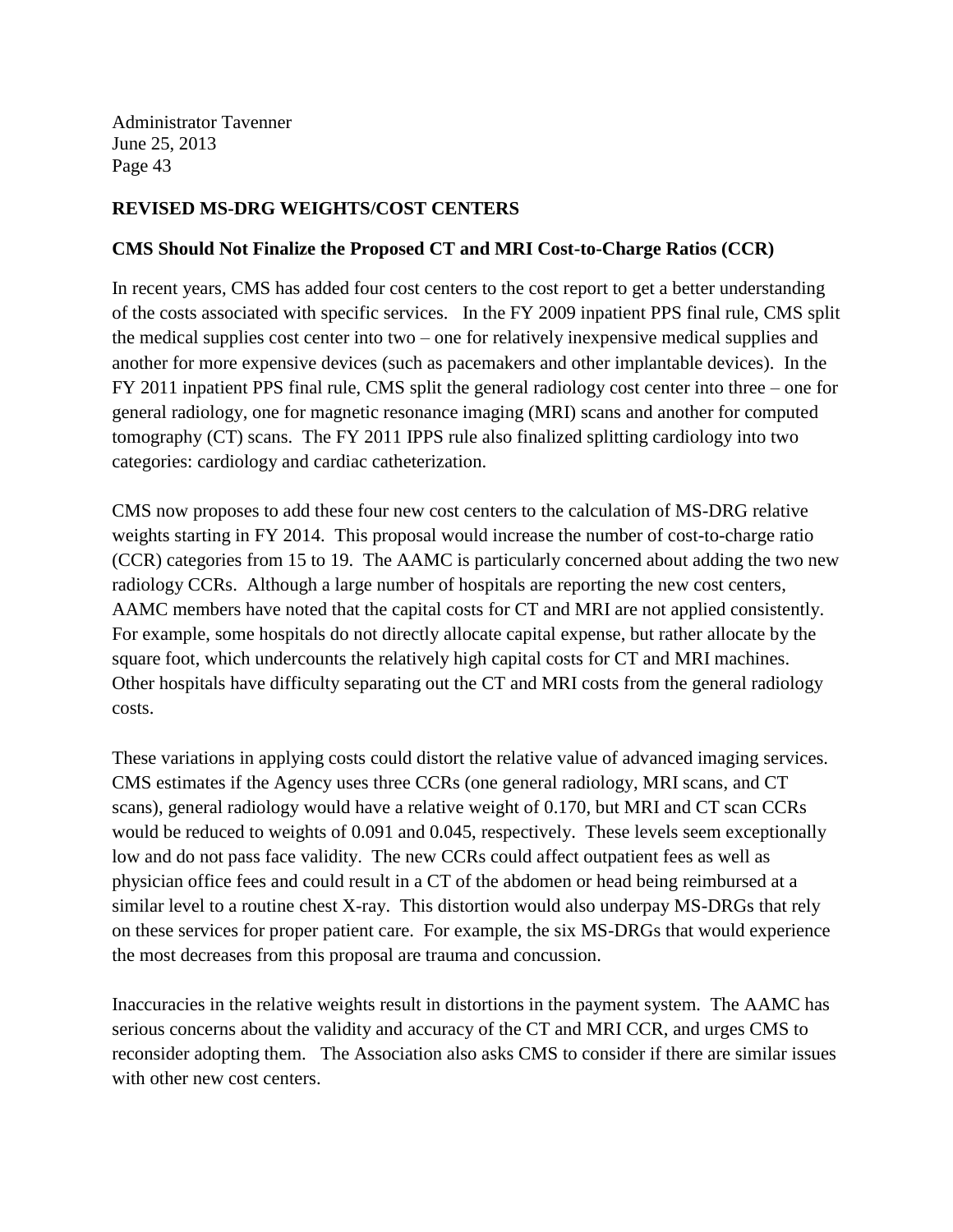## REVISED MS-DRG WEIGHTS/COST CENTERS

### CMS Should Not Finalize the Proposed CT and MRI Cost-to-Charge Ratios (CCR)

In recent years, CMS has added four cost centers to the cost report to get a better understanding of the costs associated with specific services. In the FY 2009 inpatient PPS final rule, CMS split the medical supplies cost center into two – one for relatively inexpensive medical supplies and another for more expensive devices (such as pacemakers and other implantable devices). In the FY 2011 inpatient PPS final rule, CMS split the general radiology cost center into three – one for general radiology, one for magnetic resonance imaging (MRI) scans and another for computed tomography (CT) scans. The FY 2011 IPPS rule also finalized splitting cardiology into two categories: cardiology and cardiac catheterization.

CMS now proposes to add these four new cost centers to the calculation of MS-DRG relative weights starting in FY 2014. This proposal would increase the number of cost-to-charge ratio (CCR) categories from 15 to 19. The AAMC is particularly concerned about adding the two new radiology CCRs. Although a large number of hospitals are reporting the new cost centers, AAMC members have noted that the capital costs for CT and MRI are not applied consistently. For example, some hospitals do not directly allocate capital expense, but rather allocate by the square foot, which undercounts the relatively high capital costs for CT and MRI machines. Other hospitals have difficulty separating out the CT and MRI costs from the general radiology costs.

These variations in applying costs could distort the relative value of advanced imaging services. CMS estimates if the Agency uses three CCRs (one general radiology, MRI scans, and CT scans), general radiology would have a relative weight of 0.170, but MRI and CT scan CCRs would be reduced to weights of 0.091 and 0.045, respectively. These levels seem exceptionally low and do not pass face validity. The new CCRs could affect outpatient fees as well as physician office fees and could result in a CT of the abdomen or head being reimbursed at a similar level to a routine chest X-ray. This distortion would also underpay MS-DRGs that rely on these services for proper patient care. For example, the six MS-DRGs that would experience the most decreases from this proposal are trauma and concussion.

Inaccuracies in the relative weights result in distortions in the payment system. The AAMC has serious concerns about the validity and accuracy of the CT and MRI CCR, and urges CMS to reconsider adopting them. The Association also asks CMS to consider if there are similar issues with other new cost centers.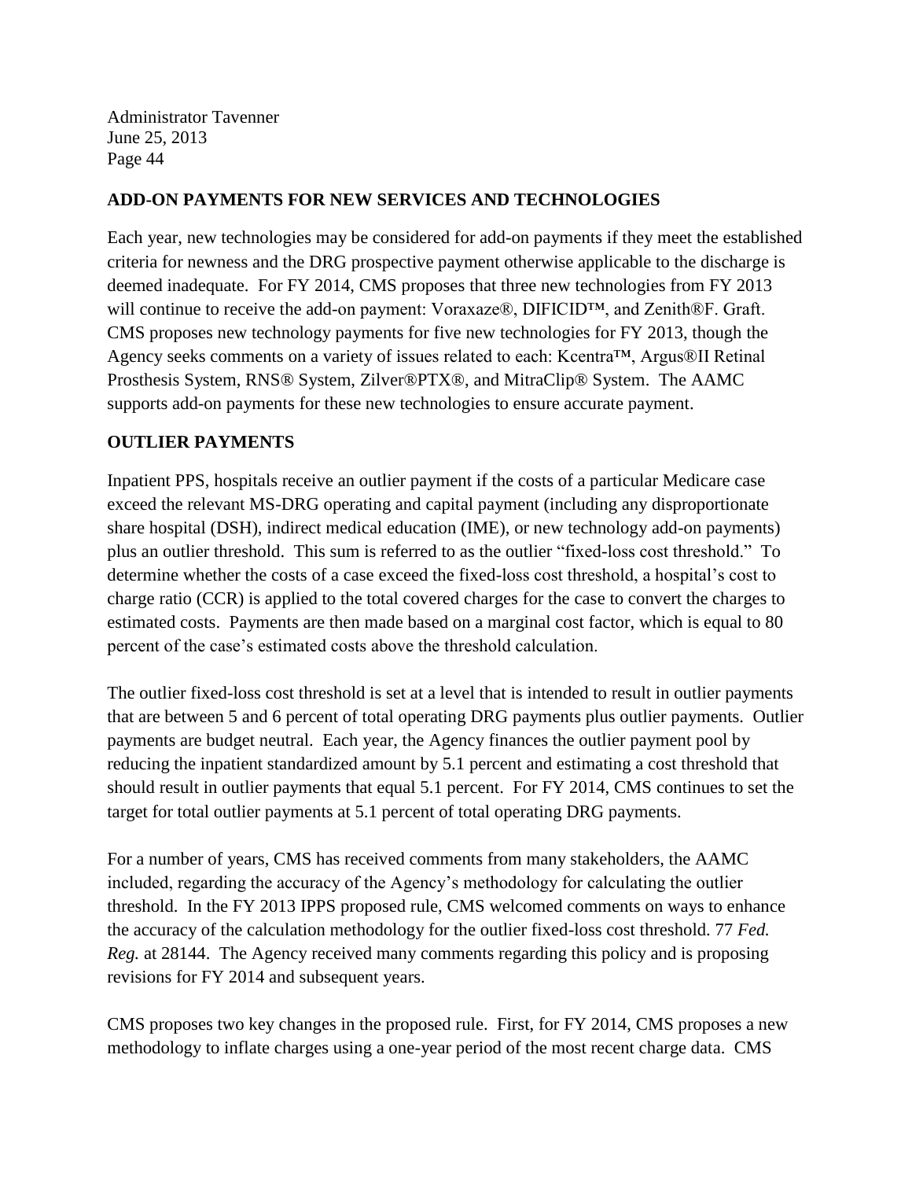## ADD-ON PAYMENTS FOR NEW SERVICES AND TECHNOLOGIES

Each year, new technologies may be considered for add-on payments if they meet the established criteria for newness and the DRG prospective payment otherwise applicable to the discharge is deemed inadequate. For FY 2014, CMS proposes that three new technologies from FY 2013 will continue to receive the add-on payment: Voraxaze®, DIFICID™, and Zenith®F. Graft. CMS proposes new technology payments for five new technologies for FY 2013, though the Agency seeks comments on a variety of issues related to each: Kcentra™, Argus®II Retinal Prosthesis System, RNS® System, Zilver®PTX®, and MitraClip® System. The AAMC supports add-on payments for these new technologies to ensure accurate payment.

## OUTLIER PAYMENTS

Inpatient PPS, hospitals receive an outlier payment if the costs of a particular Medicare case exceed the relevant MS-DRG operating and capital payment (including any disproportionate share hospital (DSH), indirect medical education (IME), or new technology add-on payments) plus an outlier threshold. This sum is referred to as the outlier "fixed-loss cost threshold." To determine whether the costs of a case exceed the fixed-loss cost threshold, a hospital's cost to charge ratio (CCR) is applied to the total covered charges for the case to convert the charges to estimated costs. Payments are then made based on a marginal cost factor, which is equal to 80 percent of the case's estimated costs above the threshold calculation.

The outlier fixed-loss cost threshold is set at a level that is intended to result in outlier payments that are between 5 and 6 percent of total operating DRG payments plus outlier payments. Outlier payments are budget neutral. Each year, the Agency finances the outlier payment pool by reducing the inpatient standardized amount by 5.1 percent and estimating a cost threshold that should result in outlier payments that equal 5.1 percent. For FY 2014, CMS continues to set the target for total outlier payments at 5.1 percent of total operating DRG payments.

For a number of years, CMS has received comments from many stakeholders, the AAMC included, regarding the accuracy of the Agency's methodology for calculating the outlier threshold. In the FY 2013 IPPS proposed rule, CMS welcomed comments on ways to enhance the accuracy of the calculation methodology for the outlier fixed-loss cost threshold. 77 *Fed. Reg.* at 28144. The Agency received many comments regarding this policy and is proposing revisions for FY 2014 and subsequent years.

CMS proposes two key changes in the proposed rule. First, for FY 2014, CMS proposes a new methodology to inflate charges using a one-year period of the most recent charge data. CMS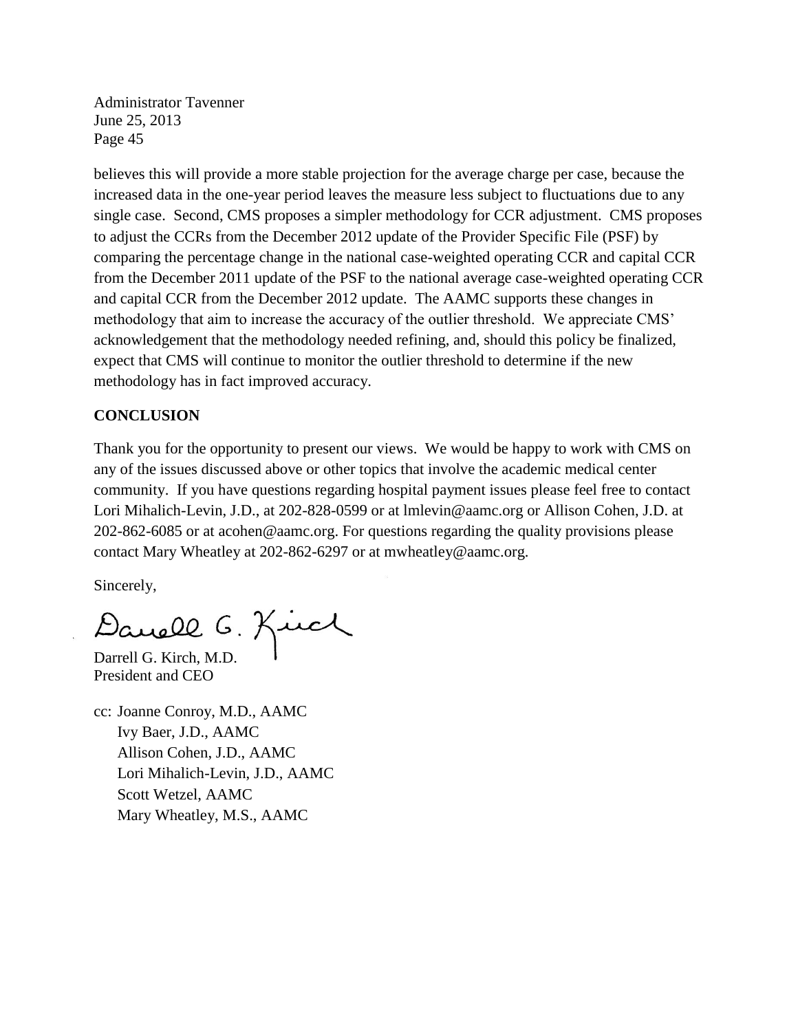believes this will provide a more stable projection for the average charge per case, because the increased data in the one-year period leaves the measure less subject to fluctuations due to any single case. Second, CMS proposes a simpler methodology for CCR adjustment. CMS proposes to adjust the CCRs from the December 2012 update of the Provider Specific File (PSF) by comparing the percentage change in the national case-weighted operating CCR and capital CCR from the December 2011 update of the PSF to the national average case-weighted operating CCR and capital CCR from the December 2012 update. The AAMC supports these changes in methodology that aim to increase the accuracy of the outlier threshold. We appreciate CMS' acknowledgement that the methodology needed refining, and, should this policy be finalized, expect that CMS will continue to monitor the outlier threshold to determine if the new methodology has in fact improved accuracy.

**CONCLUSION**

Thank you for the opportunity to present our views. We would be happy to work with CMS on any of the issues discussed above or other topics that involve the academic medical center community. If you have questions regarding hospital payment issues please feel free to contact Lori Mihalich-Levin, J.D., at 202-828-0599 or at lmlevin@aamc.org or Allison Cohen, J.D. at 202-862-6085 or at acohen@aamc.org. For questions regarding the quality provisions please contact Mary Wheatley at 202-862-6297 or at mwheatley@aamc.org.

Sincerely,

Darrell G. Kirch, M.D.
President and CEO

cc: Joanne Conroy, M.D., AAMC
Ivy Baer, J.D., AAMC
Allison Cohen, J.D., AAMC
Lori Mihalich-Levin, J.D., AAMC
Scott Wetzel, AAMC
Mary Wheatley, M.S., AAMC